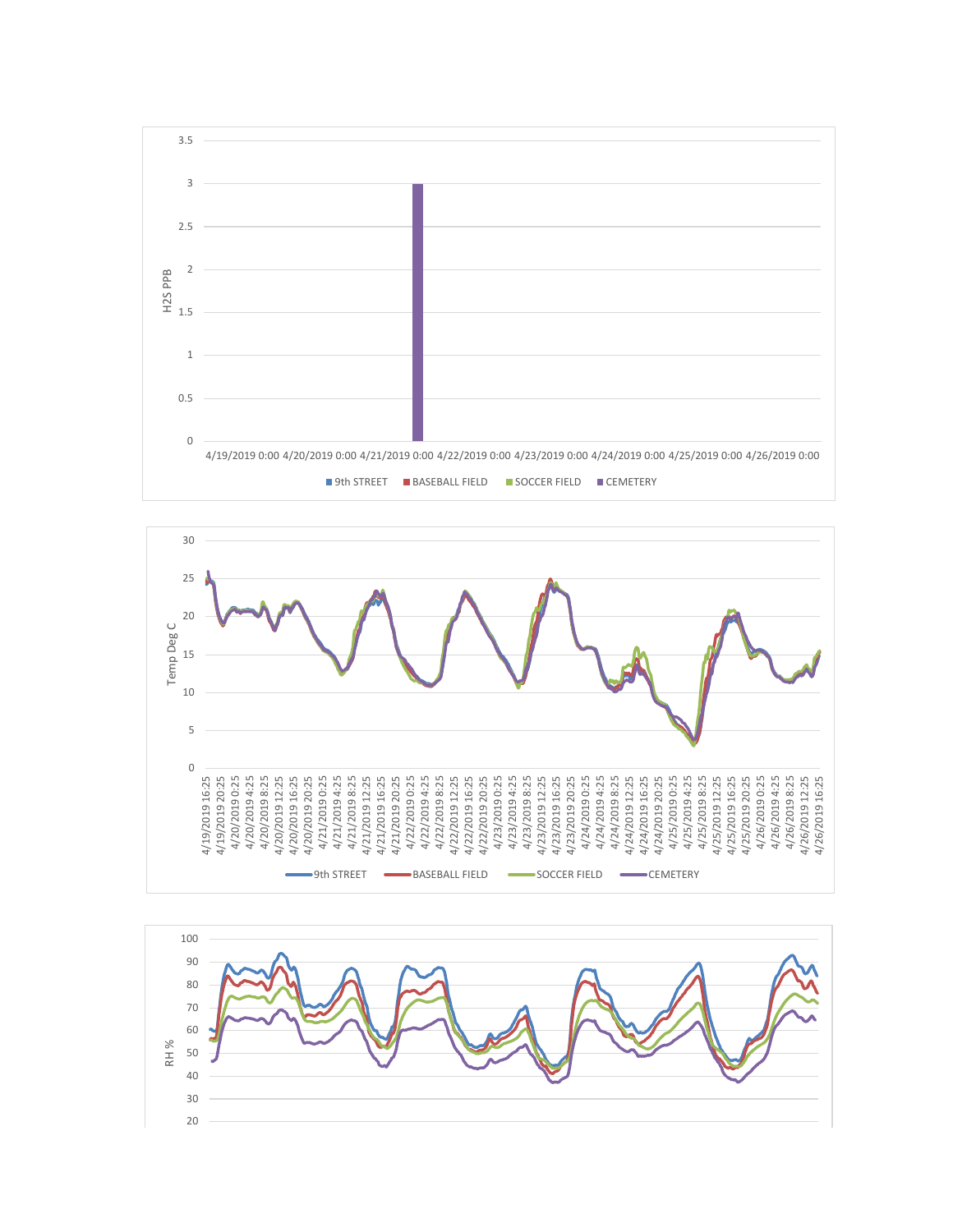H2S PPB

4/19/2019 0:00 4/20/2019 0:00 4/21/2019 0:00 4/22/2019 0:00 4/23/2019 0:00 4/24/2019 0:00 4/25/2019 0:00 4/26/2019 0:00

9th STREET  BASEBALL FIELD  SOCCER FIELD  CEMETERY

Temp Deg C

9th STREET  BASEBALL FIELD  SOCCER FIELD  CEMETERY

RH %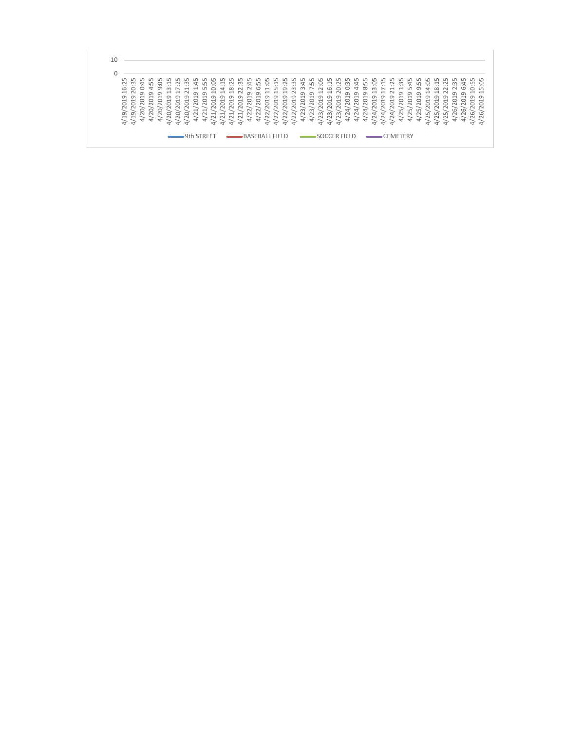10

0

4/19/2019 16:25
4/19/2019 20:35
4/20/2019 0:45
4/20/2019 4:55
4/20/2019 9:05
4/20/2019 13:15
4/20/2019 17:25
4/20/2019 21:35
4/21/2019 1:45
4/21/2019 5:55
4/21/2019 10:05
4/21/2019 14:15
4/21/2019 18:25
4/21/2019 22:35
4/22/2019 2:45
4/22/2019 6:55
4/22/2019 11:05
4/22/2019 15:15
4/22/2019 19:25
4/22/2019 23:35
4/23/2019 3:45
4/23/2019 7:55
4/23/2019 12:05
4/23/2019 16:15
4/23/2019 20:25
4/24/2019 0:35
4/24/2019 4:45
4/24/2019 8:55
4/24/2019 13:05
4/24/2019 17:15
4/24/2019 21:25
4/25/2019 1:35
4/25/2019 5:45
4/25/2019 9:55
4/25/2019 14:05
4/25/2019 18:15
4/25/2019 22:25
4/26/2019 2:35
4/26/2019 6:45
4/26/2019 10:55
4/26/2019 15:05

9th STREET, BASEBALL FIELD, SOCCER FIELD, CEMETERY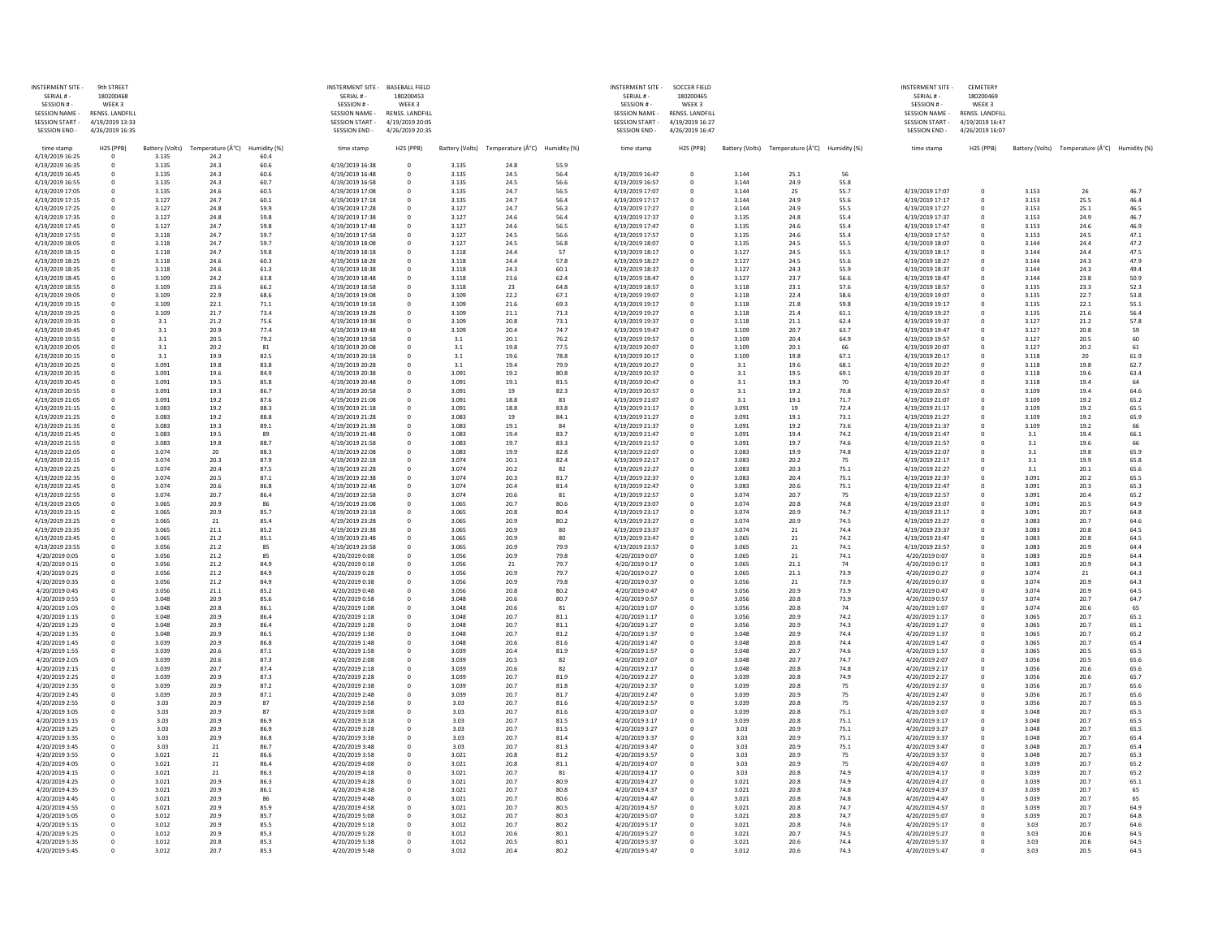| INSTERMENT SITE - | 9th STREET |
|---|---|
| SERIAL # - | 180200468 |
| SESSION # - | WEEK 3 |
| SESSION NAME - | RENSS. LANDFILL |
| SESSION START - | 4/19/2019 13:33 |
| SESSION END - | 4/26/2019 16:35 |

| time stamp | H2S (PPB) | Battery (Volts) | Temperature (Â°C) | Humidity (%) |
|---|---|---|---|---|
| 4/19/2019 16:25 | 0 | 3.135 | 24.2 | 60.4 |
| 4/19/2019 16:35 | 0 | 3.135 | 24.3 | 60.6 |
| 4/19/2019 16:45 | 0 | 3.135 | 24.3 | 60.6 |
| 4/19/2019 16:55 | 0 | 3.135 | 24.3 | 60.7 |
| 4/19/2019 17:05 | 0 | 3.135 | 24.6 | 60.5 |
| 4/19/2019 17:15 | 0 | 3.127 | 24.7 | 60.1 |
| 4/19/2019 17:25 | 0 | 3.127 | 24.8 | 59.9 |
| 4/19/2019 17:35 | 0 | 3.127 | 24.8 | 59.8 |
| 4/19/2019 17:45 | 0 | 3.127 | 24.7 | 59.8 |
| 4/19/2019 17:55 | 0 | 3.118 | 24.7 | 59.7 |
| 4/19/2019 18:05 | 0 | 3.118 | 24.7 | 59.7 |
| 4/19/2019 18:15 | 0 | 3.118 | 24.7 | 59.8 |
| 4/19/2019 18:25 | 0 | 3.118 | 24.6 | 60.3 |
| 4/19/2019 18:35 | 0 | 3.118 | 24.6 | 61.3 |
| 4/19/2019 18:45 | 0 | 3.109 | 24.2 | 63.8 |
| 4/19/2019 18:55 | 0 | 3.109 | 23.6 | 66.2 |
| 4/19/2019 19:05 | 0 | 3.109 | 22.9 | 68.6 |
| 4/19/2019 19:15 | 0 | 3.109 | 22.1 | 71.1 |
| 4/19/2019 19:25 | 0 | 3.109 | 21.7 | 73.4 |
| 4/19/2019 19:35 | 0 | 3.1 | 21.2 | 75.6 |
| 4/19/2019 19:45 | 0 | 3.1 | 20.9 | 77.4 |
| 4/19/2019 19:55 | 0 | 3.1 | 20.5 | 79.2 |
| 4/19/2019 20:05 | 0 | 3.1 | 20.2 | 81 |
| 4/19/2019 20:15 | 0 | 3.1 | 19.9 | 82.5 |
| 4/19/2019 20:25 | 0 | 3.091 | 19.8 | 83.8 |
| 4/19/2019 20:35 | 0 | 3.091 | 19.6 | 84.9 |
| 4/19/2019 20:45 | 0 | 3.091 | 19.5 | 85.8 |
| 4/19/2019 20:55 | 0 | 3.091 | 19.3 | 86.7 |
| 4/19/2019 21:05 | 0 | 3.091 | 19.2 | 87.6 |
| 4/19/2019 21:15 | 0 | 3.083 | 19.2 | 88.3 |
| 4/19/2019 21:25 | 0 | 3.083 | 19.2 | 88.8 |
| 4/19/2019 21:35 | 0 | 3.083 | 19.3 | 89.1 |
| 4/19/2019 21:45 | 0 | 3.083 | 19.5 | 89 |
| 4/19/2019 21:55 | 0 | 3.083 | 19.8 | 88.7 |
| 4/19/2019 22:05 | 0 | 3.074 | 20 | 88.3 |
| 4/19/2019 22:15 | 0 | 3.074 | 20.3 | 87.9 |
| 4/19/2019 22:25 | 0 | 3.074 | 20.4 | 87.5 |
| 4/19/2019 22:35 | 0 | 3.074 | 20.5 | 87.1 |
| 4/19/2019 22:45 | 0 | 3.074 | 20.6 | 86.8 |
| 4/19/2019 22:55 | 0 | 3.074 | 20.7 | 86.4 |
| 4/19/2019 23:05 | 0 | 3.065 | 20.9 | 86 |
| 4/19/2019 23:15 | 0 | 3.065 | 20.9 | 85.7 |
| 4/19/2019 23:25 | 0 | 3.065 | 21 | 85.4 |
| 4/19/2019 23:35 | 0 | 3.065 | 21.1 | 85.2 |
| 4/19/2019 23:45 | 0 | 3.065 | 21.2 | 85.1 |
| 4/19/2019 23:55 | 0 | 3.056 | 21.2 | 85 |
| 4/20/2019 0:05 | 0 | 3.056 | 21.2 | 85 |
| 4/20/2019 0:15 | 0 | 3.056 | 21.2 | 84.9 |
| 4/20/2019 0:25 | 0 | 3.056 | 21.2 | 84.9 |
| 4/20/2019 0:35 | 0 | 3.056 | 21.2 | 84.9 |
| 4/20/2019 0:45 | 0 | 3.056 | 21.1 | 85.2 |
| 4/20/2019 0:55 | 0 | 3.048 | 20.9 | 85.6 |
| 4/20/2019 1:05 | 0 | 3.048 | 20.8 | 86.1 |
| 4/20/2019 1:15 | 0 | 3.048 | 20.9 | 86.4 |
| 4/20/2019 1:25 | 0 | 3.048 | 20.9 | 86.4 |
| 4/20/2019 1:35 | 0 | 3.048 | 20.9 | 86.5 |
| 4/20/2019 1:45 | 0 | 3.039 | 20.9 | 86.8 |
| 4/20/2019 1:55 | 0 | 3.039 | 20.6 | 87.1 |
| 4/20/2019 2:05 | 0 | 3.039 | 20.6 | 87.3 |
| 4/20/2019 2:15 | 0 | 3.039 | 20.7 | 87.4 |
| 4/20/2019 2:25 | 0 | 3.039 | 20.9 | 87.3 |
| 4/20/2019 2:35 | 0 | 3.039 | 20.9 | 87.2 |
| 4/20/2019 2:45 | 0 | 3.039 | 20.9 | 87.1 |
| 4/20/2019 2:55 | 0 | 3.03 | 20.9 | 87 |
| 4/20/2019 3:05 | 0 | 3.03 | 20.9 | 87 |
| 4/20/2019 3:15 | 0 | 3.03 | 20.9 | 86.9 |
| 4/20/2019 3:25 | 0 | 3.03 | 20.9 | 86.9 |
| 4/20/2019 3:35 | 0 | 3.03 | 20.9 | 86.8 |
| 4/20/2019 3:45 | 0 | 3.03 | 21 | 86.7 |
| 4/20/2019 3:55 | 0 | 3.021 | 21 | 86.6 |
| 4/20/2019 4:05 | 0 | 3.021 | 21 | 86.4 |
| 4/20/2019 4:15 | 0 | 3.021 | 21 | 86.3 |
| 4/20/2019 4:25 | 0 | 3.021 | 20.9 | 86.3 |
| 4/20/2019 4:35 | 0 | 3.021 | 20.9 | 86.1 |
| 4/20/2019 4:45 | 0 | 3.021 | 20.9 | 86 |
| 4/20/2019 4:55 | 0 | 3.021 | 20.9 | 85.9 |
| 4/20/2019 5:05 | 0 | 3.012 | 20.9 | 85.7 |
| 4/20/2019 5:15 | 0 | 3.012 | 20.9 | 85.5 |
| 4/20/2019 5:25 | 0 | 3.012 | 20.9 | 85.3 |
| 4/20/2019 5:35 | 0 | 3.012 | 20.8 | 85.3 |
| 4/20/2019 5:45 | 0 | 3.012 | 20.7 | 85.3 |

| INSTERMENT SITE - | BASEBALL FIELD |
|---|---|
| SERIAL # - | 180200453 |
| SESSION # - | WEEK 3 |
| SESSION NAME - | RENSS. LANDFILL |
| SESSION START - | 4/19/2019 20:05 |
| SESSION END - | 4/26/2019 20:35 |

| time stamp | H2S (PPB) | Battery (Volts) | Temperature (Â°C) | Humidity (%) |
|---|---|---|---|---|
| 4/19/2019 16:38 | 0 | 3.135 | 24.8 | 55.9 |
| 4/19/2019 16:48 | 0 | 3.135 | 24.5 | 56.4 |
| 4/19/2019 16:58 | 0 | 3.135 | 24.5 | 56.6 |
| 4/19/2019 17:08 | 0 | 3.135 | 24.7 | 56.5 |
| 4/19/2019 17:18 | 0 | 3.135 | 24.7 | 56.4 |
| 4/19/2019 17:28 | 0 | 3.127 | 24.7 | 56.3 |
| 4/19/2019 17:38 | 0 | 3.127 | 24.6 | 56.4 |
| 4/19/2019 17:48 | 0 | 3.127 | 24.6 | 56.5 |
| 4/19/2019 17:58 | 0 | 3.127 | 24.5 | 56.6 |
| 4/19/2019 18:08 | 0 | 3.127 | 24.5 | 56.8 |
| 4/19/2019 18:18 | 0 | 3.118 | 24.4 | 57 |
| 4/19/2019 18:28 | 0 | 3.118 | 24.4 | 57.8 |
| 4/19/2019 18:38 | 0 | 3.118 | 24.3 | 60.1 |
| 4/19/2019 18:48 | 0 | 3.118 | 23.6 | 62.4 |
| 4/19/2019 18:58 | 0 | 3.118 | 23 | 64.8 |
| 4/19/2019 19:08 | 0 | 3.109 | 22.2 | 67.1 |
| 4/19/2019 19:18 | 0 | 3.109 | 21.6 | 69.3 |
| 4/19/2019 19:28 | 0 | 3.109 | 21.1 | 71.3 |
| 4/19/2019 19:38 | 0 | 3.109 | 20.8 | 73.1 |
| 4/19/2019 19:48 | 0 | 3.109 | 20.4 | 74.7 |
| 4/19/2019 19:58 | 0 | 3.1 | 20.1 | 76.2 |
| 4/19/2019 20:08 | 0 | 3.1 | 19.8 | 77.5 |
| 4/19/2019 20:18 | 0 | 3.1 | 19.6 | 78.8 |
| 4/19/2019 20:28 | 0 | 3.1 | 19.4 | 79.9 |
| 4/19/2019 20:38 | 0 | 3.091 | 19.2 | 80.8 |
| 4/19/2019 20:48 | 0 | 3.091 | 19.1 | 81.5 |
| 4/19/2019 20:58 | 0 | 3.091 | 19 | 82.3 |
| 4/19/2019 21:08 | 0 | 3.091 | 18.8 | 83 |
| 4/19/2019 21:18 | 0 | 3.091 | 18.8 | 83.8 |
| 4/19/2019 21:28 | 0 | 3.083 | 19 | 84.1 |
| 4/19/2019 21:38 | 0 | 3.083 | 19.1 | 84 |
| 4/19/2019 21:48 | 0 | 3.083 | 19.4 | 83.7 |
| 4/19/2019 21:58 | 0 | 3.083 | 19.7 | 83.3 |
| 4/19/2019 22:08 | 0 | 3.083 | 19.9 | 82.8 |
| 4/19/2019 22:18 | 0 | 3.074 | 20.1 | 82.4 |
| 4/19/2019 22:28 | 0 | 3.074 | 20.2 | 82 |
| 4/19/2019 22:38 | 0 | 3.074 | 20.3 | 81.7 |
| 4/19/2019 22:48 | 0 | 3.074 | 20.4 | 81.4 |
| 4/19/2019 22:58 | 0 | 3.074 | 20.6 | 81 |
| 4/19/2019 23:08 | 0 | 3.065 | 20.7 | 80.6 |
| 4/19/2019 23:18 | 0 | 3.065 | 20.8 | 80.4 |
| 4/19/2019 23:28 | 0 | 3.065 | 20.9 | 80.2 |
| 4/19/2019 23:38 | 0 | 3.065 | 20.9 | 80 |
| 4/19/2019 23:48 | 0 | 3.065 | 20.9 | 80 |
| 4/19/2019 23:58 | 0 | 3.065 | 20.9 | 79.9 |
| 4/20/2019 0:08 | 0 | 3.056 | 20.9 | 79.8 |
| 4/20/2019 0:18 | 0 | 3.056 | 21 | 79.7 |
| 4/20/2019 0:28 | 0 | 3.056 | 20.9 | 79.7 |
| 4/20/2019 0:38 | 0 | 3.056 | 20.9 | 79.8 |
| 4/20/2019 0:48 | 0 | 3.056 | 20.8 | 80.2 |
| 4/20/2019 0:58 | 0 | 3.048 | 20.6 | 80.7 |
| 4/20/2019 1:08 | 0 | 3.048 | 20.6 | 81 |
| 4/20/2019 1:18 | 0 | 3.048 | 20.7 | 81.1 |
| 4/20/2019 1:28 | 0 | 3.048 | 20.7 | 81.1 |
| 4/20/2019 1:38 | 0 | 3.048 | 20.7 | 81.2 |
| 4/20/2019 1:48 | 0 | 3.048 | 20.6 | 81.6 |
| 4/20/2019 1:58 | 0 | 3.039 | 20.4 | 81.9 |
| 4/20/2019 2:08 | 0 | 3.039 | 20.5 | 82 |
| 4/20/2019 2:18 | 0 | 3.039 | 20.6 | 82 |
| 4/20/2019 2:28 | 0 | 3.039 | 20.7 | 81.9 |
| 4/20/2019 2:38 | 0 | 3.039 | 20.7 | 81.8 |
| 4/20/2019 2:48 | 0 | 3.039 | 20.7 | 81.7 |
| 4/20/2019 2:58 | 0 | 3.03 | 20.7 | 81.6 |
| 4/20/2019 3:08 | 0 | 3.03 | 20.7 | 81.6 |
| 4/20/2019 3:18 | 0 | 3.03 | 20.7 | 81.5 |
| 4/20/2019 3:28 | 0 | 3.03 | 20.7 | 81.5 |
| 4/20/2019 3:38 | 0 | 3.03 | 20.7 | 81.4 |
| 4/20/2019 3:48 | 0 | 3.03 | 20.7 | 81.3 |
| 4/20/2019 3:58 | 0 | 3.021 | 20.8 | 81.2 |
| 4/20/2019 4:08 | 0 | 3.021 | 20.8 | 81.1 |
| 4/20/2019 4:18 | 0 | 3.021 | 20.7 | 81 |
| 4/20/2019 4:28 | 0 | 3.021 | 20.7 | 80.9 |
| 4/20/2019 4:38 | 0 | 3.021 | 20.7 | 80.8 |
| 4/20/2019 4:48 | 0 | 3.021 | 20.7 | 80.6 |
| 4/20/2019 4:58 | 0 | 3.021 | 20.7 | 80.5 |
| 4/20/2019 5:08 | 0 | 3.012 | 20.7 | 80.3 |
| 4/20/2019 5:18 | 0 | 3.012 | 20.7 | 80.2 |
| 4/20/2019 5:28 | 0 | 3.012 | 20.6 | 80.1 |
| 4/20/2019 5:38 | 0 | 3.012 | 20.5 | 80.1 |
| 4/20/2019 5:48 | 0 | 3.012 | 20.4 | 80.2 |

| INSTERMENT SITE - | SOCCER FIELD |
|---|---|
| SERIAL # - | 180200465 |
| SESSION # - | WEEK 3 |
| SESSION NAME - | RENSS. LANDFILL |
| SESSION START - | 4/19/2019 16:27 |
| SESSION END - | 4/26/2019 16:47 |

| time stamp | H2S (PPB) | Battery (Volts) | Temperature (Â°C) | Humidity (%) |
|---|---|---|---|---|
| 4/19/2019 16:47 | 0 | 3.144 | 25.1 | 56 |
| 4/19/2019 16:57 | 0 | 3.144 | 24.9 | 55.8 |
| 4/19/2019 17:07 | 0 | 3.144 | 25 | 55.7 |
| 4/19/2019 17:17 | 0 | 3.144 | 24.9 | 55.6 |
| 4/19/2019 17:27 | 0 | 3.144 | 24.9 | 55.5 |
| 4/19/2019 17:37 | 0 | 3.135 | 24.8 | 55.4 |
| 4/19/2019 17:47 | 0 | 3.135 | 24.6 | 55.4 |
| 4/19/2019 17:57 | 0 | 3.135 | 24.6 | 55.4 |
| 4/19/2019 18:07 | 0 | 3.135 | 24.5 | 55.5 |
| 4/19/2019 18:17 | 0 | 3.127 | 24.5 | 55.5 |
| 4/19/2019 18:27 | 0 | 3.127 | 24.5 | 55.6 |
| 4/19/2019 18:37 | 0 | 3.127 | 24.3 | 55.9 |
| 4/19/2019 18:47 | 0 | 3.127 | 23.7 | 56.6 |
| 4/19/2019 18:57 | 0 | 3.118 | 23.1 | 57.6 |
| 4/19/2019 19:07 | 0 | 3.118 | 22.4 | 58.6 |
| 4/19/2019 19:17 | 0 | 3.118 | 21.8 | 59.8 |
| 4/19/2019 19:27 | 0 | 3.118 | 21.4 | 61.1 |
| 4/19/2019 19:37 | 0 | 3.118 | 21.1 | 62.4 |
| 4/19/2019 19:47 | 0 | 3.109 | 20.7 | 63.7 |
| 4/19/2019 19:57 | 0 | 3.109 | 20.4 | 64.9 |
| 4/19/2019 20:07 | 0 | 3.109 | 20.1 | 66 |
| 4/19/2019 20:17 | 0 | 3.109 | 19.8 | 67.1 |
| 4/19/2019 20:27 | 0 | 3.1 | 19.6 | 68.1 |
| 4/19/2019 20:37 | 0 | 3.1 | 19.5 | 69.1 |
| 4/19/2019 20:47 | 0 | 3.1 | 19.3 | 70 |
| 4/19/2019 20:57 | 0 | 3.1 | 19.2 | 70.8 |
| 4/19/2019 21:07 | 0 | 3.1 | 19.1 | 71.7 |
| 4/19/2019 21:17 | 0 | 3.091 | 19 | 72.4 |
| 4/19/2019 21:27 | 0 | 3.091 | 19.1 | 73.1 |
| 4/19/2019 21:37 | 0 | 3.091 | 19.2 | 73.6 |
| 4/19/2019 21:47 | 0 | 3.091 | 19.4 | 74.2 |
| 4/19/2019 21:57 | 0 | 3.091 | 19.7 | 74.6 |
| 4/19/2019 22:07 | 0 | 3.083 | 19.9 | 74.8 |
| 4/19/2019 22:17 | 0 | 3.083 | 20.2 | 75 |
| 4/19/2019 22:27 | 0 | 3.083 | 20.3 | 75.1 |
| 4/19/2019 22:37 | 0 | 3.083 | 20.4 | 75.1 |
| 4/19/2019 22:47 | 0 | 3.083 | 20.6 | 75.1 |
| 4/19/2019 22:57 | 0 | 3.074 | 20.7 | 75 |
| 4/19/2019 23:07 | 0 | 3.074 | 20.8 | 74.8 |
| 4/19/2019 23:17 | 0 | 3.074 | 20.9 | 74.7 |
| 4/19/2019 23:27 | 0 | 3.074 | 20.9 | 74.5 |
| 4/19/2019 23:37 | 0 | 3.074 | 21 | 74.4 |
| 4/19/2019 23:47 | 0 | 3.065 | 21 | 74.2 |
| 4/19/2019 23:57 | 0 | 3.065 | 21 | 74.1 |
| 4/20/2019 0:07 | 0 | 3.065 | 21 | 74.1 |
| 4/20/2019 0:17 | 0 | 3.065 | 21.1 | 74 |
| 4/20/2019 0:27 | 0 | 3.065 | 21.1 | 73.9 |
| 4/20/2019 0:37 | 0 | 3.056 | 21 | 73.9 |
| 4/20/2019 0:47 | 0 | 3.056 | 20.9 | 73.9 |
| 4/20/2019 0:57 | 0 | 3.056 | 20.8 | 73.9 |
| 4/20/2019 1:07 | 0 | 3.056 | 20.8 | 74 |
| 4/20/2019 1:17 | 0 | 3.056 | 20.9 | 74.2 |
| 4/20/2019 1:27 | 0 | 3.056 | 20.9 | 74.3 |
| 4/20/2019 1:37 | 0 | 3.048 | 20.9 | 74.4 |
| 4/20/2019 1:47 | 0 | 3.048 | 20.8 | 74.4 |
| 4/20/2019 1:57 | 0 | 3.048 | 20.7 | 74.6 |
| 4/20/2019 2:07 | 0 | 3.048 | 20.7 | 74.7 |
| 4/20/2019 2:17 | 0 | 3.048 | 20.8 | 74.8 |
| 4/20/2019 2:27 | 0 | 3.039 | 20.8 | 74.9 |
| 4/20/2019 2:37 | 0 | 3.039 | 20.8 | 75 |
| 4/20/2019 2:47 | 0 | 3.039 | 20.9 | 75 |
| 4/20/2019 2:57 | 0 | 3.039 | 20.8 | 75 |
| 4/20/2019 3:07 | 0 | 3.039 | 20.8 | 75.1 |
| 4/20/2019 3:17 | 0 | 3.039 | 20.8 | 75.1 |
| 4/20/2019 3:27 | 0 | 3.03 | 20.9 | 75.1 |
| 4/20/2019 3:37 | 0 | 3.03 | 20.9 | 75.1 |
| 4/20/2019 3:47 | 0 | 3.03 | 20.9 | 75.1 |
| 4/20/2019 3:57 | 0 | 3.03 | 20.9 | 75 |
| 4/20/2019 4:07 | 0 | 3.03 | 20.9 | 75 |
| 4/20/2019 4:17 | 0 | 3.03 | 20.8 | 74.9 |
| 4/20/2019 4:27 | 0 | 3.021 | 20.8 | 74.9 |
| 4/20/2019 4:37 | 0 | 3.021 | 20.8 | 74.8 |
| 4/20/2019 4:47 | 0 | 3.021 | 20.8 | 74.8 |
| 4/20/2019 4:57 | 0 | 3.021 | 20.8 | 74.7 |
| 4/20/2019 5:07 | 0 | 3.021 | 20.8 | 74.7 |
| 4/20/2019 5:17 | 0 | 3.021 | 20.8 | 74.6 |
| 4/20/2019 5:27 | 0 | 3.021 | 20.7 | 74.5 |
| 4/20/2019 5:37 | 0 | 3.021 | 20.6 | 74.4 |
| 4/20/2019 5:47 | 0 | 3.012 | 20.6 | 74.3 |

| INSTERMENT SITE - | CEMETERY |
|---|---|
| SERIAL # - | 180200469 |
| SESSION # - | WEEK 3 |
| SESSION NAME - | RENSS. LANDFILL |
| SESSION START - | 4/19/2019 16:47 |
| SESSION END - | 4/26/2019 16:07 |

| time stamp | H2S (PPB) | Battery (Volts) | Temperature (Â°C) | Humidity (%) |
|---|---|---|---|---|
| 4/19/2019 17:07 | 0 | 3.153 | 26 | 46.7 |
| 4/19/2019 17:17 | 0 | 3.153 | 25.5 | 46.4 |
| 4/19/2019 17:27 | 0 | 3.153 | 25.1 | 46.5 |
| 4/19/2019 17:37 | 0 | 3.153 | 24.9 | 46.7 |
| 4/19/2019 17:47 | 0 | 3.153 | 24.6 | 46.9 |
| 4/19/2019 17:57 | 0 | 3.153 | 24.5 | 47.1 |
| 4/19/2019 18:07 | 0 | 3.144 | 24.4 | 47.2 |
| 4/19/2019 18:17 | 0 | 3.144 | 24.4 | 47.5 |
| 4/19/2019 18:27 | 0 | 3.144 | 24.3 | 47.9 |
| 4/19/2019 18:37 | 0 | 3.144 | 24.3 | 49.4 |
| 4/19/2019 18:47 | 0 | 3.144 | 23.8 | 50.9 |
| 4/19/2019 18:57 | 0 | 3.135 | 23.3 | 52.3 |
| 4/19/2019 19:07 | 0 | 3.135 | 22.7 | 53.8 |
| 4/19/2019 19:17 | 0 | 3.135 | 22.1 | 55.1 |
| 4/19/2019 19:27 | 0 | 3.135 | 21.6 | 56.4 |
| 4/19/2019 19:37 | 0 | 3.127 | 21.2 | 57.8 |
| 4/19/2019 19:47 | 0 | 3.127 | 20.8 | 59 |
| 4/19/2019 19:57 | 0 | 3.127 | 20.5 | 60 |
| 4/19/2019 20:07 | 0 | 3.127 | 20.2 | 61 |
| 4/19/2019 20:17 | 0 | 3.118 | 20 | 61.9 |
| 4/19/2019 20:27 | 0 | 3.118 | 19.8 | 62.7 |
| 4/19/2019 20:37 | 0 | 3.118 | 19.6 | 63.4 |
| 4/19/2019 20:47 | 0 | 3.118 | 19.4 | 64 |
| 4/19/2019 20:57 | 0 | 3.109 | 19.4 | 64.6 |
| 4/19/2019 21:07 | 0 | 3.109 | 19.2 | 65.2 |
| 4/19/2019 21:17 | 0 | 3.109 | 19.2 | 65.5 |
| 4/19/2019 21:27 | 0 | 3.109 | 19.2 | 65.9 |
| 4/19/2019 21:37 | 0 | 3.109 | 19.2 | 66 |
| 4/19/2019 21:47 | 0 | 3.1 | 19.4 | 66.1 |
| 4/19/2019 21:57 | 0 | 3.1 | 19.6 | 66 |
| 4/19/2019 22:07 | 0 | 3.1 | 19.8 | 65.9 |
| 4/19/2019 22:17 | 0 | 3.1 | 19.9 | 65.8 |
| 4/19/2019 22:27 | 0 | 3.1 | 20.1 | 65.6 |
| 4/19/2019 22:37 | 0 | 3.091 | 20.2 | 65.5 |
| 4/19/2019 22:47 | 0 | 3.091 | 20.3 | 65.3 |
| 4/19/2019 22:57 | 0 | 3.091 | 20.4 | 65.2 |
| 4/19/2019 23:07 | 0 | 3.091 | 20.5 | 64.9 |
| 4/19/2019 23:17 | 0 | 3.091 | 20.7 | 64.8 |
| 4/19/2019 23:27 | 0 | 3.083 | 20.7 | 64.6 |
| 4/19/2019 23:37 | 0 | 3.083 | 20.8 | 64.5 |
| 4/19/2019 23:47 | 0 | 3.083 | 20.8 | 64.5 |
| 4/19/2019 23:57 | 0 | 3.083 | 20.9 | 64.4 |
| 4/20/2019 0:07 | 0 | 3.083 | 20.9 | 64.4 |
| 4/20/2019 0:17 | 0 | 3.083 | 20.9 | 64.3 |
| 4/20/2019 0:27 | 0 | 3.074 | 21 | 64.3 |
| 4/20/2019 0:37 | 0 | 3.074 | 20.9 | 64.3 |
| 4/20/2019 0:47 | 0 | 3.074 | 20.9 | 64.5 |
| 4/20/2019 0:57 | 0 | 3.074 | 20.7 | 64.7 |
| 4/20/2019 1:07 | 0 | 3.074 | 20.6 | 65 |
| 4/20/2019 1:17 | 0 | 3.065 | 20.7 | 65.1 |
| 4/20/2019 1:27 | 0 | 3.065 | 20.7 | 65.1 |
| 4/20/2019 1:37 | 0 | 3.065 | 20.7 | 65.2 |
| 4/20/2019 1:47 | 0 | 3.065 | 20.7 | 65.4 |
| 4/20/2019 1:57 | 0 | 3.065 | 20.5 | 65.5 |
| 4/20/2019 2:07 | 0 | 3.056 | 20.5 | 65.6 |
| 4/20/2019 2:17 | 0 | 3.056 | 20.6 | 65.6 |
| 4/20/2019 2:27 | 0 | 3.056 | 20.6 | 65.7 |
| 4/20/2019 2:37 | 0 | 3.056 | 20.7 | 65.6 |
| 4/20/2019 2:47 | 0 | 3.056 | 20.7 | 65.6 |
| 4/20/2019 2:57 | 0 | 3.056 | 20.7 | 65.5 |
| 4/20/2019 3:07 | 0 | 3.048 | 20.7 | 65.5 |
| 4/20/2019 3:17 | 0 | 3.048 | 20.7 | 65.5 |
| 4/20/2019 3:27 | 0 | 3.048 | 20.7 | 65.5 |
| 4/20/2019 3:37 | 0 | 3.048 | 20.7 | 65.4 |
| 4/20/2019 3:47 | 0 | 3.048 | 20.7 | 65.4 |
| 4/20/2019 3:57 | 0 | 3.048 | 20.7 | 65.3 |
| 4/20/2019 4:07 | 0 | 3.039 | 20.7 | 65.2 |
| 4/20/2019 4:17 | 0 | 3.039 | 20.7 | 65.2 |
| 4/20/2019 4:27 | 0 | 3.039 | 20.7 | 65.1 |
| 4/20/2019 4:37 | 0 | 3.039 | 20.7 | 65 |
| 4/20/2019 4:47 | 0 | 3.039 | 20.7 | 65 |
| 4/20/2019 4:57 | 0 | 3.039 | 20.7 | 64.9 |
| 4/20/2019 5:07 | 0 | 3.039 | 20.7 | 64.8 |
| 4/20/2019 5:17 | 0 | 3.03 | 20.7 | 64.6 |
| 4/20/2019 5:27 | 0 | 3.03 | 20.6 | 64.5 |
| 4/20/2019 5:37 | 0 | 3.03 | 20.6 | 64.5 |
| 4/20/2019 5:47 | 0 | 3.03 | 20.5 | 64.5 |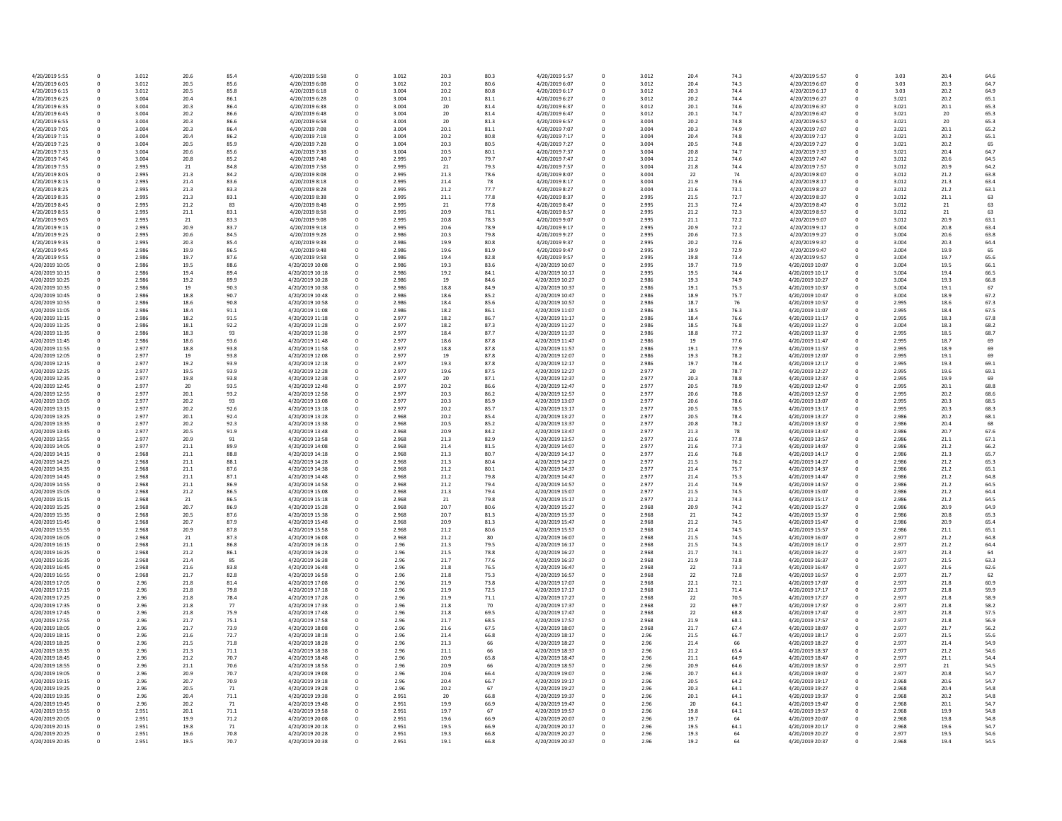| | | | | | | | | | | | | | | | | | | | |
|---|---|---|---|---|---|---|---|---|---|---|---|---|---|---|---|---|---|---|---|
| 4/20/2019 5:55 | 0 | 3.012 | 20.6 | 85.4 | 4/20/2019 5:58 | 0 | 3.012 | 20.3 | 80.3 | 4/20/2019 5:57 | 0 | 3.012 | 20.4 | 74.3 | 4/20/2019 5:57 | 0 | 3.03 | 20.4 | 64.6 |
| 4/20/2019 6:05 | 0 | 3.012 | 20.5 | 85.6 | 4/20/2019 6:08 | 0 | 3.012 | 20.2 | 80.6 | 4/20/2019 6:07 | 0 | 3.012 | 20.4 | 74.3 | 4/20/2019 6:07 | 0 | 3.03 | 20.3 | 64.7 |
| 4/20/2019 6:15 | 0 | 3.012 | 20.5 | 85.8 | 4/20/2019 6:18 | 0 | 3.004 | 20.2 | 80.8 | 4/20/2019 6:17 | 0 | 3.012 | 20.3 | 74.4 | 4/20/2019 6:17 | 0 | 3.03 | 20.2 | 64.9 |
| 4/20/2019 6:25 | 0 | 3.004 | 20.4 | 86.1 | 4/20/2019 6:28 | 0 | 3.004 | 20.1 | 81.1 | 4/20/2019 6:27 | 0 | 3.012 | 20.2 | 74.4 | 4/20/2019 6:27 | 0 | 3.021 | 20.2 | 65.1 |
| 4/20/2019 6:35 | 0 | 3.004 | 20.3 | 86.4 | 4/20/2019 6:38 | 0 | 3.004 | 20 | 81.4 | 4/20/2019 6:37 | 0 | 3.012 | 20.1 | 74.6 | 4/20/2019 6:37 | 0 | 3.021 | 20.1 | 65.3 |
| 4/20/2019 6:45 | 0 | 3.004 | 20.2 | 86.6 | 4/20/2019 6:48 | 0 | 3.004 | 20 | 81.4 | 4/20/2019 6:47 | 0 | 3.012 | 20.1 | 74.7 | 4/20/2019 6:47 | 0 | 3.021 | 20 | 65.3 |
| 4/20/2019 6:55 | 0 | 3.004 | 20.3 | 86.6 | 4/20/2019 6:58 | 0 | 3.004 | 20 | 81.3 | 4/20/2019 6:57 | 0 | 3.004 | 20.2 | 74.8 | 4/20/2019 6:57 | 0 | 3.021 | 20 | 65.3 |
| 4/20/2019 7:05 | 0 | 3.004 | 20.3 | 86.4 | 4/20/2019 7:08 | 0 | 3.004 | 20.1 | 81.1 | 4/20/2019 7:07 | 0 | 3.004 | 20.3 | 74.9 | 4/20/2019 7:07 | 0 | 3.021 | 20.1 | 65.2 |
| 4/20/2019 7:15 | 0 | 3.004 | 20.4 | 86.2 | 4/20/2019 7:18 | 0 | 3.004 | 20.2 | 80.8 | 4/20/2019 7:17 | 0 | 3.004 | 20.4 | 74.8 | 4/20/2019 7:17 | 0 | 3.021 | 20.2 | 65.1 |
| 4/20/2019 7:25 | 0 | 3.004 | 20.5 | 85.9 | 4/20/2019 7:28 | 0 | 3.004 | 20.3 | 80.5 | 4/20/2019 7:27 | 0 | 3.004 | 20.5 | 74.8 | 4/20/2019 7:27 | 0 | 3.021 | 20.2 | 65 |
| 4/20/2019 7:35 | 0 | 3.004 | 20.6 | 85.6 | 4/20/2019 7:38 | 0 | 3.004 | 20.5 | 80.1 | 4/20/2019 7:37 | 0 | 3.004 | 20.8 | 74.7 | 4/20/2019 7:37 | 0 | 3.021 | 20.4 | 64.7 |
| 4/20/2019 7:45 | 0 | 3.004 | 20.8 | 85.2 | 4/20/2019 7:48 | 0 | 2.995 | 20.7 | 79.7 | 4/20/2019 7:47 | 0 | 3.004 | 21.2 | 74.6 | 4/20/2019 7:47 | 0 | 3.012 | 20.6 | 64.5 |
| 4/20/2019 7:55 | 0 | 2.995 | 21 | 84.8 | 4/20/2019 7:58 | 0 | 2.995 | 21 | 79.3 | 4/20/2019 7:57 | 0 | 3.004 | 21.8 | 74.4 | 4/20/2019 7:57 | 0 | 3.012 | 20.9 | 64.2 |
| 4/20/2019 8:05 | 0 | 2.995 | 21.3 | 84.2 | 4/20/2019 8:08 | 0 | 2.995 | 21.3 | 78.6 | 4/20/2019 8:07 | 0 | 3.004 | 22 | 74 | 4/20/2019 8:07 | 0 | 3.012 | 21.2 | 63.8 |
| 4/20/2019 8:15 | 0 | 2.995 | 21.4 | 83.6 | 4/20/2019 8:18 | 0 | 2.995 | 21.4 | 78 | 4/20/2019 8:17 | 0 | 3.004 | 21.9 | 73.6 | 4/20/2019 8:17 | 0 | 3.012 | 21.3 | 63.4 |
| 4/20/2019 8:25 | 0 | 2.995 | 21.3 | 83.3 | 4/20/2019 8:28 | 0 | 2.995 | 21.2 | 77.7 | 4/20/2019 8:27 | 0 | 3.004 | 21.6 | 73.1 | 4/20/2019 8:27 | 0 | 3.012 | 21.2 | 63.1 |
| 4/20/2019 8:35 | 0 | 2.995 | 21.3 | 83.1 | 4/20/2019 8:38 | 0 | 2.995 | 21.1 | 77.8 | 4/20/2019 8:37 | 0 | 2.995 | 21.5 | 72.7 | 4/20/2019 8:37 | 0 | 3.012 | 21.1 | 63 |
| 4/20/2019 8:45 | 0 | 2.995 | 21.2 | 83 | 4/20/2019 8:48 | 0 | 2.995 | 21 | 77.8 | 4/20/2019 8:47 | 0 | 2.995 | 21.3 | 72.4 | 4/20/2019 8:47 | 0 | 3.012 | 21 | 63 |
| 4/20/2019 8:55 | 0 | 2.995 | 21.1 | 83.1 | 4/20/2019 8:58 | 0 | 2.995 | 20.9 | 78.1 | 4/20/2019 8:57 | 0 | 2.995 | 21.2 | 72.3 | 4/20/2019 8:57 | 0 | 3.012 | 21 | 63 |
| 4/20/2019 9:05 | 0 | 2.995 | 21 | 83.3 | 4/20/2019 9:08 | 0 | 2.995 | 20.8 | 78.3 | 4/20/2019 9:07 | 0 | 2.995 | 21.1 | 72.2 | 4/20/2019 9:07 | 0 | 3.012 | 20.9 | 63.1 |
| 4/20/2019 9:15 | 0 | 2.995 | 20.9 | 83.7 | 4/20/2019 9:18 | 0 | 2.995 | 20.6 | 78.9 | 4/20/2019 9:17 | 0 | 2.995 | 20.9 | 72.2 | 4/20/2019 9:17 | 0 | 3.004 | 20.8 | 63.4 |
| 4/20/2019 9:25 | 0 | 2.995 | 20.6 | 84.5 | 4/20/2019 9:28 | 0 | 2.986 | 20.3 | 79.8 | 4/20/2019 9:27 | 0 | 2.995 | 20.6 | 72.3 | 4/20/2019 9:27 | 0 | 3.004 | 20.6 | 63.8 |
| 4/20/2019 9:35 | 0 | 2.995 | 20.3 | 85.4 | 4/20/2019 9:38 | 0 | 2.986 | 19.9 | 80.8 | 4/20/2019 9:37 | 0 | 2.995 | 20.2 | 72.6 | 4/20/2019 9:37 | 0 | 3.004 | 20.3 | 64.4 |
| 4/20/2019 9:45 | 0 | 2.986 | 19.9 | 86.5 | 4/20/2019 9:48 | 0 | 2.986 | 19.6 | 81.9 | 4/20/2019 9:47 | 0 | 2.995 | 19.9 | 72.9 | 4/20/2019 9:47 | 0 | 3.004 | 19.9 | 65 |
| 4/20/2019 9:55 | 0 | 2.986 | 19.7 | 87.6 | 4/20/2019 9:58 | 0 | 2.986 | 19.4 | 82.8 | 4/20/2019 9:57 | 0 | 2.995 | 19.8 | 73.4 | 4/20/2019 9:57 | 0 | 3.004 | 19.7 | 65.6 |
| 4/20/2019 10:05 | 0 | 2.986 | 19.5 | 88.6 | 4/20/2019 10:08 | 0 | 2.986 | 19.3 | 83.6 | 4/20/2019 10:07 | 0 | 2.995 | 19.7 | 73.9 | 4/20/2019 10:07 | 0 | 3.004 | 19.5 | 66.1 |
| 4/20/2019 10:15 | 0 | 2.986 | 19.4 | 89.4 | 4/20/2019 10:18 | 0 | 2.986 | 19.2 | 84.1 | 4/20/2019 10:17 | 0 | 2.995 | 19.5 | 74.4 | 4/20/2019 10:17 | 0 | 3.004 | 19.4 | 66.5 |
| 4/20/2019 10:25 | 0 | 2.986 | 19.2 | 89.9 | 4/20/2019 10:28 | 0 | 2.986 | 19 | 84.6 | 4/20/2019 10:27 | 0 | 2.986 | 19.3 | 74.9 | 4/20/2019 10:27 | 0 | 3.004 | 19.3 | 66.8 |
| 4/20/2019 10:35 | 0 | 2.986 | 19 | 90.3 | 4/20/2019 10:38 | 0 | 2.986 | 18.8 | 84.9 | 4/20/2019 10:37 | 0 | 2.986 | 19.1 | 75.3 | 4/20/2019 10:37 | 0 | 3.004 | 19.1 | 67 |
| 4/20/2019 10:45 | 0 | 2.986 | 18.8 | 90.7 | 4/20/2019 10:48 | 0 | 2.986 | 18.6 | 85.2 | 4/20/2019 10:47 | 0 | 2.986 | 18.9 | 75.7 | 4/20/2019 10:47 | 0 | 3.004 | 18.9 | 67.2 |
| 4/20/2019 10:55 | 0 | 2.986 | 18.6 | 90.8 | 4/20/2019 10:58 | 0 | 2.986 | 18.4 | 85.6 | 4/20/2019 10:57 | 0 | 2.986 | 18.7 | 76 | 4/20/2019 10:57 | 0 | 2.995 | 18.6 | 67.3 |
| 4/20/2019 11:05 | 0 | 2.986 | 18.4 | 91.1 | 4/20/2019 11:08 | 0 | 2.986 | 18.2 | 86.1 | 4/20/2019 11:07 | 0 | 2.986 | 18.5 | 76.3 | 4/20/2019 11:07 | 0 | 2.995 | 18.4 | 67.5 |
| 4/20/2019 11:15 | 0 | 2.986 | 18.2 | 91.5 | 4/20/2019 11:18 | 0 | 2.977 | 18.2 | 86.7 | 4/20/2019 11:17 | 0 | 2.986 | 18.4 | 76.6 | 4/20/2019 11:17 | 0 | 2.995 | 18.3 | 67.8 |
| 4/20/2019 11:25 | 0 | 2.986 | 18.1 | 92.2 | 4/20/2019 11:28 | 0 | 2.977 | 18.2 | 87.3 | 4/20/2019 11:27 | 0 | 2.986 | 18.5 | 76.8 | 4/20/2019 11:27 | 0 | 3.004 | 18.3 | 68.2 |
| 4/20/2019 11:35 | 0 | 2.986 | 18.3 | 93 | 4/20/2019 11:38 | 0 | 2.977 | 18.4 | 87.7 | 4/20/2019 11:37 | 0 | 2.986 | 18.8 | 77.2 | 4/20/2019 11:37 | 0 | 2.995 | 18.5 | 68.7 |
| 4/20/2019 11:45 | 0 | 2.986 | 18.6 | 93.6 | 4/20/2019 11:48 | 0 | 2.977 | 18.6 | 87.8 | 4/20/2019 11:47 | 0 | 2.986 | 19 | 77.6 | 4/20/2019 11:47 | 0 | 2.995 | 18.7 | 69 |
| 4/20/2019 11:55 | 0 | 2.977 | 18.8 | 93.8 | 4/20/2019 11:58 | 0 | 2.977 | 18.8 | 87.8 | 4/20/2019 11:57 | 0 | 2.986 | 19.1 | 77.9 | 4/20/2019 11:57 | 0 | 2.995 | 18.9 | 69 |
| 4/20/2019 12:05 | 0 | 2.977 | 19 | 93.8 | 4/20/2019 12:08 | 0 | 2.977 | 19 | 87.8 | 4/20/2019 12:07 | 0 | 2.986 | 19.3 | 78.2 | 4/20/2019 12:07 | 0 | 2.995 | 19.1 | 69 |
| 4/20/2019 12:15 | 0 | 2.977 | 19.2 | 93.9 | 4/20/2019 12:18 | 0 | 2.977 | 19.3 | 87.8 | 4/20/2019 12:17 | 0 | 2.986 | 19.7 | 78.4 | 4/20/2019 12:17 | 0 | 2.995 | 19.3 | 69.1 |
| 4/20/2019 12:25 | 0 | 2.977 | 19.5 | 93.9 | 4/20/2019 12:28 | 0 | 2.977 | 19.6 | 87.5 | 4/20/2019 12:27 | 0 | 2.977 | 20 | 78.7 | 4/20/2019 12:27 | 0 | 2.995 | 19.6 | 69.1 |
| 4/20/2019 12:35 | 0 | 2.977 | 19.8 | 93.8 | 4/20/2019 12:38 | 0 | 2.977 | 20 | 87.1 | 4/20/2019 12:37 | 0 | 2.977 | 20.3 | 78.8 | 4/20/2019 12:37 | 0 | 2.995 | 19.9 | 69 |
| 4/20/2019 12:45 | 0 | 2.977 | 20 | 93.5 | 4/20/2019 12:48 | 0 | 2.977 | 20.2 | 86.6 | 4/20/2019 12:47 | 0 | 2.977 | 20.5 | 78.9 | 4/20/2019 12:47 | 0 | 2.995 | 20.1 | 68.8 |
| 4/20/2019 12:55 | 0 | 2.977 | 20.1 | 93.2 | 4/20/2019 12:58 | 0 | 2.977 | 20.3 | 86.2 | 4/20/2019 12:57 | 0 | 2.977 | 20.6 | 78.8 | 4/20/2019 12:57 | 0 | 2.995 | 20.2 | 68.6 |
| 4/20/2019 13:05 | 0 | 2.977 | 20.2 | 93 | 4/20/2019 13:08 | 0 | 2.977 | 20.3 | 85.9 | 4/20/2019 13:07 | 0 | 2.977 | 20.6 | 78.6 | 4/20/2019 13:07 | 0 | 2.995 | 20.3 | 68.5 |
| 4/20/2019 13:15 | 0 | 2.977 | 20.2 | 92.6 | 4/20/2019 13:18 | 0 | 2.977 | 20.2 | 85.7 | 4/20/2019 13:17 | 0 | 2.977 | 20.5 | 78.5 | 4/20/2019 13:17 | 0 | 2.995 | 20.3 | 68.3 |
| 4/20/2019 13:25 | 0 | 2.977 | 20.1 | 92.4 | 4/20/2019 13:28 | 0 | 2.968 | 20.2 | 85.4 | 4/20/2019 13:27 | 0 | 2.977 | 20.5 | 78.4 | 4/20/2019 13:27 | 0 | 2.986 | 20.2 | 68.1 |
| 4/20/2019 13:35 | 0 | 2.977 | 20.2 | 92.3 | 4/20/2019 13:38 | 0 | 2.968 | 20.5 | 85.2 | 4/20/2019 13:37 | 0 | 2.977 | 20.8 | 78.2 | 4/20/2019 13:37 | 0 | 2.986 | 20.4 | 68 |
| 4/20/2019 13:45 | 0 | 2.977 | 20.5 | 91.9 | 4/20/2019 13:48 | 0 | 2.968 | 20.9 | 84.2 | 4/20/2019 13:47 | 0 | 2.977 | 21.3 | 78 | 4/20/2019 13:47 | 0 | 2.986 | 20.7 | 67.6 |
| 4/20/2019 13:55 | 0 | 2.977 | 20.9 | 91 | 4/20/2019 13:58 | 0 | 2.968 | 21.3 | 82.9 | 4/20/2019 13:57 | 0 | 2.977 | 21.6 | 77.8 | 4/20/2019 13:57 | 0 | 2.986 | 21.1 | 67.1 |
| 4/20/2019 14:05 | 0 | 2.977 | 21.1 | 89.9 | 4/20/2019 14:08 | 0 | 2.968 | 21.4 | 81.5 | 4/20/2019 14:07 | 0 | 2.977 | 21.6 | 77.3 | 4/20/2019 14:07 | 0 | 2.986 | 21.2 | 66.2 |
| 4/20/2019 14:15 | 0 | 2.968 | 21.1 | 88.8 | 4/20/2019 14:18 | 0 | 2.968 | 21.3 | 80.7 | 4/20/2019 14:17 | 0 | 2.977 | 21.6 | 76.8 | 4/20/2019 14:17 | 0 | 2.986 | 21.3 | 65.7 |
| 4/20/2019 14:25 | 0 | 2.968 | 21.1 | 88.1 | 4/20/2019 14:28 | 0 | 2.968 | 21.3 | 80.4 | 4/20/2019 14:27 | 0 | 2.977 | 21.5 | 76.2 | 4/20/2019 14:27 | 0 | 2.986 | 21.2 | 65.3 |
| 4/20/2019 14:35 | 0 | 2.968 | 21.1 | 87.6 | 4/20/2019 14:38 | 0 | 2.968 | 21.2 | 80.1 | 4/20/2019 14:37 | 0 | 2.977 | 21.4 | 75.7 | 4/20/2019 14:37 | 0 | 2.986 | 21.2 | 65.1 |
| 4/20/2019 14:45 | 0 | 2.968 | 21.1 | 87.1 | 4/20/2019 14:48 | 0 | 2.968 | 21.2 | 79.8 | 4/20/2019 14:47 | 0 | 2.977 | 21.4 | 75.3 | 4/20/2019 14:47 | 0 | 2.986 | 21.2 | 64.8 |
| 4/20/2019 14:55 | 0 | 2.968 | 21.1 | 86.9 | 4/20/2019 14:58 | 0 | 2.968 | 21.2 | 79.6 | 4/20/2019 14:57 | 0 | 2.977 | 21.4 | 74.9 | 4/20/2019 14:57 | 0 | 2.986 | 21.2 | 64.5 |
| 4/20/2019 15:05 | 0 | 2.968 | 21.2 | 86.5 | 4/20/2019 15:08 | 0 | 2.968 | 21.3 | 79.4 | 4/20/2019 15:07 | 0 | 2.977 | 21.5 | 74.5 | 4/20/2019 15:07 | 0 | 2.986 | 21.2 | 64.4 |
| 4/20/2019 15:15 | 0 | 2.968 | 21 | 86.5 | 4/20/2019 15:18 | 0 | 2.968 | 21 | 79.8 | 4/20/2019 15:17 | 0 | 2.977 | 21.2 | 74.3 | 4/20/2019 15:17 | 0 | 2.986 | 21.2 | 64.5 |
| 4/20/2019 15:25 | 0 | 2.968 | 20.7 | 86.9 | 4/20/2019 15:28 | 0 | 2.968 | 20.7 | 80.6 | 4/20/2019 15:27 | 0 | 2.968 | 20.9 | 74.2 | 4/20/2019 15:27 | 0 | 2.986 | 20.9 | 64.9 |
| 4/20/2019 15:35 | 0 | 2.968 | 20.5 | 87.6 | 4/20/2019 15:38 | 0 | 2.968 | 20.7 | 81.3 | 4/20/2019 15:37 | 0 | 2.968 | 21 | 74.2 | 4/20/2019 15:37 | 0 | 2.986 | 20.8 | 65.3 |
| 4/20/2019 15:45 | 0 | 2.968 | 20.7 | 87.9 | 4/20/2019 15:48 | 0 | 2.968 | 20.9 | 81.3 | 4/20/2019 15:47 | 0 | 2.968 | 21.2 | 74.5 | 4/20/2019 15:47 | 0 | 2.986 | 20.9 | 65.4 |
| 4/20/2019 15:55 | 0 | 2.968 | 20.9 | 87.8 | 4/20/2019 15:58 | 0 | 2.968 | 21.2 | 80.6 | 4/20/2019 15:57 | 0 | 2.968 | 21.4 | 74.5 | 4/20/2019 15:57 | 0 | 2.986 | 21.1 | 65.1 |
| 4/20/2019 16:05 | 0 | 2.968 | 21 | 87.3 | 4/20/2019 16:08 | 0 | 2.968 | 21.2 | 80 | 4/20/2019 16:07 | 0 | 2.968 | 21.5 | 74.5 | 4/20/2019 16:07 | 0 | 2.977 | 21.2 | 64.8 |
| 4/20/2019 16:15 | 0 | 2.968 | 21.1 | 86.8 | 4/20/2019 16:18 | 0 | 2.96 | 21.3 | 79.5 | 4/20/2019 16:17 | 0 | 2.968 | 21.5 | 74.3 | 4/20/2019 16:17 | 0 | 2.977 | 21.2 | 64.4 |
| 4/20/2019 16:25 | 0 | 2.968 | 21.2 | 86.1 | 4/20/2019 16:28 | 0 | 2.96 | 21.5 | 78.8 | 4/20/2019 16:27 | 0 | 2.968 | 21.7 | 74.1 | 4/20/2019 16:27 | 0 | 2.977 | 21.3 | 64 |
| 4/20/2019 16:35 | 0 | 2.968 | 21.4 | 85 | 4/20/2019 16:38 | 0 | 2.96 | 21.7 | 77.6 | 4/20/2019 16:37 | 0 | 2.968 | 21.9 | 73.8 | 4/20/2019 16:37 | 0 | 2.977 | 21.5 | 63.3 |
| 4/20/2019 16:45 | 0 | 2.968 | 21.6 | 83.8 | 4/20/2019 16:48 | 0 | 2.96 | 21.8 | 76.5 | 4/20/2019 16:47 | 0 | 2.968 | 22 | 73.3 | 4/20/2019 16:47 | 0 | 2.977 | 21.6 | 62.6 |
| 4/20/2019 16:55 | 0 | 2.968 | 21.7 | 82.8 | 4/20/2019 16:58 | 0 | 2.96 | 21.8 | 75.3 | 4/20/2019 16:57 | 0 | 2.968 | 22 | 72.8 | 4/20/2019 16:57 | 0 | 2.977 | 21.7 | 62 |
| 4/20/2019 17:05 | 0 | 2.96 | 21.8 | 81.4 | 4/20/2019 17:08 | 0 | 2.96 | 21.9 | 73.8 | 4/20/2019 17:07 | 0 | 2.968 | 22.1 | 72.1 | 4/20/2019 17:07 | 0 | 2.977 | 21.8 | 60.9 |
| 4/20/2019 17:15 | 0 | 2.96 | 21.8 | 79.8 | 4/20/2019 17:18 | 0 | 2.96 | 21.9 | 72.5 | 4/20/2019 17:17 | 0 | 2.968 | 22.1 | 71.4 | 4/20/2019 17:17 | 0 | 2.977 | 21.8 | 59.9 |
| 4/20/2019 17:25 | 0 | 2.96 | 21.8 | 78.4 | 4/20/2019 17:28 | 0 | 2.96 | 21.9 | 71.1 | 4/20/2019 17:27 | 0 | 2.968 | 22 | 70.5 | 4/20/2019 17:27 | 0 | 2.977 | 21.8 | 58.9 |
| 4/20/2019 17:35 | 0 | 2.96 | 21.8 | 77 | 4/20/2019 17:38 | 0 | 2.96 | 21.8 | 70 | 4/20/2019 17:37 | 0 | 2.968 | 22 | 69.7 | 4/20/2019 17:37 | 0 | 2.977 | 21.8 | 58.2 |
| 4/20/2019 17:45 | 0 | 2.96 | 21.8 | 75.9 | 4/20/2019 17:48 | 0 | 2.96 | 21.8 | 69.5 | 4/20/2019 17:47 | 0 | 2.968 | 22 | 68.8 | 4/20/2019 17:47 | 0 | 2.977 | 21.8 | 57.5 |
| 4/20/2019 17:55 | 0 | 2.96 | 21.7 | 75.1 | 4/20/2019 17:58 | 0 | 2.96 | 21.7 | 68.5 | 4/20/2019 17:57 | 0 | 2.968 | 21.9 | 68.1 | 4/20/2019 17:57 | 0 | 2.977 | 21.8 | 56.9 |
| 4/20/2019 18:05 | 0 | 2.96 | 21.7 | 73.9 | 4/20/2019 18:08 | 0 | 2.96 | 21.6 | 67.5 | 4/20/2019 18:07 | 0 | 2.968 | 21.7 | 67.4 | 4/20/2019 18:07 | 0 | 2.977 | 21.7 | 56.2 |
| 4/20/2019 18:15 | 0 | 2.96 | 21.6 | 72.7 | 4/20/2019 18:18 | 0 | 2.96 | 21.4 | 66.8 | 4/20/2019 18:17 | 0 | 2.96 | 21.5 | 66.7 | 4/20/2019 18:17 | 0 | 2.977 | 21.5 | 55.6 |
| 4/20/2019 18:25 | 0 | 2.96 | 21.5 | 71.8 | 4/20/2019 18:28 | 0 | 2.96 | 21.3 | 66 | 4/20/2019 18:27 | 0 | 2.96 | 21.4 | 66 | 4/20/2019 18:27 | 0 | 2.977 | 21.4 | 54.9 |
| 4/20/2019 18:35 | 0 | 2.96 | 21.3 | 71.1 | 4/20/2019 18:38 | 0 | 2.96 | 21.1 | 66 | 4/20/2019 18:37 | 0 | 2.96 | 21.2 | 65.4 | 4/20/2019 18:37 | 0 | 2.977 | 21.2 | 54.6 |
| 4/20/2019 18:45 | 0 | 2.96 | 21.2 | 70.7 | 4/20/2019 18:48 | 0 | 2.96 | 20.9 | 65.8 | 4/20/2019 18:47 | 0 | 2.96 | 21.1 | 64.9 | 4/20/2019 18:47 | 0 | 2.977 | 21.1 | 54.4 |
| 4/20/2019 18:55 | 0 | 2.96 | 21.1 | 70.6 | 4/20/2019 18:58 | 0 | 2.96 | 20.9 | 66 | 4/20/2019 18:57 | 0 | 2.96 | 20.9 | 64.6 | 4/20/2019 18:57 | 0 | 2.977 | 21 | 54.5 |
| 4/20/2019 19:05 | 0 | 2.96 | 20.9 | 70.7 | 4/20/2019 19:08 | 0 | 2.96 | 20.6 | 66.4 | 4/20/2019 19:07 | 0 | 2.96 | 20.7 | 64.3 | 4/20/2019 19:07 | 0 | 2.977 | 20.8 | 54.7 |
| 4/20/2019 19:15 | 0 | 2.96 | 20.7 | 70.9 | 4/20/2019 19:18 | 0 | 2.96 | 20.4 | 66.7 | 4/20/2019 19:17 | 0 | 2.96 | 20.5 | 64.2 | 4/20/2019 19:17 | 0 | 2.968 | 20.6 | 54.7 |
| 4/20/2019 19:25 | 0 | 2.96 | 20.5 | 71 | 4/20/2019 19:28 | 0 | 2.96 | 20.2 | 67 | 4/20/2019 19:27 | 0 | 2.96 | 20.3 | 64.1 | 4/20/2019 19:27 | 0 | 2.968 | 20.4 | 54.8 |
| 4/20/2019 19:35 | 0 | 2.96 | 20.4 | 71.1 | 4/20/2019 19:38 | 0 | 2.951 | 20 | 66.8 | 4/20/2019 19:37 | 0 | 2.96 | 20.1 | 64.1 | 4/20/2019 19:37 | 0 | 2.968 | 20.2 | 54.8 |
| 4/20/2019 19:45 | 0 | 2.96 | 20.2 | 71 | 4/20/2019 19:48 | 0 | 2.951 | 19.9 | 66.9 | 4/20/2019 19:47 | 0 | 2.96 | 20 | 64.1 | 4/20/2019 19:47 | 0 | 2.968 | 20.1 | 54.7 |
| 4/20/2019 19:55 | 0 | 2.951 | 20.1 | 71.1 | 4/20/2019 19:58 | 0 | 2.951 | 19.7 | 67 | 4/20/2019 19:57 | 0 | 2.96 | 19.8 | 64.1 | 4/20/2019 19:57 | 0 | 2.968 | 19.9 | 54.8 |
| 4/20/2019 20:05 | 0 | 2.951 | 19.9 | 71.2 | 4/20/2019 20:08 | 0 | 2.951 | 19.6 | 66.9 | 4/20/2019 20:07 | 0 | 2.96 | 19.7 | 64 | 4/20/2019 20:07 | 0 | 2.968 | 19.8 | 54.8 |
| 4/20/2019 20:15 | 0 | 2.951 | 19.8 | 71 | 4/20/2019 20:18 | 0 | 2.951 | 19.5 | 66.9 | 4/20/2019 20:17 | 0 | 2.96 | 19.5 | 64.1 | 4/20/2019 20:17 | 0 | 2.968 | 19.6 | 54.7 |
| 4/20/2019 20:25 | 0 | 2.951 | 19.6 | 70.8 | 4/20/2019 20:28 | 0 | 2.951 | 19.3 | 66.8 | 4/20/2019 20:27 | 0 | 2.96 | 19.3 | 64 | 4/20/2019 20:27 | 0 | 2.977 | 19.5 | 54.6 |
| 4/20/2019 20:35 | 0 | 2.951 | 19.5 | 70.7 | 4/20/2019 20:38 | 0 | 2.951 | 19.1 | 66.8 | 4/20/2019 20:37 | 0 | 2.96 | 19.2 | 64 | 4/20/2019 20:37 | 0 | 2.968 | 19.4 | 54.5 |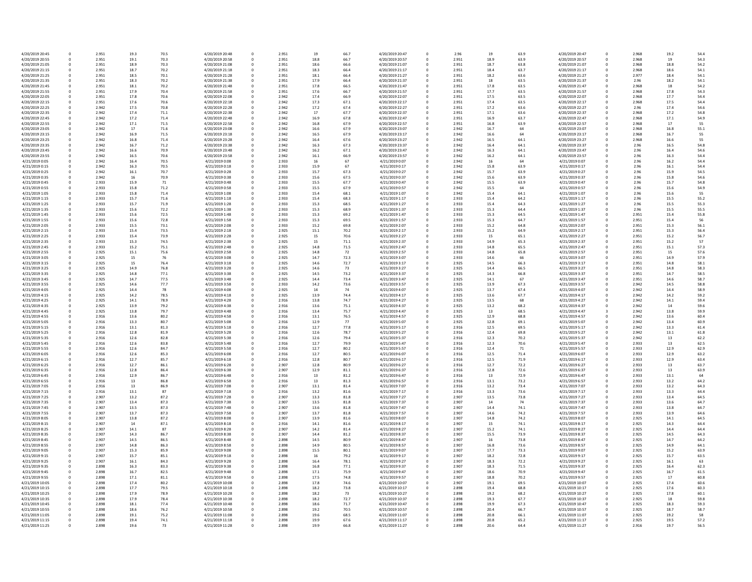| | | | | | | | | | | | | | | | | | | | |
|---|---|---|---|---|---|---|---|---|---|---|---|---|---|---|---|---|---|---|---|
| 4/20/2019 20:45 | 0 | 2.951 | 19.3 | 70.5 | 4/20/2019 20:48 | 0 | 2.951 | 19 | 66.7 | 4/20/2019 20:47 | 0 | 2.96 | 19 | 63.9 | 4/20/2019 20:47 | 0 | 2.968 | 19.2 | 54.4 |
| 4/20/2019 20:55 | 0 | 2.951 | 19.1 | 70.3 | 4/20/2019 20:58 | 0 | 2.951 | 18.8 | 66.7 | 4/20/2019 20:57 | 0 | 2.951 | 18.9 | 63.9 | 4/20/2019 20:57 | 0 | 2.968 | 19 | 54.3 |
| 4/20/2019 21:05 | 0 | 2.951 | 18.9 | 70.3 | 4/20/2019 21:08 | 0 | 2.951 | 18.6 | 66.6 | 4/20/2019 21:07 | 0 | 2.951 | 18.7 | 63.8 | 4/20/2019 21:07 | 0 | 2.968 | 18.8 | 54.2 |
| 4/20/2019 21:15 | 0 | 2.951 | 18.7 | 70.2 | 4/20/2019 21:18 | 0 | 2.951 | 18.3 | 66.4 | 4/20/2019 21:17 | 0 | 2.951 | 18.4 | 63.7 | 4/20/2019 21:17 | 0 | 2.968 | 18.6 | 54.1 |
| 4/20/2019 21:25 | 0 | 2.951 | 18.5 | 70.1 | 4/20/2019 21:28 | 0 | 2.951 | 18.1 | 66.4 | 4/20/2019 21:27 | 0 | 2.951 | 18.2 | 63.6 | 4/20/2019 21:27 | 0 | 2.977 | 18.4 | 54.1 |
| 4/20/2019 21:35 | 0 | 2.951 | 18.3 | 70.2 | 4/20/2019 21:38 | 0 | 2.951 | 17.9 | 66.4 | 4/20/2019 21:37 | 0 | 2.951 | 18 | 63.5 | 4/20/2019 21:37 | 0 | 2.96 | 18.2 | 54.1 |
| 4/20/2019 21:45 | 0 | 2.951 | 18.1 | 70.2 | 4/20/2019 21:48 | 0 | 2.951 | 17.8 | 66.5 | 4/20/2019 21:47 | 0 | 2.951 | 17.8 | 63.5 | 4/20/2019 21:47 | 0 | 2.968 | 18 | 54.2 |
| 4/20/2019 21:55 | 0 | 2.951 | 17.9 | 70.4 | 4/20/2019 21:58 | 0 | 2.951 | 17.6 | 66.7 | 4/20/2019 21:57 | 0 | 2.951 | 17.7 | 63.5 | 4/20/2019 21:57 | 0 | 2.968 | 17.8 | 54.3 |
| 4/20/2019 22:05 | 0 | 2.951 | 17.8 | 70.6 | 4/20/2019 22:08 | 0 | 2.942 | 17.4 | 66.9 | 4/20/2019 22:07 | 0 | 2.951 | 17.5 | 63.5 | 4/20/2019 22:07 | 0 | 2.968 | 17.7 | 54.4 |
| 4/20/2019 22:15 | 0 | 2.951 | 17.6 | 70.6 | 4/20/2019 22:18 | 0 | 2.942 | 17.3 | 67.1 | 4/20/2019 22:17 | 0 | 2.951 | 17.4 | 63.5 | 4/20/2019 22:17 | 0 | 2.968 | 17.5 | 54.4 |
| 4/20/2019 22:25 | 0 | 2.942 | 17.5 | 70.8 | 4/20/2019 22:28 | 0 | 2.942 | 17.2 | 67.4 | 4/20/2019 22:27 | 0 | 2.951 | 17.2 | 63.6 | 4/20/2019 22:27 | 0 | 2.96 | 17.4 | 54.6 |
| 4/20/2019 22:35 | 0 | 2.942 | 17.4 | 71.1 | 4/20/2019 22:38 | 0 | 2.942 | 17 | 67.7 | 4/20/2019 22:37 | 0 | 2.951 | 17.1 | 63.6 | 4/20/2019 22:37 | 0 | 2.968 | 17.2 | 54.8 |
| 4/20/2019 22:45 | 0 | 2.942 | 17.2 | 71.4 | 4/20/2019 22:48 | 0 | 2.942 | 16.9 | 67.8 | 4/20/2019 22:47 | 0 | 2.951 | 16.9 | 63.7 | 4/20/2019 22:47 | 0 | 2.968 | 17.1 | 54.9 |
| 4/20/2019 22:55 | 0 | 2.942 | 17.1 | 71.5 | 4/20/2019 22:58 | 0 | 2.942 | 16.8 | 67.9 | 4/20/2019 22:57 | 0 | 2.951 | 16.8 | 63.9 | 4/20/2019 22:57 | 0 | 2.968 | 17 | 55 |
| 4/20/2019 23:05 | 0 | 2.942 | 17 | 71.6 | 4/20/2019 23:08 | 0 | 2.942 | 16.6 | 67.9 | 4/20/2019 23:07 | 0 | 2.942 | 16.7 | 64 | 4/20/2019 23:07 | 0 | 2.968 | 16.8 | 55.1 |
| 4/20/2019 23:15 | 0 | 2.942 | 16.9 | 71.5 | 4/20/2019 23:18 | 0 | 2.942 | 16.5 | 67.9 | 4/20/2019 23:17 | 0 | 2.942 | 16.6 | 64 | 4/20/2019 23:17 | 0 | 2.968 | 16.7 | 55 |
| 4/20/2019 23:25 | 0 | 2.942 | 16.8 | 71.4 | 4/20/2019 23:28 | 0 | 2.942 | 16.4 | 67.6 | 4/20/2019 23:27 | 0 | 2.942 | 16.5 | 64.1 | 4/20/2019 23:27 | 0 | 2.968 | 16.6 | 55 |
| 4/20/2019 23:35 | 0 | 2.942 | 16.7 | 71.2 | 4/20/2019 23:38 | 0 | 2.942 | 16.3 | 67.3 | 4/20/2019 23:37 | 0 | 2.942 | 16.4 | 64.1 | 4/20/2019 23:37 | 0 | 2.96 | 16.5 | 54.8 |
| 4/20/2019 23:45 | 0 | 2.942 | 16.6 | 70.9 | 4/20/2019 23:48 | 0 | 2.942 | 16.2 | 67.1 | 4/20/2019 23:47 | 0 | 2.942 | 16.3 | 64.1 | 4/20/2019 23:47 | 0 | 2.96 | 16.4 | 54.6 |
| 4/20/2019 23:55 | 0 | 2.942 | 16.5 | 70.6 | 4/20/2019 23:58 | 0 | 2.942 | 16.1 | 66.9 | 4/20/2019 23:57 | 0 | 2.942 | 16.2 | 64.1 | 4/20/2019 23:57 | 0 | 2.96 | 16.3 | 54.4 |
| 4/21/2019 0:05 | 0 | 2.942 | 16.4 | 70.5 | 4/21/2019 0:08 | 0 | 2.933 | 16 | 67 | 4/21/2019 0:07 | 0 | 2.942 | 16 | 64 | 4/21/2019 0:07 | 0 | 2.96 | 16.2 | 54.4 |
| 4/21/2019 0:15 | 0 | 2.942 | 16.3 | 70.5 | 4/21/2019 0:18 | 0 | 2.933 | 15.9 | 67 | 4/21/2019 0:17 | 0 | 2.942 | 15.8 | 63.9 | 4/21/2019 0:17 | 0 | 2.96 | 16.1 | 54.4 |
| 4/21/2019 0:25 | 0 | 2.942 | 16.1 | 70.7 | 4/21/2019 0:28 | 0 | 2.933 | 15.7 | 67.3 | 4/21/2019 0:27 | 0 | 2.942 | 15.7 | 63.9 | 4/21/2019 0:27 | 0 | 2.96 | 15.9 | 54.5 |
| 4/21/2019 0:35 | 0 | 2.942 | 16 | 70.9 | 4/21/2019 0:38 | 0 | 2.933 | 15.6 | 67.5 | 4/21/2019 0:37 | 0 | 2.942 | 15.6 | 63.9 | 4/21/2019 0:37 | 0 | 2.96 | 15.8 | 54.6 |
| 4/21/2019 0:45 | 0 | 2.933 | 15.9 | 71 | 4/21/2019 0:48 | 0 | 2.933 | 15.5 | 67.7 | 4/21/2019 0:47 | 0 | 2.942 | 15.5 | 63.9 | 4/21/2019 0:47 | 0 | 2.96 | 15.7 | 54.8 |
| 4/21/2019 0:55 | 0 | 2.933 | 15.8 | 71.2 | 4/21/2019 0:58 | 0 | 2.933 | 15.5 | 67.9 | 4/21/2019 0:57 | 0 | 2.942 | 15.5 | 64 | 4/21/2019 0:57 | 0 | 2.96 | 15.6 | 54.9 |
| 4/21/2019 1:05 | 0 | 2.933 | 15.8 | 71.4 | 4/21/2019 1:08 | 0 | 2.933 | 15.4 | 68.1 | 4/21/2019 1:07 | 0 | 2.942 | 15.4 | 64.1 | 4/21/2019 1:07 | 0 | 2.96 | 15.6 | 55 |
| 4/21/2019 1:15 | 0 | 2.933 | 15.7 | 71.6 | 4/21/2019 1:18 | 0 | 2.933 | 15.4 | 68.3 | 4/21/2019 1:17 | 0 | 2.933 | 15.4 | 64.2 | 4/21/2019 1:17 | 0 | 2.96 | 15.5 | 55.2 |
| 4/21/2019 1:25 | 0 | 2.933 | 15.7 | 71.9 | 4/21/2019 1:28 | 0 | 2.933 | 15.3 | 68.5 | 4/21/2019 1:27 | 0 | 2.933 | 15.4 | 64.3 | 4/21/2019 1:27 | 0 | 2.96 | 15.5 | 55.3 |
| 4/21/2019 1:35 | 0 | 2.933 | 15.6 | 72.2 | 4/21/2019 1:38 | 0 | 2.933 | 15.3 | 68.9 | 4/21/2019 1:37 | 0 | 2.933 | 15.3 | 64.4 | 4/21/2019 1:37 | 0 | 2.96 | 15.5 | 55.5 |
| 4/21/2019 1:45 | 0 | 2.933 | 15.6 | 72.5 | 4/21/2019 1:48 | 0 | 2.933 | 15.3 | 69.2 | 4/21/2019 1:47 | 0 | 2.933 | 15.3 | 64.5 | 4/21/2019 1:47 | 0 | 2.951 | 15.4 | 55.8 |
| 4/21/2019 1:55 | 0 | 2.933 | 15.6 | 72.8 | 4/21/2019 1:58 | 0 | 2.933 | 15.3 | 69.5 | 4/21/2019 1:57 | 0 | 2.933 | 15.3 | 64.7 | 4/21/2019 1:57 | 0 | 2.951 | 15.4 | 56 |
| 4/21/2019 2:05 | 0 | 2.933 | 15.5 | 73.1 | 4/21/2019 2:08 | 0 | 2.933 | 15.2 | 69.8 | 4/21/2019 2:07 | 0 | 2.933 | 15.2 | 64.8 | 4/21/2019 2:07 | 0 | 2.951 | 15.3 | 56.1 |
| 4/21/2019 2:15 | 0 | 2.933 | 15.4 | 73.5 | 4/21/2019 2:18 | 0 | 2.925 | 15.1 | 70.2 | 4/21/2019 2:17 | 0 | 2.933 | 15.2 | 64.9 | 4/21/2019 2:17 | 0 | 2.951 | 15.3 | 56.4 |
| 4/21/2019 2:25 | 0 | 2.933 | 15.4 | 73.9 | 4/21/2019 2:28 | 0 | 2.925 | 15 | 70.6 | 4/21/2019 2:27 | 0 | 2.933 | 15 | 65.1 | 4/21/2019 2:27 | 0 | 2.951 | 15.2 | 56.7 |
| 4/21/2019 2:35 | 0 | 2.933 | 15.3 | 74.5 | 4/21/2019 2:38 | 0 | 2.925 | 15 | 71.1 | 4/21/2019 2:37 | 0 | 2.933 | 14.9 | 65.3 | 4/21/2019 2:37 | 0 | 2.951 | 15.2 | 57 |
| 4/21/2019 2:45 | 0 | 2.933 | 15.2 | 75.1 | 4/21/2019 2:48 | 0 | 2.925 | 14.8 | 71.5 | 4/21/2019 2:47 | 0 | 2.933 | 14.8 | 65.5 | 4/21/2019 2:47 | 0 | 2.951 | 15.1 | 57.3 |
| 4/21/2019 2:55 | 0 | 2.925 | 15.1 | 75.6 | 4/21/2019 2:58 | 0 | 2.925 | 14.8 | 72 | 4/21/2019 2:57 | 0 | 2.933 | 14.8 | 65.8 | 4/21/2019 2:57 | 0 | 2.951 | 15 | 57.6 |
| 4/21/2019 3:05 | 0 | 2.925 | 15 | 76 | 4/21/2019 3:08 | 0 | 2.925 | 14.7 | 72.3 | 4/21/2019 3:07 | 0 | 2.933 | 14.6 | 66 | 4/21/2019 3:07 | 0 | 2.951 | 14.9 | 57.9 |
| 4/21/2019 3:15 | 0 | 2.925 | 15 | 76.4 | 4/21/2019 3:18 | 0 | 2.925 | 14.6 | 72.7 | 4/21/2019 3:17 | 0 | 2.925 | 14.5 | 66.3 | 4/21/2019 3:17 | 0 | 2.951 | 14.8 | 58.1 |
| 4/21/2019 3:25 | 0 | 2.925 | 14.9 | 76.8 | 4/21/2019 3:28 | 0 | 2.925 | 14.6 | 73 | 4/21/2019 3:27 | 0 | 2.925 | 14.4 | 66.5 | 4/21/2019 3:27 | 0 | 2.951 | 14.8 | 58.3 |
| 4/21/2019 3:35 | 0 | 2.925 | 14.8 | 77.1 | 4/21/2019 3:38 | 0 | 2.925 | 14.5 | 73.2 | 4/21/2019 3:37 | 0 | 2.925 | 14.3 | 66.8 | 4/21/2019 3:37 | 0 | 2.951 | 14.7 | 58.5 |
| 4/21/2019 3:45 | 0 | 2.925 | 14.7 | 77.5 | 4/21/2019 3:48 | 0 | 2.925 | 14.4 | 73.4 | 4/21/2019 3:47 | 0 | 2.925 | 14.1 | 67 | 4/21/2019 3:47 | 0 | 2.951 | 14.6 | 58.7 |
| 4/21/2019 3:55 | 0 | 2.925 | 14.6 | 77.7 | 4/21/2019 3:58 | 0 | 2.933 | 14.2 | 73.6 | 4/21/2019 3:57 | 0 | 2.925 | 13.9 | 67.3 | 4/21/2019 3:57 | 0 | 2.942 | 14.5 | 58.8 |
| 4/21/2019 4:05 | 0 | 2.925 | 14.4 | 78 | 4/21/2019 4:08 | 0 | 2.925 | 14 | 74 | 4/21/2019 4:07 | 0 | 2.925 | 13.7 | 67.4 | 4/21/2019 4:07 | 0 | 2.942 | 14.4 | 58.9 |
| 4/21/2019 4:15 | 0 | 2.925 | 14.2 | 78.5 | 4/21/2019 4:18 | 0 | 2.925 | 13.9 | 74.4 | 4/21/2019 4:17 | 0 | 2.925 | 13.6 | 67.7 | 4/21/2019 4:17 | 0 | 2.942 | 14.2 | 59.2 |
| 4/21/2019 4:25 | 0 | 2.925 | 14.1 | 78.9 | 4/21/2019 4:28 | 0 | 2.916 | 13.8 | 74.7 | 4/21/2019 4:27 | 0 | 2.925 | 13.5 | 68 | 4/21/2019 4:27 | 0 | 2.942 | 14.1 | 59.4 |
| 4/21/2019 4:35 | 0 | 2.925 | 13.9 | 79.2 | 4/21/2019 4:38 | 0 | 2.916 | 13.6 | 75.1 | 4/21/2019 4:37 | 0 | 2.925 | 13.2 | 68.2 | 4/21/2019 4:37 | 0 | 2.942 | 14 | 59.6 |
| 4/21/2019 4:45 | 0 | 2.925 | 13.8 | 79.7 | 4/21/2019 4:48 | 0 | 2.916 | 13.4 | 75.7 | 4/21/2019 4:47 | 0 | 2.925 | 13 | 68.5 | 4/21/2019 4:47 | 3 | 2.942 | 13.8 | 59.9 |
| 4/21/2019 4:55 | 0 | 2.916 | 13.6 | 80.2 | 4/21/2019 4:58 | 0 | 2.916 | 13.1 | 76.5 | 4/21/2019 4:57 | 0 | 2.925 | 12.9 | 68.8 | 4/21/2019 4:57 | 0 | 2.942 | 13.6 | 60.4 |
| 4/21/2019 5:05 | 0 | 2.916 | 13.3 | 80.7 | 4/21/2019 5:08 | 0 | 2.916 | 12.9 | 77 | 4/21/2019 5:07 | 0 | 2.925 | 12.8 | 69.1 | 4/21/2019 5:07 | 0 | 2.942 | 13.4 | 60.9 |
| 4/21/2019 5:15 | 0 | 2.916 | 13.1 | 81.3 | 4/21/2019 5:18 | 0 | 2.916 | 12.7 | 77.8 | 4/21/2019 5:17 | 0 | 2.916 | 12.5 | 69.5 | 4/21/2019 5:17 | 0 | 2.942 | 13.3 | 61.4 |
| 4/21/2019 5:25 | 0 | 2.916 | 12.8 | 81.9 | 4/21/2019 5:28 | 0 | 2.916 | 12.6 | 78.7 | 4/21/2019 5:27 | 0 | 2.916 | 12.4 | 69.8 | 4/21/2019 5:27 | 0 | 2.942 | 13.1 | 61.8 |
| 4/21/2019 5:35 | 0 | 2.916 | 12.6 | 82.8 | 4/21/2019 5:38 | 0 | 2.916 | 12.6 | 79.4 | 4/21/2019 5:37 | 0 | 2.916 | 12.3 | 70.2 | 4/21/2019 5:37 | 0 | 2.942 | 13 | 62.2 |
| 4/21/2019 5:45 | 0 | 2.916 | 12.6 | 83.8 | 4/21/2019 5:48 | 0 | 2.916 | 12.7 | 79.9 | 4/21/2019 5:47 | 0 | 2.916 | 12.3 | 70.6 | 4/21/2019 5:47 | 0 | 2.933 | 13 | 62.5 |
| 4/21/2019 5:55 | 0 | 2.916 | 12.6 | 84.7 | 4/21/2019 5:58 | 0 | 2.916 | 12.7 | 80.2 | 4/21/2019 5:57 | 0 | 2.916 | 12.4 | 71 | 4/21/2019 5:57 | 0 | 2.933 | 12.9 | 62.9 |
| 4/21/2019 6:05 | 0 | 2.916 | 12.6 | 85.3 | 4/21/2019 6:08 | 0 | 2.916 | 12.7 | 80.5 | 4/21/2019 6:07 | 0 | 2.916 | 12.5 | 71.4 | 4/21/2019 6:07 | 0 | 2.933 | 12.9 | 63.2 |
| 4/21/2019 6:15 | 0 | 2.916 | 12.7 | 85.7 | 4/21/2019 6:18 | 0 | 2.916 | 12.8 | 80.7 | 4/21/2019 6:17 | 0 | 2.916 | 12.5 | 71.9 | 4/21/2019 6:17 | 0 | 2.933 | 12.9 | 63.4 |
| 4/21/2019 6:25 | 0 | 2.916 | 12.7 | 86.1 | 4/21/2019 6:28 | 0 | 2.916 | 12.8 | 80.9 | 4/21/2019 6:27 | 0 | 2.916 | 12.7 | 72.2 | 4/21/2019 6:27 | 0 | 2.933 | 13 | 63.7 |
| 4/21/2019 6:35 | 0 | 2.916 | 12.8 | 86.4 | 4/21/2019 6:38 | 0 | 2.907 | 12.9 | 81.1 | 4/21/2019 6:37 | 0 | 2.916 | 12.8 | 72.6 | 4/21/2019 6:37 | 0 | 2.933 | 13 | 63.9 |
| 4/21/2019 6:45 | 0 | 2.916 | 12.9 | 86.7 | 4/21/2019 6:48 | 0 | 2.916 | 13 | 81.2 | 4/21/2019 6:47 | 0 | 2.916 | 13 | 72.9 | 4/21/2019 6:47 | 0 | 2.933 | 13.1 | 64 |
| 4/21/2019 6:55 | 0 | 2.916 | 13 | 86.8 | 4/21/2019 6:58 | 0 | 2.916 | 13 | 81.3 | 4/21/2019 6:57 | 0 | 2.916 | 13.1 | 73.2 | 4/21/2019 6:57 | 0 | 2.933 | 13.2 | 64.2 |
| 4/21/2019 7:05 | 0 | 2.916 | 13 | 86.9 | 4/21/2019 7:08 | 0 | 2.907 | 13.1 | 81.4 | 4/21/2019 7:07 | 0 | 2.916 | 13.2 | 73.4 | 4/21/2019 7:07 | 0 | 2.933 | 13.2 | 64.3 |
| 4/21/2019 7:15 | 0 | 2.916 | 13.1 | 87 | 4/21/2019 7:18 | 0 | 2.916 | 13.2 | 81.6 | 4/21/2019 7:17 | 0 | 2.916 | 13.3 | 73.6 | 4/21/2019 7:17 | 0 | 2.933 | 13.3 | 64.4 |
| 4/21/2019 7:25 | 0 | 2.907 | 13.2 | 87.2 | 4/21/2019 7:28 | 0 | 2.907 | 13.3 | 81.8 | 4/21/2019 7:27 | 0 | 2.907 | 13.5 | 73.8 | 4/21/2019 7:27 | 0 | 2.933 | 13.4 | 64.5 |
| 4/21/2019 7:35 | 0 | 2.907 | 13.4 | 87.3 | 4/21/2019 7:38 | 0 | 2.907 | 13.5 | 81.8 | 4/21/2019 7:37 | 0 | 2.907 | 14 | 74 | 4/21/2019 7:37 | 0 | 2.933 | 13.6 | 64.7 |
| 4/21/2019 7:45 | 0 | 2.907 | 13.5 | 87.3 | 4/21/2019 7:48 | 0 | 2.907 | 13.6 | 81.8 | 4/21/2019 7:47 | 0 | 2.907 | 14.4 | 74.1 | 4/21/2019 7:47 | 0 | 2.933 | 13.8 | 64.7 |
| 4/21/2019 7:55 | 0 | 2.907 | 13.7 | 87.3 | 4/21/2019 7:58 | 0 | 2.907 | 13.7 | 81.8 | 4/21/2019 7:57 | 0 | 2.907 | 14.6 | 74.2 | 4/21/2019 7:57 | 0 | 2.933 | 13.9 | 64.6 |
| 4/21/2019 8:05 | 0 | 2.907 | 13.8 | 87.2 | 4/21/2019 8:08 | 0 | 2.907 | 13.9 | 81.6 | 4/21/2019 8:07 | 0 | 2.907 | 14.8 | 74.2 | 4/21/2019 8:07 | 0 | 2.925 | 14.1 | 64.5 |
| 4/21/2019 8:15 | 0 | 2.907 | 14 | 87.1 | 4/21/2019 8:18 | 0 | 2.916 | 14.1 | 81.6 | 4/21/2019 8:17 | 0 | 2.907 | 15 | 74.1 | 4/21/2019 8:17 | 0 | 2.925 | 14.3 | 64.4 |
| 4/21/2019 8:25 | 0 | 2.907 | 14.1 | 87 | 4/21/2019 8:28 | 0 | 2.907 | 14.2 | 81.4 | 4/21/2019 8:27 | 0 | 2.907 | 15.2 | 74.1 | 4/21/2019 8:27 | 0 | 2.925 | 14.4 | 64.4 |
| 4/21/2019 8:35 | 0 | 2.907 | 14.3 | 86.7 | 4/21/2019 8:38 | 0 | 2.907 | 14.4 | 81.2 | 4/21/2019 8:37 | 0 | 2.907 | 15.5 | 73.9 | 4/21/2019 8:37 | 0 | 2.925 | 14.5 | 64.3 |
| 4/21/2019 8:45 | 0 | 2.907 | 14.5 | 86.5 | 4/21/2019 8:48 | 0 | 2.898 | 14.5 | 80.9 | 4/21/2019 8:47 | 0 | 2.907 | 16 | 73.8 | 4/21/2019 8:47 | 0 | 2.925 | 14.7 | 64.2 |
| 4/21/2019 8:55 | 0 | 2.907 | 14.8 | 86.3 | 4/21/2019 8:58 | 0 | 2.898 | 14.9 | 80.5 | 4/21/2019 8:57 | 0 | 2.907 | 16.8 | 73.6 | 4/21/2019 8:57 | 0 | 2.925 | 14.9 | 64.1 |
| 4/21/2019 9:05 | 0 | 2.907 | 15.3 | 85.9 | 4/21/2019 9:08 | 0 | 2.898 | 15.5 | 80.1 | 4/21/2019 9:07 | 0 | 2.907 | 17.7 | 73.3 | 4/21/2019 9:07 | 0 | 2.925 | 15.2 | 63.9 |
| 4/21/2019 9:15 | 0 | 2.907 | 15.7 | 85.1 | 4/21/2019 9:18 | 0 | 2.898 | 16 | 79.2 | 4/21/2019 9:17 | 0 | 2.907 | 18.2 | 72.8 | 4/21/2019 9:17 | 0 | 2.925 | 15.7 | 63.5 |
| 4/21/2019 9:25 | 0 | 2.907 | 16.1 | 84.3 | 4/21/2019 9:28 | 0 | 2.898 | 16.4 | 78.1 | 4/21/2019 9:27 | 0 | 2.907 | 18.3 | 72.2 | 4/21/2019 9:27 | 0 | 2.925 | 16.1 | 63 |
| 4/21/2019 9:35 | 0 | 2.898 | 16.3 | 83.3 | 4/21/2019 9:38 | 0 | 2.898 | 16.8 | 77.1 | 4/21/2019 9:37 | 0 | 2.907 | 18.3 | 71.5 | 4/21/2019 9:37 | 0 | 2.925 | 16.4 | 62.3 |
| 4/21/2019 9:45 | 0 | 2.898 | 16.7 | 82.5 | 4/21/2019 9:48 | 0 | 2.898 | 17.1 | 75.9 | 4/21/2019 9:47 | 0 | 2.907 | 18.6 | 70.9 | 4/21/2019 9:47 | 0 | 2.925 | 16.7 | 61.5 |
| 4/21/2019 9:55 | 0 | 2.898 | 17.1 | 81.1 | 4/21/2019 9:58 | 0 | 2.898 | 17.5 | 74.8 | 4/21/2019 9:57 | 0 | 2.907 | 18.8 | 70.2 | 4/21/2019 9:57 | 0 | 2.925 | 17 | 60.8 |
| 4/21/2019 10:05 | 0 | 2.898 | 17.4 | 80.2 | 4/21/2019 10:08 | 0 | 2.898 | 17.8 | 74.6 | 4/21/2019 10:07 | 0 | 2.907 | 19.1 | 69.5 | 4/21/2019 10:07 | 0 | 2.925 | 17.4 | 60.6 |
| 4/21/2019 10:15 | 0 | 2.898 | 17.7 | 79.5 | 4/21/2019 10:18 | 0 | 2.898 | 18.2 | 73.8 | 4/21/2019 10:17 | 0 | 2.898 | 19.4 | 68.8 | 4/21/2019 10:17 | 0 | 2.925 | 17.6 | 60.3 |
| 4/21/2019 10:25 | 0 | 2.898 | 17.9 | 78.9 | 4/21/2019 10:28 | 0 | 2.898 | 18.2 | 73 | 4/21/2019 10:27 | 0 | 2.898 | 19.2 | 68.2 | 4/21/2019 10:27 | 0 | 2.925 | 17.8 | 60.1 |
| 4/21/2019 10:35 | 0 | 2.898 | 17.9 | 78.4 | 4/21/2019 10:38 | 0 | 2.898 | 18.2 | 72.7 | 4/21/2019 10:37 | 0 | 2.898 | 19.3 | 67.7 | 4/21/2019 10:37 | 0 | 2.925 | 18 | 59.8 |
| 4/21/2019 10:45 | 0 | 2.898 | 18.1 | 77.4 | 4/21/2019 10:48 | 0 | 2.898 | 18.6 | 71.7 | 4/21/2019 10:47 | 0 | 2.898 | 19.9 | 67.3 | 4/21/2019 10:47 | 0 | 2.925 | 18.3 | 59.3 |
| 4/21/2019 10:55 | 0 | 2.898 | 18.6 | 76.2 | 4/21/2019 10:58 | 0 | 2.898 | 19.2 | 70.5 | 4/21/2019 10:57 | 0 | 2.898 | 20.4 | 66.7 | 4/21/2019 10:57 | 0 | 2.925 | 18.7 | 58.7 |
| 4/21/2019 11:05 | 0 | 2.898 | 19.1 | 75.2 | 4/21/2019 11:08 | 0 | 2.898 | 19.6 | 68.5 | 4/21/2019 11:07 | 0 | 2.898 | 20.8 | 66.1 | 4/21/2019 11:07 | 0 | 2.925 | 19.2 | 58 |
| 4/21/2019 11:15 | 0 | 2.898 | 19.4 | 74.1 | 4/21/2019 11:18 | 0 | 2.898 | 19.9 | 67.6 | 4/21/2019 11:17 | 0 | 2.898 | 20.8 | 65.2 | 4/21/2019 11:17 | 0 | 2.925 | 19.5 | 57.2 |
| 4/21/2019 11:25 | 0 | 2.898 | 19.6 | 73 | 4/21/2019 11:28 | 0 | 2.898 | 19.9 | 66.8 | 4/21/2019 11:27 | 0 | 2.898 | 20.6 | 64.4 | 4/21/2019 11:27 | 0 | 2.916 | 19.7 | 56.5 |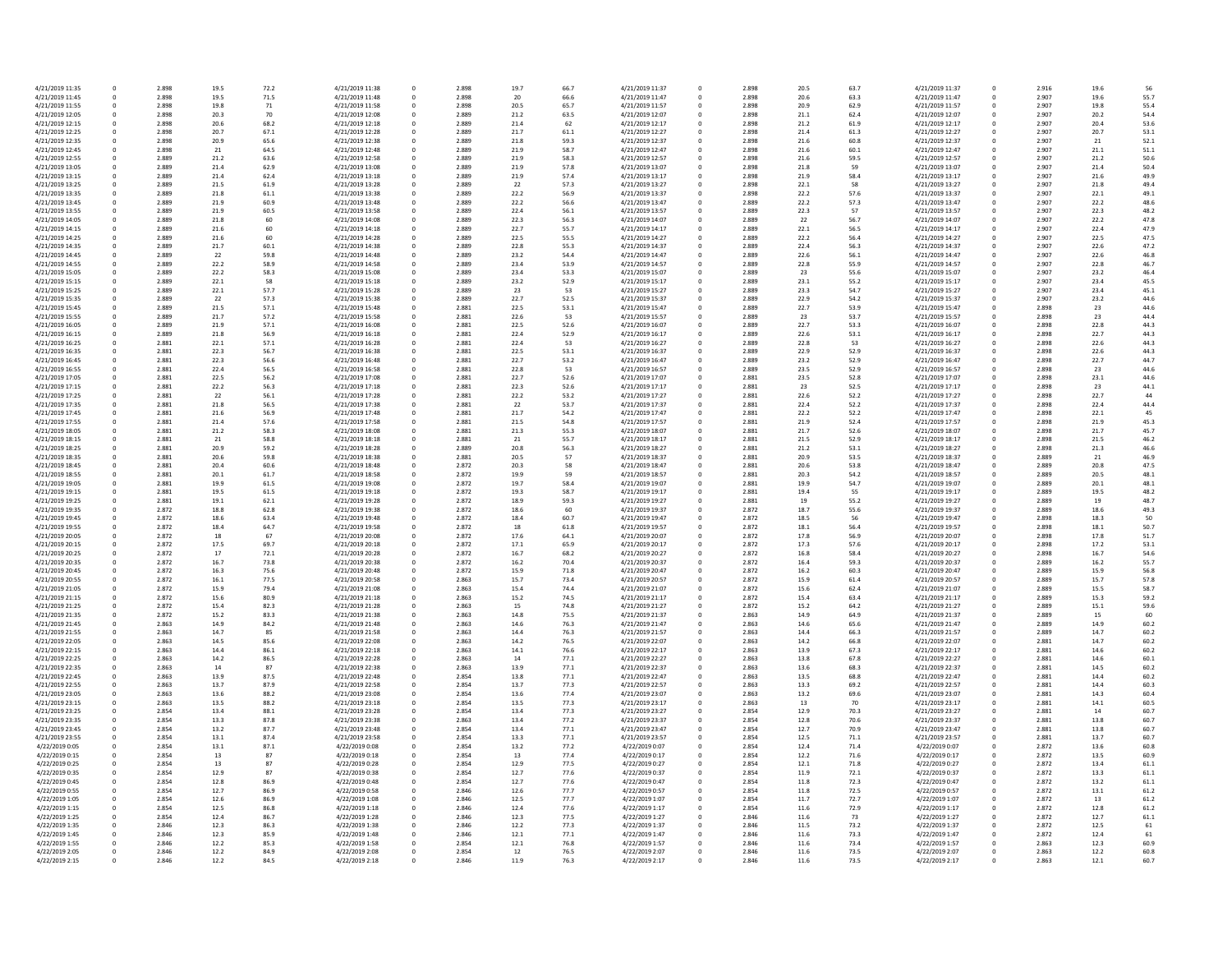| 4/21/2019 11:35 | 0 | 2.898 | 19.5 | 72.2 | 4/21/2019 11:38 | 0 | 2.898 | 19.7 | 66.7 | 4/21/2019 11:37 | 0 | 2.898 | 20.5 | 63.7 | 4/21/2019 11:37 | 0 | 2.916 | 19.6 | 56 |
|---|---|---|---|---|---|---|---|---|---|---|---|---|---|---|---|---|---|---|---|
| 4/21/2019 11:45 | 0 | 2.898 | 19.5 | 71.5 | 4/21/2019 11:48 | 0 | 2.898 | 20 | 66.6 | 4/21/2019 11:47 | 0 | 2.898 | 20.6 | 63.3 | 4/21/2019 11:47 | 0 | 2.907 | 19.6 | 55.7 |
| 4/21/2019 11:55 | 0 | 2.898 | 19.8 | 71 | 4/21/2019 11:58 | 0 | 2.898 | 20.5 | 65.7 | 4/21/2019 11:57 | 0 | 2.898 | 20.9 | 62.9 | 4/21/2019 11:57 | 0 | 2.907 | 19.8 | 55.4 |
| 4/21/2019 12:05 | 0 | 2.898 | 20.3 | 70 | 4/21/2019 12:08 | 0 | 2.889 | 21.2 | 63.5 | 4/21/2019 12:07 | 0 | 2.898 | 21.1 | 62.4 | 4/21/2019 12:07 | 0 | 2.907 | 20.2 | 54.4 |
| 4/21/2019 12:15 | 0 | 2.898 | 20.6 | 68.2 | 4/21/2019 12:18 | 0 | 2.889 | 21.4 | 62 | 4/21/2019 12:17 | 0 | 2.898 | 21.2 | 61.9 | 4/21/2019 12:17 | 0 | 2.907 | 20.4 | 53.6 |
| 4/21/2019 12:25 | 0 | 2.898 | 20.7 | 67.1 | 4/21/2019 12:28 | 0 | 2.889 | 21.7 | 61.1 | 4/21/2019 12:27 | 0 | 2.898 | 21.4 | 61.3 | 4/21/2019 12:27 | 0 | 2.907 | 20.7 | 53.1 |
| 4/21/2019 12:35 | 0 | 2.898 | 20.9 | 65.6 | 4/21/2019 12:38 | 0 | 2.889 | 21.8 | 59.3 | 4/21/2019 12:37 | 0 | 2.898 | 21.6 | 60.8 | 4/21/2019 12:37 | 0 | 2.907 | 21 | 52.1 |
| 4/21/2019 12:45 | 0 | 2.898 | 21 | 64.5 | 4/21/2019 12:48 | 0 | 2.889 | 21.9 | 58.7 | 4/21/2019 12:47 | 0 | 2.898 | 21.6 | 60.1 | 4/21/2019 12:47 | 0 | 2.907 | 21.1 | 51.1 |
| 4/21/2019 12:55 | 0 | 2.898 | 21.2 | 63.6 | 4/21/2019 12:58 | 0 | 2.889 | 21.9 | 58.3 | 4/21/2019 12:57 | 0 | 2.898 | 21.6 | 59.5 | 4/21/2019 12:57 | 0 | 2.907 | 21.2 | 50.6 |
| 4/21/2019 13:05 | 0 | 2.889 | 21.4 | 62.9 | 4/21/2019 13:08 | 0 | 2.889 | 21.9 | 57.8 | 4/21/2019 13:07 | 0 | 2.898 | 21.8 | 59 | 4/21/2019 13:07 | 0 | 2.907 | 21.4 | 50.4 |
| 4/21/2019 13:15 | 0 | 2.889 | 21.4 | 62.4 | 4/21/2019 13:18 | 0 | 2.889 | 21.9 | 57.4 | 4/21/2019 13:17 | 0 | 2.898 | 21.9 | 58.4 | 4/21/2019 13:17 | 0 | 2.907 | 21.6 | 49.9 |
| 4/21/2019 13:25 | 0 | 2.889 | 21.5 | 61.9 | 4/21/2019 13:28 | 0 | 2.889 | 22 | 57.3 | 4/21/2019 13:27 | 0 | 2.898 | 22.1 | 58 | 4/21/2019 13:27 | 0 | 2.907 | 21.8 | 49.4 |
| 4/21/2019 13:35 | 0 | 2.889 | 21.8 | 61.1 | 4/21/2019 13:38 | 0 | 2.889 | 22.2 | 56.9 | 4/21/2019 13:37 | 0 | 2.898 | 22.2 | 57.6 | 4/21/2019 13:37 | 0 | 2.907 | 22.1 | 49.1 |
| 4/21/2019 13:45 | 0 | 2.889 | 21.9 | 60.9 | 4/21/2019 13:48 | 0 | 2.889 | 22.2 | 56.6 | 4/21/2019 13:47 | 0 | 2.889 | 22.2 | 57.3 | 4/21/2019 13:47 | 0 | 2.907 | 22.2 | 48.6 |
| 4/21/2019 13:55 | 0 | 2.889 | 21.9 | 60.5 | 4/21/2019 13:58 | 0 | 2.889 | 22.4 | 56.1 | 4/21/2019 13:57 | 0 | 2.889 | 22.3 | 57 | 4/21/2019 13:57 | 0 | 2.907 | 22.3 | 48.2 |
| 4/21/2019 14:05 | 0 | 2.889 | 21.8 | 60 | 4/21/2019 14:08 | 0 | 2.889 | 22.3 | 56.3 | 4/21/2019 14:07 | 0 | 2.889 | 22 | 56.7 | 4/21/2019 14:07 | 0 | 2.907 | 22.2 | 47.8 |
| 4/21/2019 14:15 | 0 | 2.889 | 21.6 | 60 | 4/21/2019 14:18 | 0 | 2.889 | 22.7 | 55.7 | 4/21/2019 14:17 | 0 | 2.889 | 22.1 | 56.5 | 4/21/2019 14:17 | 0 | 2.907 | 22.4 | 47.9 |
| 4/21/2019 14:25 | 0 | 2.889 | 21.6 | 60 | 4/21/2019 14:28 | 0 | 2.889 | 22.5 | 55.5 | 4/21/2019 14:27 | 0 | 2.889 | 22.2 | 56.4 | 4/21/2019 14:27 | 0 | 2.907 | 22.5 | 47.5 |
| 4/21/2019 14:35 | 0 | 2.889 | 21.7 | 60.1 | 4/21/2019 14:38 | 0 | 2.889 | 22.8 | 55.3 | 4/21/2019 14:37 | 0 | 2.889 | 22.4 | 56.3 | 4/21/2019 14:37 | 0 | 2.907 | 22.6 | 47.2 |
| 4/21/2019 14:45 | 0 | 2.889 | 22 | 59.8 | 4/21/2019 14:48 | 0 | 2.889 | 23.2 | 54.4 | 4/21/2019 14:47 | 0 | 2.889 | 22.6 | 56.1 | 4/21/2019 14:47 | 0 | 2.907 | 22.6 | 46.8 |
| 4/21/2019 14:55 | 0 | 2.889 | 22.2 | 58.9 | 4/21/2019 14:58 | 0 | 2.889 | 23.4 | 53.9 | 4/21/2019 14:57 | 0 | 2.889 | 22.8 | 55.9 | 4/21/2019 14:57 | 0 | 2.907 | 22.8 | 46.7 |
| 4/21/2019 15:05 | 0 | 2.889 | 22.2 | 58.3 | 4/21/2019 15:08 | 0 | 2.889 | 23.4 | 53.3 | 4/21/2019 15:07 | 0 | 2.889 | 23 | 55.6 | 4/21/2019 15:07 | 0 | 2.907 | 23.2 | 46.4 |
| 4/21/2019 15:15 | 0 | 2.889 | 22.1 | 58 | 4/21/2019 15:18 | 0 | 2.889 | 23.2 | 52.9 | 4/21/2019 15:17 | 0 | 2.889 | 23.1 | 55.2 | 4/21/2019 15:17 | 0 | 2.907 | 23.4 | 45.5 |
| 4/21/2019 15:25 | 0 | 2.889 | 22.1 | 57.7 | 4/21/2019 15:28 | 0 | 2.889 | 23 | 53 | 4/21/2019 15:27 | 0 | 2.889 | 23.3 | 54.7 | 4/21/2019 15:27 | 0 | 2.907 | 23.4 | 45.1 |
| 4/21/2019 15:35 | 0 | 2.889 | 22 | 57.3 | 4/21/2019 15:38 | 0 | 2.889 | 22.7 | 52.5 | 4/21/2019 15:37 | 0 | 2.889 | 22.9 | 54.2 | 4/21/2019 15:37 | 0 | 2.907 | 23.2 | 44.6 |
| 4/21/2019 15:45 | 0 | 2.889 | 21.5 | 57.1 | 4/21/2019 15:48 | 0 | 2.881 | 22.5 | 53.1 | 4/21/2019 15:47 | 0 | 2.889 | 22.7 | 53.9 | 4/21/2019 15:47 | 0 | 2.898 | 23 | 44.6 |
| 4/21/2019 15:55 | 0 | 2.889 | 21.7 | 57.2 | 4/21/2019 15:58 | 0 | 2.881 | 22.6 | 53 | 4/21/2019 15:57 | 0 | 2.889 | 23 | 53.7 | 4/21/2019 15:57 | 0 | 2.898 | 23 | 44.4 |
| 4/21/2019 16:05 | 0 | 2.889 | 21.9 | 57.1 | 4/21/2019 16:08 | 0 | 2.881 | 22.5 | 52.6 | 4/21/2019 16:07 | 0 | 2.889 | 22.7 | 53.3 | 4/21/2019 16:07 | 0 | 2.898 | 22.8 | 44.3 |
| 4/21/2019 16:15 | 0 | 2.889 | 21.8 | 56.9 | 4/21/2019 16:18 | 0 | 2.881 | 22.4 | 52.9 | 4/21/2019 16:17 | 0 | 2.889 | 22.6 | 53.1 | 4/21/2019 16:17 | 0 | 2.898 | 22.7 | 44.3 |
| 4/21/2019 16:25 | 0 | 2.881 | 22.1 | 57.1 | 4/21/2019 16:28 | 0 | 2.881 | 22.4 | 53 | 4/21/2019 16:27 | 0 | 2.889 | 22.8 | 53 | 4/21/2019 16:27 | 0 | 2.898 | 22.6 | 44.3 |
| 4/21/2019 16:35 | 0 | 2.881 | 22.3 | 56.7 | 4/21/2019 16:38 | 0 | 2.881 | 22.5 | 53.1 | 4/21/2019 16:37 | 0 | 2.889 | 22.9 | 52.9 | 4/21/2019 16:37 | 0 | 2.898 | 22.6 | 44.3 |
| 4/21/2019 16:45 | 0 | 2.881 | 22.3 | 56.6 | 4/21/2019 16:48 | 0 | 2.881 | 22.7 | 53.2 | 4/21/2019 16:47 | 0 | 2.889 | 23.2 | 52.9 | 4/21/2019 16:47 | 0 | 2.898 | 22.7 | 44.7 |
| 4/21/2019 16:55 | 0 | 2.881 | 22.4 | 56.5 | 4/21/2019 16:58 | 0 | 2.881 | 22.8 | 53 | 4/21/2019 16:57 | 0 | 2.889 | 23.5 | 52.9 | 4/21/2019 16:57 | 0 | 2.898 | 23 | 44.6 |
| 4/21/2019 17:05 | 0 | 2.881 | 22.5 | 56.2 | 4/21/2019 17:08 | 0 | 2.881 | 22.7 | 52.6 | 4/21/2019 17:07 | 0 | 2.881 | 23.5 | 52.8 | 4/21/2019 17:07 | 0 | 2.898 | 23.1 | 44.6 |
| 4/21/2019 17:15 | 0 | 2.881 | 22.2 | 56.3 | 4/21/2019 17:18 | 0 | 2.881 | 22.3 | 52.6 | 4/21/2019 17:17 | 0 | 2.881 | 23 | 52.5 | 4/21/2019 17:17 | 0 | 2.898 | 23 | 44.1 |
| 4/21/2019 17:25 | 0 | 2.881 | 22 | 56.1 | 4/21/2019 17:28 | 0 | 2.881 | 22.2 | 53.2 | 4/21/2019 17:27 | 0 | 2.881 | 22.6 | 52.2 | 4/21/2019 17:27 | 0 | 2.898 | 22.7 | 44 |
| 4/21/2019 17:35 | 0 | 2.881 | 21.8 | 56.5 | 4/21/2019 17:38 | 0 | 2.881 | 22 | 53.7 | 4/21/2019 17:37 | 0 | 2.881 | 22.4 | 52.2 | 4/21/2019 17:37 | 0 | 2.898 | 22.4 | 44.4 |
| 4/21/2019 17:45 | 0 | 2.881 | 21.6 | 56.9 | 4/21/2019 17:48 | 0 | 2.881 | 21.7 | 54.2 | 4/21/2019 17:47 | 0 | 2.881 | 22.2 | 52.2 | 4/21/2019 17:47 | 0 | 2.898 | 22.1 | 45 |
| 4/21/2019 17:55 | 0 | 2.881 | 21.4 | 57.6 | 4/21/2019 17:58 | 0 | 2.881 | 21.5 | 54.8 | 4/21/2019 17:57 | 0 | 2.881 | 21.9 | 52.4 | 4/21/2019 17:57 | 0 | 2.898 | 21.9 | 45.3 |
| 4/21/2019 18:05 | 0 | 2.881 | 21.2 | 58.3 | 4/21/2019 18:08 | 0 | 2.881 | 21.3 | 55.3 | 4/21/2019 18:07 | 0 | 2.881 | 21.7 | 52.6 | 4/21/2019 18:07 | 0 | 2.898 | 21.7 | 45.7 |
| 4/21/2019 18:15 | 0 | 2.881 | 21 | 58.8 | 4/21/2019 18:18 | 0 | 2.881 | 21 | 55.7 | 4/21/2019 18:17 | 0 | 2.881 | 21.5 | 52.9 | 4/21/2019 18:17 | 0 | 2.898 | 21.5 | 46.2 |
| 4/21/2019 18:25 | 0 | 2.881 | 20.9 | 59.2 | 4/21/2019 18:28 | 0 | 2.889 | 20.8 | 56.3 | 4/21/2019 18:27 | 0 | 2.881 | 21.2 | 53.1 | 4/21/2019 18:27 | 0 | 2.898 | 21.3 | 46.6 |
| 4/21/2019 18:35 | 0 | 2.881 | 20.6 | 59.8 | 4/21/2019 18:38 | 0 | 2.881 | 20.5 | 57 | 4/21/2019 18:37 | 0 | 2.881 | 20.9 | 53.5 | 4/21/2019 18:37 | 0 | 2.889 | 21 | 46.9 |
| 4/21/2019 18:45 | 0 | 2.881 | 20.4 | 60.6 | 4/21/2019 18:48 | 0 | 2.872 | 20.3 | 58 | 4/21/2019 18:47 | 0 | 2.881 | 20.6 | 53.8 | 4/21/2019 18:47 | 0 | 2.889 | 20.8 | 47.5 |
| 4/21/2019 18:55 | 0 | 2.881 | 20.1 | 61.7 | 4/21/2019 18:58 | 0 | 2.872 | 19.9 | 59 | 4/21/2019 18:57 | 0 | 2.881 | 20.3 | 54.2 | 4/21/2019 18:57 | 0 | 2.889 | 20.5 | 48.1 |
| 4/21/2019 19:05 | 0 | 2.881 | 19.9 | 61.5 | 4/21/2019 19:08 | 0 | 2.872 | 19.7 | 58.4 | 4/21/2019 19:07 | 0 | 2.881 | 19.9 | 54.7 | 4/21/2019 19:07 | 0 | 2.889 | 20.1 | 48.1 |
| 4/21/2019 19:15 | 0 | 2.881 | 19.5 | 61.5 | 4/21/2019 19:18 | 0 | 2.872 | 19.3 | 58.7 | 4/21/2019 19:17 | 0 | 2.881 | 19.4 | 55 | 4/21/2019 19:17 | 0 | 2.889 | 19.5 | 48.2 |
| 4/21/2019 19:25 | 0 | 2.881 | 19.1 | 62.1 | 4/21/2019 19:28 | 0 | 2.872 | 18.9 | 59.3 | 4/21/2019 19:27 | 0 | 2.881 | 19 | 55.2 | 4/21/2019 19:27 | 0 | 2.889 | 19 | 48.7 |
| 4/21/2019 19:35 | 0 | 2.872 | 18.8 | 62.8 | 4/21/2019 19:38 | 0 | 2.872 | 18.6 | 60 | 4/21/2019 19:37 | 0 | 2.872 | 18.7 | 55.6 | 4/21/2019 19:37 | 0 | 2.889 | 18.6 | 49.3 |
| 4/21/2019 19:45 | 0 | 2.872 | 18.6 | 63.4 | 4/21/2019 19:48 | 0 | 2.872 | 18.4 | 60.7 | 4/21/2019 19:47 | 0 | 2.872 | 18.5 | 56 | 4/21/2019 19:47 | 0 | 2.898 | 18.3 | 50 |
| 4/21/2019 19:55 | 0 | 2.872 | 18.4 | 64.7 | 4/21/2019 19:58 | 0 | 2.872 | 18 | 61.8 | 4/21/2019 19:57 | 0 | 2.872 | 18.1 | 56.4 | 4/21/2019 19:57 | 0 | 2.898 | 18.1 | 50.7 |
| 4/21/2019 20:05 | 0 | 2.872 | 18 | 67 | 4/21/2019 20:08 | 0 | 2.872 | 17.6 | 64.1 | 4/21/2019 20:07 | 0 | 2.872 | 17.8 | 56.9 | 4/21/2019 20:07 | 0 | 2.898 | 17.8 | 51.7 |
| 4/21/2019 20:15 | 0 | 2.872 | 17.5 | 69.7 | 4/21/2019 20:18 | 0 | 2.872 | 17.1 | 65.9 | 4/21/2019 20:17 | 0 | 2.872 | 17.3 | 57.6 | 4/21/2019 20:17 | 0 | 2.898 | 17.2 | 53.1 |
| 4/21/2019 20:25 | 0 | 2.872 | 17 | 72.1 | 4/21/2019 20:28 | 0 | 2.872 | 16.7 | 68.2 | 4/21/2019 20:27 | 0 | 2.872 | 16.8 | 58.4 | 4/21/2019 20:27 | 0 | 2.898 | 16.7 | 54.6 |
| 4/21/2019 20:35 | 0 | 2.872 | 16.7 | 73.8 | 4/21/2019 20:38 | 0 | 2.872 | 16.2 | 70.4 | 4/21/2019 20:37 | 0 | 2.872 | 16.4 | 59.3 | 4/21/2019 20:37 | 0 | 2.889 | 16.2 | 55.7 |
| 4/21/2019 20:45 | 0 | 2.872 | 16.3 | 75.6 | 4/21/2019 20:48 | 0 | 2.872 | 15.9 | 71.8 | 4/21/2019 20:47 | 0 | 2.872 | 16.2 | 60.3 | 4/21/2019 20:47 | 0 | 2.889 | 15.9 | 56.8 |
| 4/21/2019 20:55 | 0 | 2.872 | 16.1 | 77.5 | 4/21/2019 20:58 | 0 | 2.863 | 15.7 | 73.4 | 4/21/2019 20:57 | 0 | 2.872 | 15.9 | 61.4 | 4/21/2019 20:57 | 0 | 2.889 | 15.7 | 57.8 |
| 4/21/2019 21:05 | 0 | 2.872 | 15.9 | 79.4 | 4/21/2019 21:08 | 0 | 2.863 | 15.4 | 74.4 | 4/21/2019 21:07 | 0 | 2.872 | 15.6 | 62.4 | 4/21/2019 21:07 | 0 | 2.889 | 15.5 | 58.7 |
| 4/21/2019 21:15 | 0 | 2.872 | 15.6 | 80.9 | 4/21/2019 21:18 | 0 | 2.863 | 15.2 | 74.5 | 4/21/2019 21:17 | 0 | 2.872 | 15.4 | 63.4 | 4/21/2019 21:17 | 0 | 2.889 | 15.3 | 59.2 |
| 4/21/2019 21:25 | 0 | 2.872 | 15.4 | 82.3 | 4/21/2019 21:28 | 0 | 2.863 | 15 | 74.8 | 4/21/2019 21:27 | 0 | 2.872 | 15.2 | 64.2 | 4/21/2019 21:27 | 0 | 2.889 | 15.1 | 59.6 |
| 4/21/2019 21:35 | 0 | 2.872 | 15.2 | 83.3 | 4/21/2019 21:38 | 0 | 2.863 | 14.8 | 75.5 | 4/21/2019 21:37 | 0 | 2.863 | 14.9 | 64.9 | 4/21/2019 21:37 | 0 | 2.889 | 15 | 60 |
| 4/21/2019 21:45 | 0 | 2.863 | 14.9 | 84.2 | 4/21/2019 21:48 | 0 | 2.863 | 14.6 | 76.3 | 4/21/2019 21:47 | 0 | 2.863 | 14.6 | 65.6 | 4/21/2019 21:47 | 0 | 2.889 | 14.9 | 60.2 |
| 4/21/2019 21:55 | 0 | 2.863 | 14.7 | 85 | 4/21/2019 21:58 | 0 | 2.863 | 14.4 | 76.3 | 4/21/2019 21:57 | 0 | 2.863 | 14.4 | 66.3 | 4/21/2019 21:57 | 0 | 2.889 | 14.7 | 60.2 |
| 4/21/2019 22:05 | 0 | 2.863 | 14.5 | 85.6 | 4/21/2019 22:08 | 0 | 2.863 | 14.2 | 76.5 | 4/21/2019 22:07 | 0 | 2.863 | 14.2 | 66.8 | 4/21/2019 22:07 | 0 | 2.881 | 14.7 | 60.2 |
| 4/21/2019 22:15 | 0 | 2.863 | 14.4 | 86.1 | 4/21/2019 22:18 | 0 | 2.863 | 14.1 | 76.6 | 4/21/2019 22:17 | 0 | 2.863 | 13.9 | 67.3 | 4/21/2019 22:17 | 0 | 2.881 | 14.6 | 60.2 |
| 4/21/2019 22:25 | 0 | 2.863 | 14.2 | 86.5 | 4/21/2019 22:28 | 0 | 2.863 | 14 | 77.1 | 4/21/2019 22:27 | 0 | 2.863 | 13.8 | 67.8 | 4/21/2019 22:27 | 0 | 2.881 | 14.6 | 60.1 |
| 4/21/2019 22:35 | 0 | 2.863 | 14 | 87 | 4/21/2019 22:38 | 0 | 2.863 | 13.9 | 77.1 | 4/21/2019 22:37 | 0 | 2.863 | 13.6 | 68.3 | 4/21/2019 22:37 | 0 | 2.881 | 14.5 | 60.2 |
| 4/21/2019 22:45 | 0 | 2.863 | 13.9 | 87.5 | 4/21/2019 22:48 | 0 | 2.854 | 13.8 | 77.1 | 4/21/2019 22:47 | 0 | 2.863 | 13.5 | 68.8 | 4/21/2019 22:47 | 0 | 2.881 | 14.4 | 60.2 |
| 4/21/2019 22:55 | 0 | 2.863 | 13.7 | 87.9 | 4/21/2019 22:58 | 0 | 2.854 | 13.7 | 77.3 | 4/21/2019 22:57 | 0 | 2.863 | 13.3 | 69.2 | 4/21/2019 22:57 | 0 | 2.881 | 14.4 | 60.3 |
| 4/21/2019 23:05 | 0 | 2.863 | 13.6 | 88.2 | 4/21/2019 23:08 | 0 | 2.854 | 13.6 | 77.4 | 4/21/2019 23:07 | 0 | 2.863 | 13.2 | 69.6 | 4/21/2019 23:07 | 0 | 2.881 | 14.3 | 60.4 |
| 4/21/2019 23:15 | 0 | 2.863 | 13.5 | 88.2 | 4/21/2019 23:18 | 0 | 2.854 | 13.5 | 77.3 | 4/21/2019 23:17 | 0 | 2.863 | 13 | 70 | 4/21/2019 23:17 | 0 | 2.881 | 14.1 | 60.5 |
| 4/21/2019 23:25 | 0 | 2.854 | 13.4 | 88.1 | 4/21/2019 23:28 | 0 | 2.854 | 13.4 | 77.3 | 4/21/2019 23:27 | 0 | 2.854 | 12.9 | 70.3 | 4/21/2019 23:27 | 0 | 2.881 | 14 | 60.7 |
| 4/21/2019 23:35 | 0 | 2.854 | 13.3 | 87.8 | 4/21/2019 23:38 | 0 | 2.863 | 13.4 | 77.2 | 4/21/2019 23:37 | 0 | 2.854 | 12.8 | 70.6 | 4/21/2019 23:37 | 0 | 2.881 | 13.8 | 60.7 |
| 4/21/2019 23:45 | 0 | 2.854 | 13.2 | 87.7 | 4/21/2019 23:48 | 0 | 2.854 | 13.4 | 77.1 | 4/21/2019 23:47 | 0 | 2.854 | 12.7 | 70.9 | 4/21/2019 23:47 | 0 | 2.881 | 13.8 | 60.7 |
| 4/21/2019 23:55 | 0 | 2.854 | 13.1 | 87.4 | 4/21/2019 23:58 | 0 | 2.854 | 13.3 | 77.1 | 4/21/2019 23:57 | 0 | 2.854 | 12.5 | 71.1 | 4/21/2019 23:57 | 0 | 2.881 | 13.7 | 60.7 |
| 4/22/2019 0:05 | 0 | 2.854 | 13.1 | 87.1 | 4/22/2019 0:08 | 0 | 2.854 | 13.2 | 77.2 | 4/22/2019 0:07 | 0 | 2.854 | 12.4 | 71.4 | 4/22/2019 0:07 | 0 | 2.872 | 13.6 | 60.8 |
| 4/22/2019 0:15 | 0 | 2.854 | 13 | 87 | 4/22/2019 0:18 | 0 | 2.854 | 13 | 77.4 | 4/22/2019 0:17 | 0 | 2.854 | 12.2 | 71.6 | 4/22/2019 0:17 | 0 | 2.872 | 13.5 | 60.9 |
| 4/22/2019 0:25 | 0 | 2.854 | 13 | 87 | 4/22/2019 0:28 | 0 | 2.854 | 12.9 | 77.5 | 4/22/2019 0:27 | 0 | 2.854 | 12.1 | 71.8 | 4/22/2019 0:27 | 0 | 2.872 | 13.4 | 61.1 |
| 4/22/2019 0:35 | 0 | 2.854 | 12.9 | 87 | 4/22/2019 0:38 | 0 | 2.854 | 12.7 | 77.6 | 4/22/2019 0:37 | 0 | 2.854 | 11.9 | 72.1 | 4/22/2019 0:37 | 0 | 2.872 | 13.3 | 61.1 |
| 4/22/2019 0:45 | 0 | 2.854 | 12.8 | 86.9 | 4/22/2019 0:48 | 0 | 2.854 | 12.7 | 77.6 | 4/22/2019 0:47 | 0 | 2.854 | 11.8 | 72.3 | 4/22/2019 0:47 | 0 | 2.872 | 13.2 | 61.1 |
| 4/22/2019 0:55 | 0 | 2.854 | 12.7 | 86.9 | 4/22/2019 0:58 | 0 | 2.846 | 12.6 | 77.7 | 4/22/2019 0:57 | 0 | 2.854 | 11.8 | 72.5 | 4/22/2019 0:57 | 0 | 2.872 | 13.1 | 61.2 |
| 4/22/2019 1:05 | 0 | 2.854 | 12.6 | 86.9 | 4/22/2019 1:08 | 0 | 2.846 | 12.5 | 77.7 | 4/22/2019 1:07 | 0 | 2.854 | 11.7 | 72.7 | 4/22/2019 1:07 | 0 | 2.872 | 13 | 61.2 |
| 4/22/2019 1:15 | 0 | 2.854 | 12.5 | 86.8 | 4/22/2019 1:18 | 0 | 2.846 | 12.4 | 77.6 | 4/22/2019 1:17 | 0 | 2.854 | 11.6 | 72.9 | 4/22/2019 1:17 | 0 | 2.872 | 12.8 | 61.2 |
| 4/22/2019 1:25 | 0 | 2.854 | 12.4 | 86.7 | 4/22/2019 1:28 | 0 | 2.846 | 12.3 | 77.5 | 4/22/2019 1:27 | 0 | 2.846 | 11.6 | 73 | 4/22/2019 1:27 | 0 | 2.872 | 12.7 | 61.1 |
| 4/22/2019 1:35 | 0 | 2.846 | 12.3 | 86.3 | 4/22/2019 1:38 | 0 | 2.846 | 12.2 | 77.3 | 4/22/2019 1:37 | 0 | 2.846 | 11.5 | 73.2 | 4/22/2019 1:37 | 0 | 2.872 | 12.5 | 61 |
| 4/22/2019 1:45 | 0 | 2.846 | 12.3 | 85.9 | 4/22/2019 1:48 | 0 | 2.846 | 12.1 | 77.1 | 4/22/2019 1:47 | 0 | 2.846 | 11.6 | 73.3 | 4/22/2019 1:47 | 0 | 2.872 | 12.4 | 61 |
| 4/22/2019 1:55 | 0 | 2.846 | 12.2 | 85.3 | 4/22/2019 1:58 | 0 | 2.854 | 12.1 | 76.8 | 4/22/2019 1:57 | 0 | 2.846 | 11.6 | 73.4 | 4/22/2019 1:57 | 0 | 2.863 | 12.3 | 60.9 |
| 4/22/2019 2:05 | 0 | 2.846 | 12.2 | 84.9 | 4/22/2019 2:08 | 0 | 2.854 | 12 | 76.5 | 4/22/2019 2:07 | 0 | 2.846 | 11.6 | 73.5 | 4/22/2019 2:07 | 0 | 2.863 | 12.2 | 60.8 |
| 4/22/2019 2:15 | 0 | 2.846 | 12.2 | 84.5 | 4/22/2019 2:18 | 0 | 2.846 | 11.9 | 76.3 | 4/22/2019 2:17 | 0 | 2.846 | 11.6 | 73.5 | 4/22/2019 2:17 | 0 | 2.863 | 12.1 | 60.7 |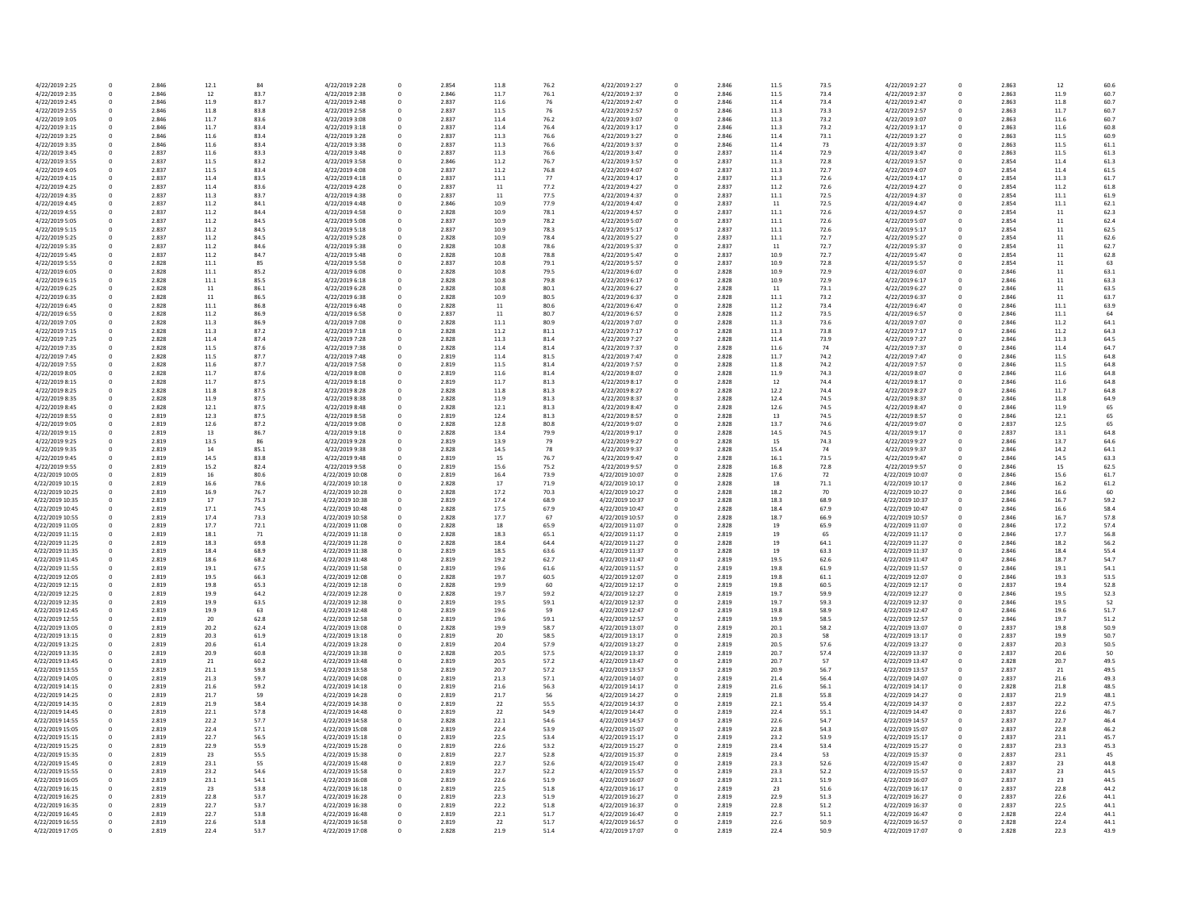| | | | | | | | | | | | | | | | | | | | |
|---|---|---|---|---|---|---|---|---|---|---|---|---|---|---|---|---|---|---|---|
| 4/22/2019 2:25 | 0 | 2.846 | 12.1 | 84 | 4/22/2019 2:28 | 0 | 2.854 | 11.8 | 76.2 | 4/22/2019 2:27 | 0 | 2.846 | 11.5 | 73.5 | 4/22/2019 2:27 | 0 | 2.863 | 12 | 60.6 |
| 4/22/2019 2:35 | 0 | 2.846 | 12 | 83.7 | 4/22/2019 2:38 | 0 | 2.846 | 11.7 | 76.1 | 4/22/2019 2:37 | 0 | 2.846 | 11.5 | 73.4 | 4/22/2019 2:37 | 0 | 2.863 | 11.9 | 60.7 |
| 4/22/2019 2:45 | 0 | 2.846 | 11.9 | 83.7 | 4/22/2019 2:48 | 0 | 2.837 | 11.6 | 76 | 4/22/2019 2:47 | 0 | 2.846 | 11.4 | 73.4 | 4/22/2019 2:47 | 0 | 2.863 | 11.8 | 60.7 |
| 4/22/2019 2:55 | 0 | 2.846 | 11.8 | 83.8 | 4/22/2019 2:58 | 0 | 2.837 | 11.5 | 76 | 4/22/2019 2:57 | 0 | 2.846 | 11.3 | 73.3 | 4/22/2019 2:57 | 0 | 2.863 | 11.7 | 60.7 |
| 4/22/2019 3:05 | 0 | 2.846 | 11.7 | 83.6 | 4/22/2019 3:08 | 0 | 2.837 | 11.4 | 76.2 | 4/22/2019 3:07 | 0 | 2.846 | 11.3 | 73.2 | 4/22/2019 3:07 | 0 | 2.863 | 11.6 | 60.7 |
| 4/22/2019 3:15 | 0 | 2.846 | 11.7 | 83.4 | 4/22/2019 3:18 | 0 | 2.837 | 11.4 | 76.4 | 4/22/2019 3:17 | 0 | 2.846 | 11.3 | 73.2 | 4/22/2019 3:17 | 0 | 2.863 | 11.6 | 60.8 |
| 4/22/2019 3:25 | 0 | 2.846 | 11.6 | 83.4 | 4/22/2019 3:28 | 0 | 2.837 | 11.3 | 76.6 | 4/22/2019 3:27 | 0 | 2.846 | 11.4 | 73.1 | 4/22/2019 3:27 | 0 | 2.863 | 11.5 | 60.9 |
| 4/22/2019 3:35 | 0 | 2.846 | 11.6 | 83.4 | 4/22/2019 3:38 | 0 | 2.837 | 11.3 | 76.6 | 4/22/2019 3:37 | 0 | 2.846 | 11.4 | 73 | 4/22/2019 3:37 | 0 | 2.863 | 11.5 | 61.1 |
| 4/22/2019 3:45 | 0 | 2.837 | 11.6 | 83.3 | 4/22/2019 3:48 | 0 | 2.837 | 11.3 | 76.6 | 4/22/2019 3:47 | 0 | 2.837 | 11.4 | 72.9 | 4/22/2019 3:47 | 0 | 2.863 | 11.5 | 61.3 |
| 4/22/2019 3:55 | 0 | 2.837 | 11.5 | 83.2 | 4/22/2019 3:58 | 0 | 2.846 | 11.2 | 76.7 | 4/22/2019 3:57 | 0 | 2.837 | 11.3 | 72.8 | 4/22/2019 3:57 | 0 | 2.854 | 11.4 | 61.3 |
| 4/22/2019 4:05 | 0 | 2.837 | 11.5 | 83.4 | 4/22/2019 4:08 | 0 | 2.837 | 11.2 | 76.8 | 4/22/2019 4:07 | 0 | 2.837 | 11.3 | 72.7 | 4/22/2019 4:07 | 0 | 2.854 | 11.4 | 61.5 |
| 4/22/2019 4:15 | 0 | 2.837 | 11.4 | 83.5 | 4/22/2019 4:18 | 0 | 2.837 | 11.1 | 77 | 4/22/2019 4:17 | 0 | 2.837 | 11.3 | 72.6 | 4/22/2019 4:17 | 0 | 2.854 | 11.3 | 61.7 |
| 4/22/2019 4:25 | 0 | 2.837 | 11.4 | 83.6 | 4/22/2019 4:28 | 0 | 2.837 | 11 | 77.2 | 4/22/2019 4:27 | 0 | 2.837 | 11.2 | 72.6 | 4/22/2019 4:27 | 0 | 2.854 | 11.2 | 61.8 |
| 4/22/2019 4:35 | 0 | 2.837 | 11.3 | 83.7 | 4/22/2019 4:38 | 0 | 2.837 | 11 | 77.5 | 4/22/2019 4:37 | 0 | 2.837 | 11.1 | 72.5 | 4/22/2019 4:37 | 0 | 2.854 | 11.1 | 61.9 |
| 4/22/2019 4:45 | 0 | 2.837 | 11.2 | 84.1 | 4/22/2019 4:48 | 0 | 2.846 | 10.9 | 77.9 | 4/22/2019 4:47 | 0 | 2.837 | 11 | 72.5 | 4/22/2019 4:47 | 0 | 2.854 | 11.1 | 62.1 |
| 4/22/2019 4:55 | 0 | 2.837 | 11.2 | 84.4 | 4/22/2019 4:58 | 0 | 2.828 | 10.9 | 78.1 | 4/22/2019 4:57 | 0 | 2.837 | 11.1 | 72.6 | 4/22/2019 4:57 | 0 | 2.854 | 11 | 62.3 |
| 4/22/2019 5:05 | 0 | 2.837 | 11.2 | 84.5 | 4/22/2019 5:08 | 0 | 2.837 | 10.9 | 78.2 | 4/22/2019 5:07 | 0 | 2.837 | 11.1 | 72.6 | 4/22/2019 5:07 | 0 | 2.854 | 11 | 62.4 |
| 4/22/2019 5:15 | 0 | 2.837 | 11.2 | 84.5 | 4/22/2019 5:18 | 0 | 2.837 | 10.9 | 78.3 | 4/22/2019 5:17 | 0 | 2.837 | 11.1 | 72.6 | 4/22/2019 5:17 | 0 | 2.854 | 11 | 62.5 |
| 4/22/2019 5:25 | 0 | 2.837 | 11.2 | 84.5 | 4/22/2019 5:28 | 0 | 2.828 | 10.9 | 78.4 | 4/22/2019 5:27 | 0 | 2.837 | 11.1 | 72.7 | 4/22/2019 5:27 | 0 | 2.854 | 11 | 62.6 |
| 4/22/2019 5:35 | 0 | 2.837 | 11.2 | 84.6 | 4/22/2019 5:38 | 0 | 2.828 | 10.8 | 78.6 | 4/22/2019 5:37 | 0 | 2.837 | 11 | 72.7 | 4/22/2019 5:37 | 0 | 2.854 | 11 | 62.7 |
| 4/22/2019 5:45 | 0 | 2.837 | 11.2 | 84.7 | 4/22/2019 5:48 | 0 | 2.828 | 10.8 | 78.8 | 4/22/2019 5:47 | 0 | 2.837 | 10.9 | 72.7 | 4/22/2019 5:47 | 0 | 2.854 | 11 | 62.8 |
| 4/22/2019 5:55 | 0 | 2.828 | 11.1 | 85 | 4/22/2019 5:58 | 0 | 2.837 | 10.8 | 79.1 | 4/22/2019 5:57 | 0 | 2.837 | 10.9 | 72.8 | 4/22/2019 5:57 | 0 | 2.854 | 11 | 63 |
| 4/22/2019 6:05 | 0 | 2.828 | 11.1 | 85.2 | 4/22/2019 6:08 | 0 | 2.828 | 10.8 | 79.5 | 4/22/2019 6:07 | 0 | 2.828 | 10.9 | 72.9 | 4/22/2019 6:07 | 0 | 2.846 | 11 | 63.1 |
| 4/22/2019 6:15 | 0 | 2.828 | 11.1 | 85.5 | 4/22/2019 6:18 | 0 | 2.828 | 10.8 | 79.8 | 4/22/2019 6:17 | 0 | 2.828 | 10.9 | 72.9 | 4/22/2019 6:17 | 0 | 2.846 | 11 | 63.3 |
| 4/22/2019 6:25 | 0 | 2.828 | 11 | 86.1 | 4/22/2019 6:28 | 0 | 2.828 | 10.8 | 80.1 | 4/22/2019 6:27 | 0 | 2.828 | 11 | 73.1 | 4/22/2019 6:27 | 0 | 2.846 | 11 | 63.5 |
| 4/22/2019 6:35 | 0 | 2.828 | 11 | 86.5 | 4/22/2019 6:38 | 0 | 2.828 | 10.9 | 80.5 | 4/22/2019 6:37 | 0 | 2.828 | 11.1 | 73.2 | 4/22/2019 6:37 | 0 | 2.846 | 11 | 63.7 |
| 4/22/2019 6:45 | 0 | 2.828 | 11.1 | 86.8 | 4/22/2019 6:48 | 0 | 2.828 | 11 | 80.6 | 4/22/2019 6:47 | 0 | 2.828 | 11.2 | 73.4 | 4/22/2019 6:47 | 0 | 2.846 | 11.1 | 63.9 |
| 4/22/2019 6:55 | 0 | 2.828 | 11.2 | 86.9 | 4/22/2019 6:58 | 0 | 2.837 | 11 | 80.7 | 4/22/2019 6:57 | 0 | 2.828 | 11.2 | 73.5 | 4/22/2019 6:57 | 0 | 2.846 | 11.1 | 64 |
| 4/22/2019 7:05 | 0 | 2.828 | 11.3 | 86.9 | 4/22/2019 7:08 | 0 | 2.828 | 11.1 | 80.9 | 4/22/2019 7:07 | 0 | 2.828 | 11.3 | 73.6 | 4/22/2019 7:07 | 0 | 2.846 | 11.2 | 64.1 |
| 4/22/2019 7:15 | 0 | 2.828 | 11.3 | 87.2 | 4/22/2019 7:18 | 0 | 2.828 | 11.2 | 81.1 | 4/22/2019 7:17 | 0 | 2.828 | 11.3 | 73.8 | 4/22/2019 7:17 | 0 | 2.846 | 11.2 | 64.3 |
| 4/22/2019 7:25 | 0 | 2.828 | 11.4 | 87.4 | 4/22/2019 7:28 | 0 | 2.828 | 11.3 | 81.4 | 4/22/2019 7:27 | 0 | 2.828 | 11.4 | 73.9 | 4/22/2019 7:27 | 0 | 2.846 | 11.3 | 64.5 |
| 4/22/2019 7:35 | 0 | 2.828 | 11.5 | 87.6 | 4/22/2019 7:38 | 0 | 2.828 | 11.4 | 81.4 | 4/22/2019 7:37 | 0 | 2.828 | 11.6 | 74 | 4/22/2019 7:37 | 0 | 2.846 | 11.4 | 64.7 |
| 4/22/2019 7:45 | 0 | 2.828 | 11.5 | 87.7 | 4/22/2019 7:48 | 0 | 2.819 | 11.4 | 81.5 | 4/22/2019 7:47 | 0 | 2.828 | 11.7 | 74.2 | 4/22/2019 7:47 | 0 | 2.846 | 11.5 | 64.8 |
| 4/22/2019 7:55 | 0 | 2.828 | 11.6 | 87.7 | 4/22/2019 7:58 | 0 | 2.819 | 11.5 | 81.4 | 4/22/2019 7:57 | 0 | 2.828 | 11.8 | 74.2 | 4/22/2019 7:57 | 0 | 2.846 | 11.5 | 64.8 |
| 4/22/2019 8:05 | 0 | 2.828 | 11.7 | 87.6 | 4/22/2019 8:08 | 0 | 2.819 | 11.6 | 81.4 | 4/22/2019 8:07 | 0 | 2.828 | 11.9 | 74.3 | 4/22/2019 8:07 | 0 | 2.846 | 11.6 | 64.8 |
| 4/22/2019 8:15 | 0 | 2.828 | 11.7 | 87.5 | 4/22/2019 8:18 | 0 | 2.819 | 11.7 | 81.3 | 4/22/2019 8:17 | 0 | 2.828 | 12 | 74.4 | 4/22/2019 8:17 | 0 | 2.846 | 11.6 | 64.8 |
| 4/22/2019 8:25 | 0 | 2.828 | 11.8 | 87.5 | 4/22/2019 8:28 | 0 | 2.828 | 11.8 | 81.3 | 4/22/2019 8:27 | 0 | 2.828 | 12.2 | 74.4 | 4/22/2019 8:27 | 0 | 2.846 | 11.7 | 64.8 |
| 4/22/2019 8:35 | 0 | 2.828 | 11.9 | 87.5 | 4/22/2019 8:38 | 0 | 2.828 | 11.9 | 81.3 | 4/22/2019 8:37 | 0 | 2.828 | 12.4 | 74.5 | 4/22/2019 8:37 | 0 | 2.846 | 11.8 | 64.9 |
| 4/22/2019 8:45 | 0 | 2.828 | 12.1 | 87.5 | 4/22/2019 8:48 | 0 | 2.828 | 12.1 | 81.3 | 4/22/2019 8:47 | 0 | 2.828 | 12.6 | 74.5 | 4/22/2019 8:47 | 0 | 2.846 | 11.9 | 65 |
| 4/22/2019 8:55 | 0 | 2.819 | 12.3 | 87.5 | 4/22/2019 8:58 | 0 | 2.819 | 12.4 | 81.3 | 4/22/2019 8:57 | 0 | 2.828 | 13 | 74.5 | 4/22/2019 8:57 | 0 | 2.846 | 12.1 | 65 |
| 4/22/2019 9:05 | 0 | 2.819 | 12.6 | 87.2 | 4/22/2019 9:08 | 0 | 2.828 | 12.8 | 80.8 | 4/22/2019 9:07 | 0 | 2.828 | 13.7 | 74.6 | 4/22/2019 9:07 | 0 | 2.837 | 12.5 | 65 |
| 4/22/2019 9:15 | 0 | 2.819 | 13 | 86.7 | 4/22/2019 9:18 | 0 | 2.828 | 13.4 | 79.9 | 4/22/2019 9:17 | 0 | 2.828 | 14.5 | 74.5 | 4/22/2019 9:17 | 0 | 2.837 | 13.1 | 64.8 |
| 4/22/2019 9:25 | 0 | 2.819 | 13.5 | 86 | 4/22/2019 9:28 | 0 | 2.819 | 13.9 | 79 | 4/22/2019 9:27 | 0 | 2.828 | 15 | 74.3 | 4/22/2019 9:27 | 0 | 2.846 | 13.7 | 64.6 |
| 4/22/2019 9:35 | 0 | 2.819 | 14 | 85.1 | 4/22/2019 9:38 | 0 | 2.828 | 14.5 | 78 | 4/22/2019 9:37 | 0 | 2.828 | 15.4 | 74 | 4/22/2019 9:37 | 0 | 2.846 | 14.2 | 64.1 |
| 4/22/2019 9:45 | 0 | 2.819 | 14.5 | 83.8 | 4/22/2019 9:48 | 0 | 2.819 | 15 | 76.7 | 4/22/2019 9:47 | 0 | 2.828 | 16.1 | 73.5 | 4/22/2019 9:47 | 0 | 2.846 | 14.5 | 63.3 |
| 4/22/2019 9:55 | 0 | 2.819 | 15.2 | 82.4 | 4/22/2019 9:58 | 0 | 2.819 | 15.6 | 75.2 | 4/22/2019 9:57 | 0 | 2.828 | 16.8 | 72.8 | 4/22/2019 9:57 | 0 | 2.846 | 15 | 62.5 |
| 4/22/2019 10:05 | 0 | 2.819 | 16 | 80.6 | 4/22/2019 10:08 | 0 | 2.819 | 16.4 | 73.9 | 4/22/2019 10:07 | 0 | 2.828 | 17.6 | 72 | 4/22/2019 10:07 | 0 | 2.846 | 15.6 | 61.7 |
| 4/22/2019 10:15 | 0 | 2.819 | 16.6 | 78.6 | 4/22/2019 10:18 | 0 | 2.828 | 17 | 71.9 | 4/22/2019 10:17 | 0 | 2.828 | 18 | 71.1 | 4/22/2019 10:17 | 0 | 2.846 | 16.2 | 61.2 |
| 4/22/2019 10:25 | 0 | 2.819 | 16.9 | 76.7 | 4/22/2019 10:28 | 0 | 2.828 | 17.2 | 70.3 | 4/22/2019 10:27 | 0 | 2.828 | 18.2 | 70 | 4/22/2019 10:27 | 0 | 2.846 | 16.6 | 60 |
| 4/22/2019 10:35 | 0 | 2.819 | 17 | 75.3 | 4/22/2019 10:38 | 0 | 2.819 | 17.4 | 68.9 | 4/22/2019 10:37 | 0 | 2.828 | 18.3 | 68.9 | 4/22/2019 10:37 | 0 | 2.846 | 16.7 | 59.2 |
| 4/22/2019 10:45 | 0 | 2.819 | 17.1 | 74.5 | 4/22/2019 10:48 | 0 | 2.828 | 17.5 | 67.9 | 4/22/2019 10:47 | 0 | 2.828 | 18.4 | 67.9 | 4/22/2019 10:47 | 0 | 2.846 | 16.6 | 58.4 |
| 4/22/2019 10:55 | 0 | 2.819 | 17.4 | 73.3 | 4/22/2019 10:58 | 0 | 2.828 | 17.7 | 67 | 4/22/2019 10:57 | 0 | 2.828 | 18.7 | 66.9 | 4/22/2019 10:57 | 0 | 2.846 | 16.7 | 57.8 |
| 4/22/2019 11:05 | 0 | 2.819 | 17.7 | 72.1 | 4/22/2019 11:08 | 0 | 2.828 | 18 | 65.9 | 4/22/2019 11:07 | 0 | 2.828 | 19 | 65.9 | 4/22/2019 11:07 | 0 | 2.846 | 17.2 | 57.4 |
| 4/22/2019 11:15 | 0 | 2.819 | 18.1 | 71 | 4/22/2019 11:18 | 0 | 2.828 | 18.3 | 65.1 | 4/22/2019 11:17 | 0 | 2.819 | 19 | 65 | 4/22/2019 11:17 | 0 | 2.846 | 17.7 | 56.8 |
| 4/22/2019 11:25 | 0 | 2.819 | 18.3 | 69.8 | 4/22/2019 11:28 | 0 | 2.828 | 18.4 | 64.4 | 4/22/2019 11:27 | 0 | 2.828 | 19 | 64.1 | 4/22/2019 11:27 | 0 | 2.846 | 18.2 | 56.2 |
| 4/22/2019 11:35 | 0 | 2.819 | 18.4 | 68.9 | 4/22/2019 11:38 | 0 | 2.819 | 18.5 | 63.6 | 4/22/2019 11:37 | 0 | 2.828 | 19 | 63.3 | 4/22/2019 11:37 | 0 | 2.846 | 18.4 | 55.4 |
| 4/22/2019 11:45 | 0 | 2.819 | 18.6 | 68.2 | 4/22/2019 11:48 | 0 | 2.819 | 19.2 | 62.7 | 4/22/2019 11:47 | 0 | 2.819 | 19.5 | 62.6 | 4/22/2019 11:47 | 0 | 2.846 | 18.7 | 54.7 |
| 4/22/2019 11:55 | 0 | 2.819 | 19.1 | 67.5 | 4/22/2019 11:58 | 0 | 2.819 | 19.6 | 61.6 | 4/22/2019 11:57 | 0 | 2.819 | 19.8 | 61.9 | 4/22/2019 11:57 | 0 | 2.846 | 19.1 | 54.1 |
| 4/22/2019 12:05 | 0 | 2.819 | 19.5 | 66.3 | 4/22/2019 12:08 | 0 | 2.828 | 19.7 | 60.5 | 4/22/2019 12:07 | 0 | 2.819 | 19.8 | 61.1 | 4/22/2019 12:07 | 0 | 2.846 | 19.3 | 53.5 |
| 4/22/2019 12:15 | 0 | 2.819 | 19.8 | 65.3 | 4/22/2019 12:18 | 0 | 2.819 | 19.9 | 60 | 4/22/2019 12:17 | 0 | 2.819 | 19.8 | 60.5 | 4/22/2019 12:17 | 0 | 2.837 | 19.4 | 52.8 |
| 4/22/2019 12:25 | 0 | 2.819 | 19.9 | 64.2 | 4/22/2019 12:28 | 0 | 2.828 | 19.7 | 59.2 | 4/22/2019 12:27 | 0 | 2.819 | 19.7 | 59.9 | 4/22/2019 12:27 | 0 | 2.846 | 19.5 | 52.3 |
| 4/22/2019 12:35 | 0 | 2.819 | 19.9 | 63.5 | 4/22/2019 12:38 | 0 | 2.819 | 19.5 | 59.1 | 4/22/2019 12:37 | 0 | 2.819 | 19.7 | 59.3 | 4/22/2019 12:37 | 0 | 2.846 | 19.5 | 52 |
| 4/22/2019 12:45 | 0 | 2.819 | 19.9 | 63 | 4/22/2019 12:48 | 0 | 2.819 | 19.6 | 59 | 4/22/2019 12:47 | 0 | 2.819 | 19.8 | 58.9 | 4/22/2019 12:47 | 0 | 2.846 | 19.6 | 51.7 |
| 4/22/2019 12:55 | 0 | 2.819 | 20 | 62.8 | 4/22/2019 12:58 | 0 | 2.819 | 19.6 | 59.1 | 4/22/2019 12:57 | 0 | 2.819 | 19.9 | 58.5 | 4/22/2019 12:57 | 0 | 2.846 | 19.7 | 51.2 |
| 4/22/2019 13:05 | 0 | 2.819 | 20.2 | 62.4 | 4/22/2019 13:08 | 0 | 2.828 | 19.9 | 58.7 | 4/22/2019 13:07 | 0 | 2.819 | 20.1 | 58.2 | 4/22/2019 13:07 | 0 | 2.837 | 19.8 | 50.9 |
| 4/22/2019 13:15 | 0 | 2.819 | 20.3 | 61.9 | 4/22/2019 13:18 | 0 | 2.819 | 20 | 58.5 | 4/22/2019 13:17 | 0 | 2.819 | 20.3 | 58 | 4/22/2019 13:17 | 0 | 2.837 | 19.9 | 50.7 |
| 4/22/2019 13:25 | 0 | 2.819 | 20.6 | 61.4 | 4/22/2019 13:28 | 0 | 2.819 | 20.4 | 57.9 | 4/22/2019 13:27 | 0 | 2.819 | 20.5 | 57.6 | 4/22/2019 13:27 | 0 | 2.837 | 20.3 | 50.5 |
| 4/22/2019 13:35 | 0 | 2.819 | 20.9 | 60.8 | 4/22/2019 13:38 | 0 | 2.828 | 20.5 | 57.5 | 4/22/2019 13:37 | 0 | 2.819 | 20.7 | 57.4 | 4/22/2019 13:37 | 0 | 2.837 | 20.6 | 50 |
| 4/22/2019 13:45 | 0 | 2.819 | 21 | 60.2 | 4/22/2019 13:48 | 0 | 2.819 | 20.5 | 57.2 | 4/22/2019 13:47 | 0 | 2.819 | 20.7 | 57 | 4/22/2019 13:47 | 0 | 2.828 | 20.7 | 49.5 |
| 4/22/2019 13:55 | 0 | 2.819 | 21.1 | 59.8 | 4/22/2019 13:58 | 0 | 2.819 | 20.7 | 57.2 | 4/22/2019 13:57 | 0 | 2.819 | 20.9 | 56.7 | 4/22/2019 13:57 | 0 | 2.837 | 21 | 49.5 |
| 4/22/2019 14:05 | 0 | 2.819 | 21.3 | 59.7 | 4/22/2019 14:08 | 0 | 2.819 | 21.3 | 57.1 | 4/22/2019 14:07 | 0 | 2.819 | 21.4 | 56.4 | 4/22/2019 14:07 | 0 | 2.837 | 21.6 | 49.3 |
| 4/22/2019 14:15 | 0 | 2.819 | 21.6 | 59.2 | 4/22/2019 14:18 | 0 | 2.819 | 21.6 | 56.3 | 4/22/2019 14:17 | 0 | 2.819 | 21.6 | 56.1 | 4/22/2019 14:17 | 0 | 2.828 | 21.8 | 48.5 |
| 4/22/2019 14:25 | 0 | 2.819 | 21.7 | 59 | 4/22/2019 14:28 | 0 | 2.819 | 21.7 | 56 | 4/22/2019 14:27 | 0 | 2.819 | 21.8 | 55.8 | 4/22/2019 14:27 | 0 | 2.837 | 21.9 | 48.1 |
| 4/22/2019 14:35 | 0 | 2.819 | 21.9 | 58.4 | 4/22/2019 14:38 | 0 | 2.819 | 22 | 55.5 | 4/22/2019 14:37 | 0 | 2.819 | 22.1 | 55.4 | 4/22/2019 14:37 | 0 | 2.837 | 22.2 | 47.5 |
| 4/22/2019 14:45 | 0 | 2.819 | 22.1 | 57.8 | 4/22/2019 14:48 | 0 | 2.819 | 22 | 54.9 | 4/22/2019 14:47 | 0 | 2.819 | 22.4 | 55.1 | 4/22/2019 14:47 | 0 | 2.837 | 22.6 | 46.7 |
| 4/22/2019 14:55 | 0 | 2.819 | 22.2 | 57.7 | 4/22/2019 14:58 | 0 | 2.828 | 22.1 | 54.6 | 4/22/2019 14:57 | 0 | 2.819 | 22.6 | 54.7 | 4/22/2019 14:57 | 0 | 2.837 | 22.7 | 46.4 |
| 4/22/2019 15:05 | 0 | 2.819 | 22.4 | 57.1 | 4/22/2019 15:08 | 0 | 2.819 | 22.4 | 53.9 | 4/22/2019 15:07 | 0 | 2.819 | 22.8 | 54.3 | 4/22/2019 15:07 | 0 | 2.837 | 22.8 | 46.2 |
| 4/22/2019 15:15 | 0 | 2.819 | 22.7 | 56.5 | 4/22/2019 15:18 | 0 | 2.819 | 22.5 | 53.4 | 4/22/2019 15:17 | 0 | 2.819 | 23.2 | 53.9 | 4/22/2019 15:17 | 0 | 2.837 | 23.1 | 45.7 |
| 4/22/2019 15:25 | 0 | 2.819 | 22.9 | 55.9 | 4/22/2019 15:28 | 0 | 2.819 | 22.6 | 53.2 | 4/22/2019 15:27 | 0 | 2.819 | 23.4 | 53.4 | 4/22/2019 15:27 | 0 | 2.837 | 23.3 | 45.3 |
| 4/22/2019 15:35 | 0 | 2.819 | 23 | 55.5 | 4/22/2019 15:38 | 0 | 2.819 | 22.7 | 52.8 | 4/22/2019 15:37 | 0 | 2.819 | 23.4 | 53 | 4/22/2019 15:37 | 0 | 2.837 | 23.1 | 45 |
| 4/22/2019 15:45 | 0 | 2.819 | 23.1 | 55 | 4/22/2019 15:48 | 0 | 2.819 | 22.7 | 52.6 | 4/22/2019 15:47 | 0 | 2.819 | 23.3 | 52.6 | 4/22/2019 15:47 | 0 | 2.837 | 23 | 44.8 |
| 4/22/2019 15:55 | 0 | 2.819 | 23.2 | 54.6 | 4/22/2019 15:58 | 0 | 2.819 | 22.7 | 52.2 | 4/22/2019 15:57 | 0 | 2.819 | 23.3 | 52.2 | 4/22/2019 15:57 | 0 | 2.837 | 23 | 44.5 |
| 4/22/2019 16:05 | 0 | 2.819 | 23.1 | 54.1 | 4/22/2019 16:08 | 0 | 2.819 | 22.6 | 51.9 | 4/22/2019 16:07 | 0 | 2.819 | 23.1 | 51.9 | 4/22/2019 16:07 | 0 | 2.837 | 23 | 44.5 |
| 4/22/2019 16:15 | 0 | 2.819 | 23 | 53.8 | 4/22/2019 16:18 | 0 | 2.819 | 22.5 | 51.8 | 4/22/2019 16:17 | 0 | 2.819 | 23 | 51.6 | 4/22/2019 16:17 | 0 | 2.837 | 22.8 | 44.2 |
| 4/22/2019 16:25 | 0 | 2.819 | 22.8 | 53.7 | 4/22/2019 16:28 | 0 | 2.819 | 22.3 | 51.9 | 4/22/2019 16:27 | 0 | 2.819 | 22.9 | 51.3 | 4/22/2019 16:27 | 0 | 2.837 | 22.6 | 44.1 |
| 4/22/2019 16:35 | 0 | 2.819 | 22.7 | 53.7 | 4/22/2019 16:38 | 0 | 2.819 | 22.2 | 51.8 | 4/22/2019 16:37 | 0 | 2.819 | 22.8 | 51.2 | 4/22/2019 16:37 | 0 | 2.837 | 22.5 | 44.1 |
| 4/22/2019 16:45 | 0 | 2.819 | 22.7 | 53.8 | 4/22/2019 16:48 | 0 | 2.819 | 22.1 | 51.7 | 4/22/2019 16:47 | 0 | 2.819 | 22.7 | 51.1 | 4/22/2019 16:47 | 0 | 2.828 | 22.4 | 44.1 |
| 4/22/2019 16:55 | 0 | 2.819 | 22.6 | 53.8 | 4/22/2019 16:58 | 0 | 2.819 | 22 | 51.7 | 4/22/2019 16:57 | 0 | 2.819 | 22.6 | 50.9 | 4/22/2019 16:57 | 0 | 2.828 | 22.4 | 44.1 |
| 4/22/2019 17:05 | 0 | 2.819 | 22.4 | 53.7 | 4/22/2019 17:08 | 0 | 2.828 | 21.9 | 51.4 | 4/22/2019 17:07 | 0 | 2.819 | 22.4 | 50.9 | 4/22/2019 17:07 | 0 | 2.828 | 22.3 | 43.9 |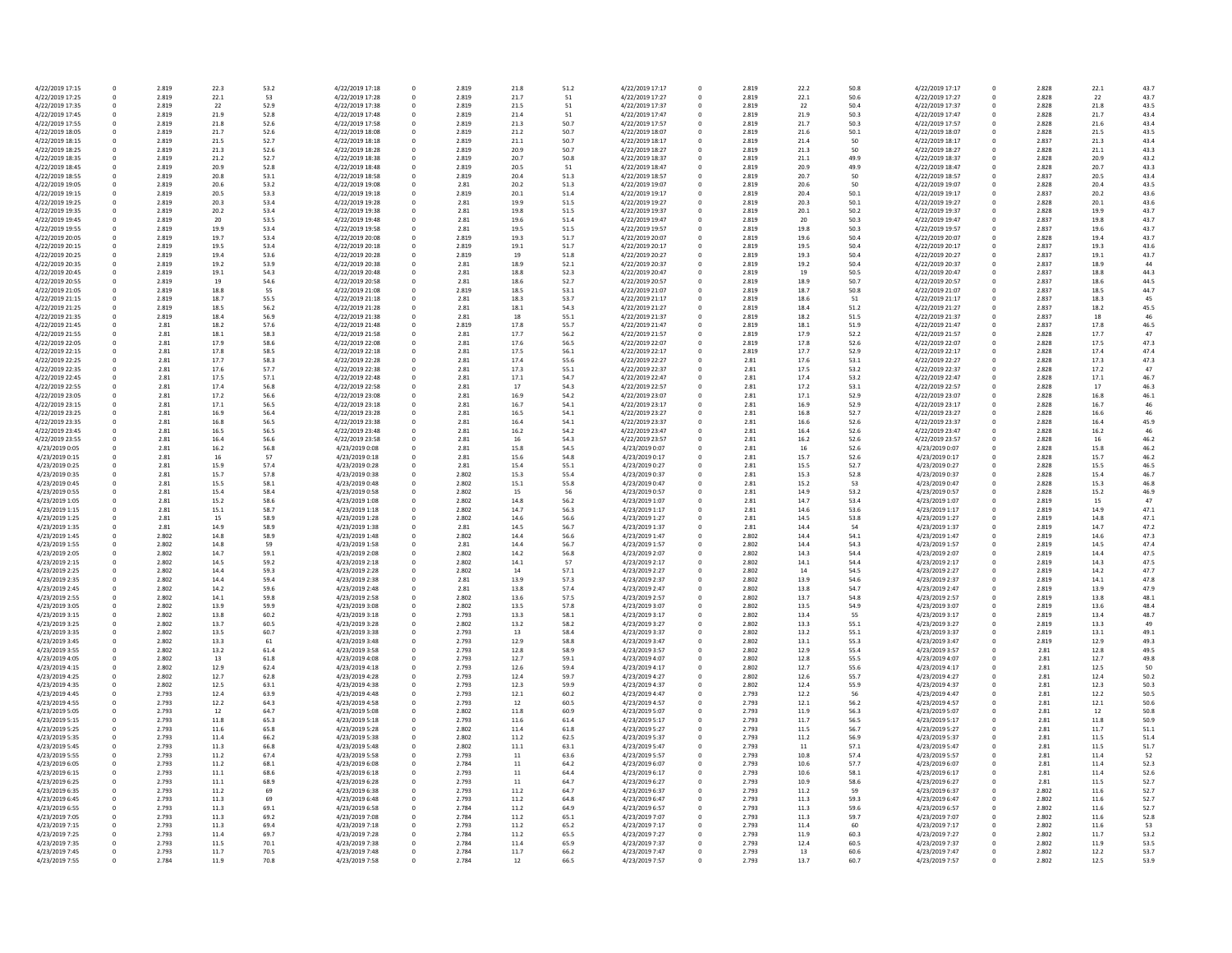| | | | | | | | | | | | | | | | | | | | |
|---|---|---|---|---|---|---|---|---|---|---|---|---|---|---|---|---|---|---|---|
| 4/22/2019 17:15 | 0 | 2.819 | 22.3 | 53.2 | 4/22/2019 17:18 | 0 | 2.819 | 21.8 | 51.2 | 4/22/2019 17:17 | 0 | 2.819 | 22.2 | 50.8 | 4/22/2019 17:17 | 0 | 2.828 | 22.1 | 43.7 |
| 4/22/2019 17:25 | 0 | 2.819 | 22.1 | 53 | 4/22/2019 17:28 | 0 | 2.819 | 21.7 | 51 | 4/22/2019 17:27 | 0 | 2.819 | 22.1 | 50.6 | 4/22/2019 17:27 | 0 | 2.828 | 22 | 43.7 |
| 4/22/2019 17:35 | 0 | 2.819 | 22 | 52.9 | 4/22/2019 17:38 | 0 | 2.819 | 21.5 | 51 | 4/22/2019 17:37 | 0 | 2.819 | 22 | 50.4 | 4/22/2019 17:37 | 0 | 2.828 | 21.8 | 43.5 |
| 4/22/2019 17:45 | 0 | 2.819 | 21.9 | 52.8 | 4/22/2019 17:48 | 0 | 2.819 | 21.4 | 51 | 4/22/2019 17:47 | 0 | 2.819 | 21.9 | 50.3 | 4/22/2019 17:47 | 0 | 2.828 | 21.7 | 43.4 |
| 4/22/2019 17:55 | 0 | 2.819 | 21.8 | 52.6 | 4/22/2019 17:58 | 0 | 2.819 | 21.3 | 50.7 | 4/22/2019 17:57 | 0 | 2.819 | 21.7 | 50.3 | 4/22/2019 17:57 | 0 | 2.828 | 21.6 | 43.4 |
| 4/22/2019 18:05 | 0 | 2.819 | 21.7 | 52.6 | 4/22/2019 18:08 | 0 | 2.819 | 21.2 | 50.7 | 4/22/2019 18:07 | 0 | 2.819 | 21.6 | 50.1 | 4/22/2019 18:07 | 0 | 2.828 | 21.5 | 43.5 |
| 4/22/2019 18:15 | 0 | 2.819 | 21.5 | 52.7 | 4/22/2019 18:18 | 0 | 2.819 | 21.1 | 50.7 | 4/22/2019 18:17 | 0 | 2.819 | 21.4 | 50 | 4/22/2019 18:17 | 0 | 2.837 | 21.3 | 43.4 |
| 4/22/2019 18:25 | 0 | 2.819 | 21.3 | 52.6 | 4/22/2019 18:28 | 0 | 2.819 | 20.9 | 50.7 | 4/22/2019 18:27 | 0 | 2.819 | 21.3 | 50 | 4/22/2019 18:27 | 0 | 2.828 | 21.1 | 43.3 |
| 4/22/2019 18:35 | 0 | 2.819 | 21.2 | 52.7 | 4/22/2019 18:38 | 0 | 2.819 | 20.7 | 50.8 | 4/22/2019 18:37 | 0 | 2.819 | 21.1 | 49.9 | 4/22/2019 18:37 | 0 | 2.828 | 20.9 | 43.2 |
| 4/22/2019 18:45 | 0 | 2.819 | 20.9 | 52.8 | 4/22/2019 18:48 | 0 | 2.819 | 20.5 | 51 | 4/22/2019 18:47 | 0 | 2.819 | 20.9 | 49.9 | 4/22/2019 18:47 | 0 | 2.828 | 20.7 | 43.3 |
| 4/22/2019 18:55 | 0 | 2.819 | 20.8 | 53.1 | 4/22/2019 18:58 | 0 | 2.819 | 20.4 | 51.3 | 4/22/2019 18:57 | 0 | 2.819 | 20.7 | 50 | 4/22/2019 18:57 | 0 | 2.837 | 20.5 | 43.4 |
| 4/22/2019 19:05 | 0 | 2.819 | 20.6 | 53.2 | 4/22/2019 19:08 | 0 | 2.81 | 20.2 | 51.3 | 4/22/2019 19:07 | 0 | 2.819 | 20.6 | 50 | 4/22/2019 19:07 | 0 | 2.828 | 20.4 | 43.5 |
| 4/22/2019 19:15 | 0 | 2.819 | 20.5 | 53.3 | 4/22/2019 19:18 | 0 | 2.819 | 20.1 | 51.4 | 4/22/2019 19:17 | 0 | 2.819 | 20.4 | 50.1 | 4/22/2019 19:17 | 0 | 2.837 | 20.2 | 43.6 |
| 4/22/2019 19:25 | 0 | 2.819 | 20.3 | 53.4 | 4/22/2019 19:28 | 0 | 2.81 | 19.9 | 51.5 | 4/22/2019 19:27 | 0 | 2.819 | 20.3 | 50.1 | 4/22/2019 19:27 | 0 | 2.828 | 20.1 | 43.6 |
| 4/22/2019 19:35 | 0 | 2.819 | 20.2 | 53.4 | 4/22/2019 19:38 | 0 | 2.81 | 19.8 | 51.5 | 4/22/2019 19:37 | 0 | 2.819 | 20.1 | 50.2 | 4/22/2019 19:37 | 0 | 2.828 | 19.9 | 43.7 |
| 4/22/2019 19:45 | 0 | 2.819 | 20 | 53.5 | 4/22/2019 19:48 | 0 | 2.81 | 19.6 | 51.4 | 4/22/2019 19:47 | 0 | 2.819 | 20 | 50.3 | 4/22/2019 19:47 | 0 | 2.837 | 19.8 | 43.7 |
| 4/22/2019 19:55 | 0 | 2.819 | 19.9 | 53.4 | 4/22/2019 19:58 | 0 | 2.81 | 19.5 | 51.5 | 4/22/2019 19:57 | 0 | 2.819 | 19.8 | 50.3 | 4/22/2019 19:57 | 0 | 2.837 | 19.6 | 43.7 |
| 4/22/2019 20:05 | 0 | 2.819 | 19.7 | 53.4 | 4/22/2019 20:08 | 0 | 2.819 | 19.3 | 51.7 | 4/22/2019 20:07 | 0 | 2.819 | 19.6 | 50.4 | 4/22/2019 20:07 | 0 | 2.828 | 19.4 | 43.7 |
| 4/22/2019 20:15 | 0 | 2.819 | 19.5 | 53.4 | 4/22/2019 20:18 | 0 | 2.819 | 19.1 | 51.7 | 4/22/2019 20:17 | 0 | 2.819 | 19.5 | 50.4 | 4/22/2019 20:17 | 0 | 2.837 | 19.3 | 43.6 |
| 4/22/2019 20:25 | 0 | 2.819 | 19.4 | 53.6 | 4/22/2019 20:28 | 0 | 2.819 | 19 | 51.8 | 4/22/2019 20:27 | 0 | 2.819 | 19.3 | 50.4 | 4/22/2019 20:27 | 0 | 2.837 | 19.1 | 43.7 |
| 4/22/2019 20:35 | 0 | 2.819 | 19.2 | 53.9 | 4/22/2019 20:38 | 0 | 2.81 | 18.9 | 52.1 | 4/22/2019 20:37 | 0 | 2.819 | 19.2 | 50.4 | 4/22/2019 20:37 | 0 | 2.837 | 18.9 | 44 |
| 4/22/2019 20:45 | 0 | 2.819 | 19.1 | 54.3 | 4/22/2019 20:48 | 0 | 2.81 | 18.8 | 52.3 | 4/22/2019 20:47 | 0 | 2.819 | 19 | 50.5 | 4/22/2019 20:47 | 0 | 2.837 | 18.8 | 44.3 |
| 4/22/2019 20:55 | 0 | 2.819 | 19 | 54.6 | 4/22/2019 20:58 | 0 | 2.81 | 18.6 | 52.7 | 4/22/2019 20:57 | 0 | 2.819 | 18.9 | 50.7 | 4/22/2019 20:57 | 0 | 2.837 | 18.6 | 44.5 |
| 4/22/2019 21:05 | 0 | 2.819 | 18.8 | 55 | 4/22/2019 21:08 | 0 | 2.819 | 18.5 | 53.1 | 4/22/2019 21:07 | 0 | 2.819 | 18.7 | 50.8 | 4/22/2019 21:07 | 0 | 2.837 | 18.5 | 44.7 |
| 4/22/2019 21:15 | 0 | 2.819 | 18.7 | 55.5 | 4/22/2019 21:18 | 0 | 2.81 | 18.3 | 53.7 | 4/22/2019 21:17 | 0 | 2.819 | 18.6 | 51 | 4/22/2019 21:17 | 0 | 2.837 | 18.3 | 45 |
| 4/22/2019 21:25 | 0 | 2.819 | 18.5 | 56.2 | 4/22/2019 21:28 | 0 | 2.81 | 18.1 | 54.3 | 4/22/2019 21:27 | 0 | 2.819 | 18.4 | 51.2 | 4/22/2019 21:27 | 0 | 2.837 | 18.2 | 45.5 |
| 4/22/2019 21:35 | 0 | 2.819 | 18.4 | 56.9 | 4/22/2019 21:38 | 0 | 2.81 | 18 | 55.1 | 4/22/2019 21:37 | 0 | 2.819 | 18.2 | 51.5 | 4/22/2019 21:37 | 0 | 2.837 | 18 | 46 |
| 4/22/2019 21:45 | 0 | 2.81 | 18.2 | 57.6 | 4/22/2019 21:48 | 0 | 2.819 | 17.8 | 55.7 | 4/22/2019 21:47 | 0 | 2.819 | 18.1 | 51.9 | 4/22/2019 21:47 | 0 | 2.837 | 17.8 | 46.5 |
| 4/22/2019 21:55 | 0 | 2.81 | 18.1 | 58.3 | 4/22/2019 21:58 | 0 | 2.81 | 17.7 | 56.2 | 4/22/2019 21:57 | 0 | 2.819 | 17.9 | 52.2 | 4/22/2019 21:57 | 0 | 2.828 | 17.7 | 47 |
| 4/22/2019 22:05 | 0 | 2.81 | 17.9 | 58.6 | 4/22/2019 22:08 | 0 | 2.81 | 17.6 | 56.5 | 4/22/2019 22:07 | 0 | 2.819 | 17.8 | 52.6 | 4/22/2019 22:07 | 0 | 2.828 | 17.5 | 47.3 |
| 4/22/2019 22:15 | 0 | 2.81 | 17.8 | 58.5 | 4/22/2019 22:18 | 0 | 2.81 | 17.5 | 56.1 | 4/22/2019 22:17 | 0 | 2.819 | 17.7 | 52.9 | 4/22/2019 22:17 | 0 | 2.828 | 17.4 | 47.4 |
| 4/22/2019 22:25 | 0 | 2.81 | 17.7 | 58.3 | 4/22/2019 22:28 | 0 | 2.81 | 17.4 | 55.6 | 4/22/2019 22:27 | 0 | 2.81 | 17.6 | 53.1 | 4/22/2019 22:27 | 0 | 2.828 | 17.3 | 47.3 |
| 4/22/2019 22:35 | 0 | 2.81 | 17.6 | 57.7 | 4/22/2019 22:38 | 0 | 2.81 | 17.3 | 55.1 | 4/22/2019 22:37 | 0 | 2.81 | 17.5 | 53.2 | 4/22/2019 22:37 | 0 | 2.828 | 17.2 | 47 |
| 4/22/2019 22:45 | 0 | 2.81 | 17.5 | 57.1 | 4/22/2019 22:48 | 0 | 2.81 | 17.1 | 54.7 | 4/22/2019 22:47 | 0 | 2.81 | 17.4 | 53.2 | 4/22/2019 22:47 | 0 | 2.828 | 17.1 | 46.7 |
| 4/22/2019 22:55 | 0 | 2.81 | 17.4 | 56.8 | 4/22/2019 22:58 | 0 | 2.81 | 17 | 54.3 | 4/22/2019 22:57 | 0 | 2.81 | 17.2 | 53.1 | 4/22/2019 22:57 | 0 | 2.828 | 17 | 46.3 |
| 4/22/2019 23:05 | 0 | 2.81 | 17.2 | 56.6 | 4/22/2019 23:08 | 0 | 2.81 | 16.9 | 54.2 | 4/22/2019 23:07 | 0 | 2.81 | 17.1 | 52.9 | 4/22/2019 23:07 | 0 | 2.828 | 16.8 | 46.1 |
| 4/22/2019 23:15 | 0 | 2.81 | 17.1 | 56.5 | 4/22/2019 23:18 | 0 | 2.81 | 16.7 | 54.1 | 4/22/2019 23:17 | 0 | 2.81 | 16.9 | 52.9 | 4/22/2019 23:17 | 0 | 2.828 | 16.7 | 46 |
| 4/22/2019 23:25 | 0 | 2.81 | 16.9 | 56.4 | 4/22/2019 23:28 | 0 | 2.81 | 16.5 | 54.1 | 4/22/2019 23:27 | 0 | 2.81 | 16.8 | 52.7 | 4/22/2019 23:27 | 0 | 2.828 | 16.6 | 46 |
| 4/22/2019 23:35 | 0 | 2.81 | 16.8 | 56.5 | 4/22/2019 23:38 | 0 | 2.81 | 16.4 | 54.1 | 4/22/2019 23:37 | 0 | 2.81 | 16.6 | 52.6 | 4/22/2019 23:37 | 0 | 2.828 | 16.4 | 45.9 |
| 4/22/2019 23:45 | 0 | 2.81 | 16.5 | 56.5 | 4/22/2019 23:48 | 0 | 2.81 | 16.2 | 54.2 | 4/22/2019 23:47 | 0 | 2.81 | 16.4 | 52.6 | 4/22/2019 23:47 | 0 | 2.828 | 16.2 | 46 |
| 4/22/2019 23:55 | 0 | 2.81 | 16.4 | 56.6 | 4/22/2019 23:58 | 0 | 2.81 | 16 | 54.3 | 4/22/2019 23:57 | 0 | 2.81 | 16.2 | 52.6 | 4/22/2019 23:57 | 0 | 2.828 | 16 | 46.2 |
| 4/23/2019 0:05 | 0 | 2.81 | 16.2 | 56.8 | 4/23/2019 0:08 | 0 | 2.81 | 15.8 | 54.5 | 4/23/2019 0:07 | 0 | 2.81 | 16 | 52.6 | 4/23/2019 0:07 | 0 | 2.828 | 15.8 | 46.2 |
| 4/23/2019 0:15 | 0 | 2.81 | 16 | 57 | 4/23/2019 0:18 | 0 | 2.81 | 15.6 | 54.8 | 4/23/2019 0:17 | 0 | 2.81 | 15.7 | 52.6 | 4/23/2019 0:17 | 0 | 2.828 | 15.7 | 46.2 |
| 4/23/2019 0:25 | 0 | 2.81 | 15.9 | 57.4 | 4/23/2019 0:28 | 0 | 2.81 | 15.4 | 55.1 | 4/23/2019 0:27 | 0 | 2.81 | 15.5 | 52.7 | 4/23/2019 0:27 | 0 | 2.828 | 15.5 | 46.5 |
| 4/23/2019 0:35 | 0 | 2.81 | 15.7 | 57.8 | 4/23/2019 0:38 | 0 | 2.802 | 15.3 | 55.4 | 4/23/2019 0:37 | 0 | 2.81 | 15.3 | 52.8 | 4/23/2019 0:37 | 0 | 2.828 | 15.4 | 46.7 |
| 4/23/2019 0:45 | 0 | 2.81 | 15.5 | 58.1 | 4/23/2019 0:48 | 0 | 2.802 | 15.1 | 55.8 | 4/23/2019 0:47 | 0 | 2.81 | 15.2 | 53 | 4/23/2019 0:47 | 0 | 2.828 | 15.3 | 46.8 |
| 4/23/2019 0:55 | 0 | 2.81 | 15.4 | 58.4 | 4/23/2019 0:58 | 0 | 2.802 | 15 | 56 | 4/23/2019 0:57 | 0 | 2.81 | 14.9 | 53.2 | 4/23/2019 0:57 | 0 | 2.828 | 15.2 | 46.9 |
| 4/23/2019 1:05 | 0 | 2.81 | 15.2 | 58.6 | 4/23/2019 1:08 | 0 | 2.802 | 14.8 | 56.2 | 4/23/2019 1:07 | 0 | 2.81 | 14.7 | 53.4 | 4/23/2019 1:07 | 0 | 2.819 | 15 | 47 |
| 4/23/2019 1:15 | 0 | 2.81 | 15.1 | 58.7 | 4/23/2019 1:18 | 0 | 2.802 | 14.7 | 56.3 | 4/23/2019 1:17 | 0 | 2.81 | 14.6 | 53.6 | 4/23/2019 1:17 | 0 | 2.819 | 14.9 | 47.1 |
| 4/23/2019 1:25 | 0 | 2.81 | 15 | 58.9 | 4/23/2019 1:28 | 0 | 2.802 | 14.6 | 56.6 | 4/23/2019 1:27 | 0 | 2.81 | 14.5 | 53.8 | 4/23/2019 1:27 | 0 | 2.819 | 14.8 | 47.1 |
| 4/23/2019 1:35 | 0 | 2.81 | 14.9 | 58.9 | 4/23/2019 1:38 | 0 | 2.81 | 14.5 | 56.7 | 4/23/2019 1:37 | 0 | 2.81 | 14.4 | 54 | 4/23/2019 1:37 | 0 | 2.819 | 14.7 | 47.2 |
| 4/23/2019 1:45 | 0 | 2.802 | 14.8 | 58.9 | 4/23/2019 1:48 | 0 | 2.802 | 14.4 | 56.6 | 4/23/2019 1:47 | 0 | 2.802 | 14.4 | 54.1 | 4/23/2019 1:47 | 0 | 2.819 | 14.6 | 47.3 |
| 4/23/2019 1:55 | 0 | 2.802 | 14.8 | 59 | 4/23/2019 1:58 | 0 | 2.81 | 14.4 | 56.7 | 4/23/2019 1:57 | 0 | 2.802 | 14.4 | 54.3 | 4/23/2019 1:57 | 0 | 2.819 | 14.5 | 47.4 |
| 4/23/2019 2:05 | 0 | 2.802 | 14.7 | 59.1 | 4/23/2019 2:08 | 0 | 2.802 | 14.2 | 56.8 | 4/23/2019 2:07 | 0 | 2.802 | 14.3 | 54.4 | 4/23/2019 2:07 | 0 | 2.819 | 14.4 | 47.5 |
| 4/23/2019 2:15 | 0 | 2.802 | 14.5 | 59.2 | 4/23/2019 2:18 | 0 | 2.802 | 14.1 | 57 | 4/23/2019 2:17 | 0 | 2.802 | 14.1 | 54.4 | 4/23/2019 2:17 | 0 | 2.819 | 14.3 | 47.5 |
| 4/23/2019 2:25 | 0 | 2.802 | 14.4 | 59.3 | 4/23/2019 2:28 | 0 | 2.802 | 14 | 57.1 | 4/23/2019 2:27 | 0 | 2.802 | 14 | 54.5 | 4/23/2019 2:27 | 0 | 2.819 | 14.2 | 47.7 |
| 4/23/2019 2:35 | 0 | 2.802 | 14.4 | 59.4 | 4/23/2019 2:38 | 0 | 2.81 | 13.9 | 57.3 | 4/23/2019 2:37 | 0 | 2.802 | 13.9 | 54.6 | 4/23/2019 2:37 | 0 | 2.819 | 14.1 | 47.8 |
| 4/23/2019 2:45 | 0 | 2.802 | 14.2 | 59.6 | 4/23/2019 2:48 | 0 | 2.81 | 13.8 | 57.4 | 4/23/2019 2:47 | 0 | 2.802 | 13.8 | 54.7 | 4/23/2019 2:47 | 0 | 2.819 | 13.9 | 47.9 |
| 4/23/2019 2:55 | 0 | 2.802 | 14.1 | 59.8 | 4/23/2019 2:58 | 0 | 2.802 | 13.6 | 57.5 | 4/23/2019 2:57 | 0 | 2.802 | 13.7 | 54.8 | 4/23/2019 2:57 | 0 | 2.819 | 13.8 | 48.1 |
| 4/23/2019 3:05 | 0 | 2.802 | 13.9 | 59.9 | 4/23/2019 3:08 | 0 | 2.802 | 13.5 | 57.8 | 4/23/2019 3:07 | 0 | 2.802 | 13.5 | 54.9 | 4/23/2019 3:07 | 0 | 2.819 | 13.6 | 48.4 |
| 4/23/2019 3:15 | 0 | 2.802 | 13.8 | 60.2 | 4/23/2019 3:18 | 0 | 2.793 | 13.3 | 58.1 | 4/23/2019 3:17 | 0 | 2.802 | 13.4 | 55 | 4/23/2019 3:17 | 0 | 2.819 | 13.4 | 48.7 |
| 4/23/2019 3:25 | 0 | 2.802 | 13.7 | 60.5 | 4/23/2019 3:28 | 0 | 2.802 | 13.2 | 58.2 | 4/23/2019 3:27 | 0 | 2.802 | 13.3 | 55.1 | 4/23/2019 3:27 | 0 | 2.819 | 13.3 | 49 |
| 4/23/2019 3:35 | 0 | 2.802 | 13.5 | 60.7 | 4/23/2019 3:38 | 0 | 2.793 | 13 | 58.4 | 4/23/2019 3:37 | 0 | 2.802 | 13.2 | 55.1 | 4/23/2019 3:37 | 0 | 2.819 | 13.1 | 49.1 |
| 4/23/2019 3:45 | 0 | 2.802 | 13.3 | 61 | 4/23/2019 3:48 | 0 | 2.793 | 12.9 | 58.8 | 4/23/2019 3:47 | 0 | 2.802 | 13.1 | 55.3 | 4/23/2019 3:47 | 0 | 2.819 | 12.9 | 49.3 |
| 4/23/2019 3:55 | 0 | 2.802 | 13.2 | 61.4 | 4/23/2019 3:58 | 0 | 2.793 | 12.8 | 58.9 | 4/23/2019 3:57 | 0 | 2.802 | 12.9 | 55.4 | 4/23/2019 3:57 | 0 | 2.81 | 12.8 | 49.5 |
| 4/23/2019 4:05 | 0 | 2.802 | 13 | 61.8 | 4/23/2019 4:08 | 0 | 2.793 | 12.7 | 59.1 | 4/23/2019 4:07 | 0 | 2.802 | 12.8 | 55.5 | 4/23/2019 4:07 | 0 | 2.81 | 12.7 | 49.8 |
| 4/23/2019 4:15 | 0 | 2.802 | 12.9 | 62.4 | 4/23/2019 4:18 | 0 | 2.793 | 12.6 | 59.4 | 4/23/2019 4:17 | 0 | 2.802 | 12.7 | 55.6 | 4/23/2019 4:17 | 0 | 2.81 | 12.5 | 50 |
| 4/23/2019 4:25 | 0 | 2.802 | 12.7 | 62.8 | 4/23/2019 4:28 | 0 | 2.793 | 12.4 | 59.7 | 4/23/2019 4:27 | 0 | 2.802 | 12.6 | 55.7 | 4/23/2019 4:27 | 0 | 2.81 | 12.4 | 50.2 |
| 4/23/2019 4:35 | 0 | 2.802 | 12.5 | 63.1 | 4/23/2019 4:38 | 0 | 2.793 | 12.3 | 59.9 | 4/23/2019 4:37 | 0 | 2.802 | 12.4 | 55.9 | 4/23/2019 4:37 | 0 | 2.81 | 12.3 | 50.3 |
| 4/23/2019 4:45 | 0 | 2.793 | 12.4 | 63.9 | 4/23/2019 4:48 | 0 | 2.793 | 12.1 | 60.2 | 4/23/2019 4:47 | 0 | 2.793 | 12.2 | 56 | 4/23/2019 4:47 | 0 | 2.81 | 12.2 | 50.5 |
| 4/23/2019 4:55 | 0 | 2.793 | 12.2 | 64.3 | 4/23/2019 4:58 | 0 | 2.793 | 12 | 60.5 | 4/23/2019 4:57 | 0 | 2.793 | 12.1 | 56.2 | 4/23/2019 4:57 | 0 | 2.81 | 12.1 | 50.6 |
| 4/23/2019 5:05 | 0 | 2.793 | 12 | 64.7 | 4/23/2019 5:08 | 0 | 2.802 | 11.8 | 60.9 | 4/23/2019 5:07 | 0 | 2.793 | 11.9 | 56.3 | 4/23/2019 5:07 | 0 | 2.81 | 12 | 50.8 |
| 4/23/2019 5:15 | 0 | 2.793 | 11.8 | 65.3 | 4/23/2019 5:18 | 0 | 2.793 | 11.6 | 61.4 | 4/23/2019 5:17 | 0 | 2.793 | 11.7 | 56.5 | 4/23/2019 5:17 | 0 | 2.81 | 11.8 | 50.9 |
| 4/23/2019 5:25 | 0 | 2.793 | 11.6 | 65.8 | 4/23/2019 5:28 | 0 | 2.802 | 11.4 | 61.8 | 4/23/2019 5:27 | 0 | 2.793 | 11.5 | 56.7 | 4/23/2019 5:27 | 0 | 2.81 | 11.7 | 51.1 |
| 4/23/2019 5:35 | 0 | 2.793 | 11.4 | 66.2 | 4/23/2019 5:38 | 0 | 2.802 | 11.2 | 62.5 | 4/23/2019 5:37 | 0 | 2.793 | 11.2 | 56.9 | 4/23/2019 5:37 | 0 | 2.81 | 11.5 | 51.4 |
| 4/23/2019 5:45 | 0 | 2.793 | 11.3 | 66.8 | 4/23/2019 5:48 | 0 | 2.802 | 11.1 | 63.1 | 4/23/2019 5:47 | 0 | 2.793 | 11 | 57.1 | 4/23/2019 5:47 | 0 | 2.81 | 11.5 | 51.7 |
| 4/23/2019 5:55 | 0 | 2.793 | 11.2 | 67.4 | 4/23/2019 5:58 | 0 | 2.793 | 11 | 63.6 | 4/23/2019 5:57 | 0 | 2.793 | 10.8 | 57.4 | 4/23/2019 5:57 | 0 | 2.81 | 11.4 | 52 |
| 4/23/2019 6:05 | 0 | 2.793 | 11.2 | 68.1 | 4/23/2019 6:08 | 0 | 2.784 | 11 | 64.2 | 4/23/2019 6:07 | 0 | 2.793 | 10.6 | 57.7 | 4/23/2019 6:07 | 0 | 2.81 | 11.4 | 52.3 |
| 4/23/2019 6:15 | 0 | 2.793 | 11.1 | 68.6 | 4/23/2019 6:18 | 0 | 2.793 | 11 | 64.4 | 4/23/2019 6:17 | 0 | 2.793 | 10.6 | 58.1 | 4/23/2019 6:17 | 0 | 2.81 | 11.4 | 52.6 |
| 4/23/2019 6:25 | 0 | 2.793 | 11.1 | 68.9 | 4/23/2019 6:28 | 0 | 2.793 | 11 | 64.7 | 4/23/2019 6:27 | 0 | 2.793 | 10.9 | 58.6 | 4/23/2019 6:27 | 0 | 2.81 | 11.5 | 52.7 |
| 4/23/2019 6:35 | 0 | 2.793 | 11.2 | 69 | 4/23/2019 6:38 | 0 | 2.793 | 11.2 | 64.7 | 4/23/2019 6:37 | 0 | 2.793 | 11.2 | 59 | 4/23/2019 6:37 | 0 | 2.802 | 11.6 | 52.7 |
| 4/23/2019 6:45 | 0 | 2.793 | 11.3 | 69 | 4/23/2019 6:48 | 0 | 2.793 | 11.2 | 64.8 | 4/23/2019 6:47 | 0 | 2.793 | 11.3 | 59.3 | 4/23/2019 6:47 | 0 | 2.802 | 11.6 | 52.7 |
| 4/23/2019 6:55 | 0 | 2.793 | 11.3 | 69.1 | 4/23/2019 6:58 | 0 | 2.784 | 11.2 | 64.9 | 4/23/2019 6:57 | 0 | 2.793 | 11.3 | 59.6 | 4/23/2019 6:57 | 0 | 2.802 | 11.6 | 52.7 |
| 4/23/2019 7:05 | 0 | 2.793 | 11.3 | 69.2 | 4/23/2019 7:08 | 0 | 2.784 | 11.2 | 65.1 | 4/23/2019 7:07 | 0 | 2.793 | 11.3 | 59.7 | 4/23/2019 7:07 | 0 | 2.802 | 11.6 | 52.8 |
| 4/23/2019 7:15 | 0 | 2.793 | 11.3 | 69.4 | 4/23/2019 7:18 | 0 | 2.793 | 11.2 | 65.2 | 4/23/2019 7:17 | 0 | 2.793 | 11.4 | 60 | 4/23/2019 7:17 | 0 | 2.802 | 11.6 | 53 |
| 4/23/2019 7:25 | 0 | 2.793 | 11.4 | 69.7 | 4/23/2019 7:28 | 0 | 2.784 | 11.2 | 65.5 | 4/23/2019 7:27 | 0 | 2.793 | 11.9 | 60.3 | 4/23/2019 7:27 | 0 | 2.802 | 11.7 | 53.2 |
| 4/23/2019 7:35 | 0 | 2.793 | 11.5 | 70.1 | 4/23/2019 7:38 | 0 | 2.784 | 11.4 | 65.9 | 4/23/2019 7:37 | 0 | 2.793 | 12.4 | 60.5 | 4/23/2019 7:37 | 0 | 2.802 | 11.9 | 53.5 |
| 4/23/2019 7:45 | 0 | 2.793 | 11.7 | 70.5 | 4/23/2019 7:48 | 0 | 2.784 | 11.7 | 66.2 | 4/23/2019 7:47 | 0 | 2.793 | 13 | 60.6 | 4/23/2019 7:47 | 0 | 2.802 | 12.2 | 53.7 |
| 4/23/2019 7:55 | 0 | 2.784 | 11.9 | 70.8 | 4/23/2019 7:58 | 0 | 2.784 | 12 | 66.5 | 4/23/2019 7:57 | 0 | 2.793 | 13.7 | 60.7 | 4/23/2019 7:57 | 0 | 2.802 | 12.5 | 53.9 |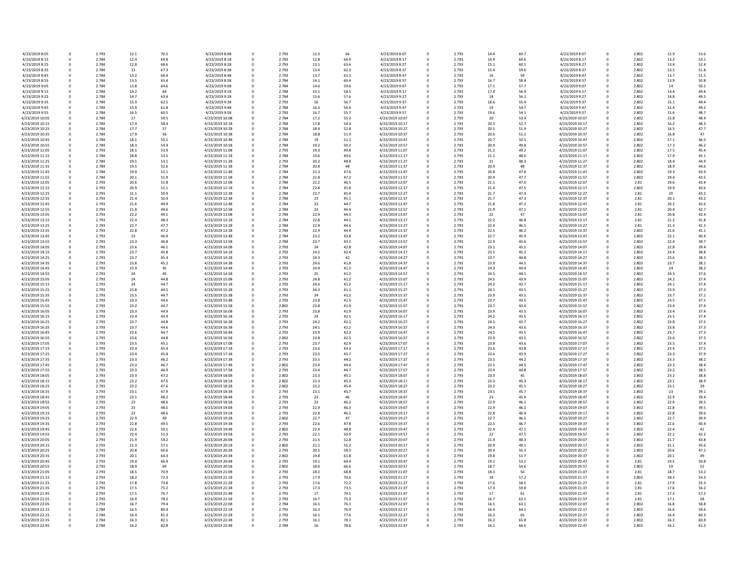| | | | | | | | | | | | | | | | | | | | |
|---|---|---|---|---|---|---|---|---|---|---|---|---|---|---|---|---|---|---|---|
| 4/23/2019 8:05 | 0 | 2.793 | 12.1 | 70.5 | 4/23/2019 8:08 | 0 | 2.793 | 12.3 | 66 | 4/23/2019 8:07 | 0 | 2.793 | 14.4 | 60.7 | 4/23/2019 8:07 | 0 | 2.802 | 12.9 | 53.6 |
| 4/23/2019 8:15 | 0 | 2.784 | 12.4 | 69.8 | 4/23/2019 8:18 | 0 | 2.793 | 12.8 | 64.9 | 4/23/2019 8:17 | 0 | 2.793 | 14.9 | 60.6 | 4/23/2019 8:17 | 0 | 2.802 | 13.2 | 53.1 |
| 4/23/2019 8:25 | 0 | 2.784 | 12.8 | 68.6 | 4/23/2019 8:28 | 0 | 2.793 | 13.1 | 63.6 | 4/23/2019 8:27 | 0 | 2.793 | 15.1 | 60.1 | 4/23/2019 8:27 | 0 | 2.802 | 13.4 | 52.4 |
| 4/23/2019 8:35 | 0 | 2.784 | 13 | 67.3 | 4/23/2019 8:38 | 0 | 2.793 | 13.4 | 62.3 | 4/23/2019 8:37 | 0 | 2.793 | 15.4 | 59.6 | 4/23/2019 8:37 | 0 | 2.802 | 13.5 | 51.8 |
| 4/23/2019 8:45 | 0 | 2.784 | 13.2 | 66.4 | 4/23/2019 8:48 | 0 | 2.793 | 13.7 | 61.1 | 4/23/2019 8:47 | 0 | 2.793 | 16 | 59 | 4/23/2019 8:47 | 0 | 2.802 | 13.7 | 51.5 |
| 4/23/2019 8:55 | 0 | 2.784 | 13.5 | 65.4 | 4/23/2019 8:58 | 0 | 2.784 | 14.1 | 60.4 | 4/23/2019 8:57 | 0 | 2.793 | 16.7 | 58.4 | 4/23/2019 8:57 | 0 | 2.802 | 13.9 | 50.8 |
| 4/23/2019 9:05 | 0 | 2.784 | 13.8 | 64.6 | 4/23/2019 9:08 | 0 | 2.784 | 14.6 | 59.6 | 4/23/2019 9:07 | 0 | 2.793 | 17.1 | 57.7 | 4/23/2019 9:07 | 0 | 2.802 | 14 | 50.1 |
| 4/23/2019 9:15 | 0 | 2.784 | 14.2 | 64 | 4/23/2019 9:18 | 0 | 2.784 | 15.1 | 58.5 | 4/23/2019 9:17 | 0 | 2.793 | 17.4 | 56.9 | 4/23/2019 9:17 | 0 | 2.802 | 14.4 | 49.8 |
| 4/23/2019 9:25 | 0 | 2.784 | 14.7 | 63.4 | 4/23/2019 9:28 | 0 | 2.784 | 15.6 | 57.6 | 4/23/2019 9:27 | 0 | 2.793 | 18 | 56.1 | 4/23/2019 9:27 | 0 | 2.802 | 14.8 | 49.5 |
| 4/23/2019 9:35 | 0 | 2.784 | 15.3 | 62.5 | 4/23/2019 9:38 | 0 | 2.793 | 16 | 56.7 | 4/23/2019 9:37 | 0 | 2.793 | 18.6 | 55.4 | 4/23/2019 9:37 | 0 | 2.802 | 15.1 | 49.4 |
| 4/23/2019 9:45 | 0 | 2.784 | 15.9 | 61.8 | 4/23/2019 9:48 | 0 | 2.784 | 16.3 | 56.4 | 4/23/2019 9:47 | 0 | 2.793 | 19 | 54.7 | 4/23/2019 9:47 | 0 | 2.802 | 15.4 | 49.2 |
| 4/23/2019 9:55 | 0 | 2.784 | 16.5 | 60.5 | 4/23/2019 9:58 | 0 | 2.793 | 16.7 | 55.7 | 4/23/2019 9:57 | 0 | 2.793 | 19.6 | 54.1 | 4/23/2019 9:57 | 0 | 2.802 | 15.6 | 48.7 |
| 4/23/2019 10:05 | 0 | 2.784 | 17 | 59.5 | 4/23/2019 10:08 | 0 | 2.784 | 17.2 | 55.3 | 4/23/2019 10:07 | 0 | 2.793 | 20 | 53.4 | 4/23/2019 10:07 | 0 | 2.802 | 15.8 | 48.4 |
| 4/23/2019 10:15 | 0 | 2.784 | 17.4 | 58.4 | 4/23/2019 10:18 | 0 | 2.784 | 17.8 | 54.3 | 4/23/2019 10:17 | 0 | 2.793 | 20.3 | 52.7 | 4/23/2019 10:17 | 0 | 2.802 | 16.2 | 48.3 |
| 4/23/2019 10:25 | 0 | 2.784 | 17.7 | 57 | 4/23/2019 10:28 | 0 | 2.784 | 18.4 | 52.8 | 4/23/2019 10:27 | 0 | 2.793 | 20.5 | 51.9 | 4/23/2019 10:27 | 0 | 2.802 | 16.5 | 47.7 |
| 4/23/2019 10:35 | 0 | 2.784 | 17.9 | 56 | 4/23/2019 10:38 | 0 | 2.784 | 18.8 | 51.9 | 4/23/2019 10:37 | 0 | 2.793 | 20.6 | 51.2 | 4/23/2019 10:37 | 0 | 2.802 | 16.8 | 47 |
| 4/23/2019 10:45 | 0 | 2.784 | 18.1 | 55.1 | 4/23/2019 10:48 | 0 | 2.784 | 19 | 51.1 | 4/23/2019 10:47 | 0 | 2.793 | 20.7 | 50.5 | 4/23/2019 10:47 | 0 | 2.802 | 17.1 | 46.5 |
| 4/23/2019 10:55 | 0 | 2.784 | 18.3 | 54.4 | 4/23/2019 10:58 | 0 | 2.784 | 19.2 | 50.3 | 4/23/2019 10:57 | 0 | 2.793 | 20.9 | 49.8 | 4/23/2019 10:57 | 0 | 2.802 | 17.3 | 46.2 |
| 4/23/2019 11:05 | 0 | 2.793 | 18.5 | 53.9 | 4/23/2019 11:08 | 0 | 2.793 | 19.3 | 49.8 | 4/23/2019 11:07 | 0 | 2.793 | 21.2 | 49.2 | 4/23/2019 11:07 | 0 | 2.802 | 17.5 | 45.4 |
| 4/23/2019 11:15 | 0 | 2.784 | 18.8 | 53.5 | 4/23/2019 11:18 | 0 | 2.784 | 19.6 | 49.6 | 4/23/2019 11:17 | 0 | 2.793 | 21.1 | 48.6 | 4/23/2019 11:17 | 0 | 2.802 | 17.9 | 45.1 |
| 4/23/2019 11:25 | 0 | 2.784 | 19.1 | 53.1 | 4/23/2019 11:28 | 0 | 2.793 | 20.2 | 48.8 | 4/23/2019 11:27 | 0 | 2.793 | 21 | 48.3 | 4/23/2019 11:27 | 0 | 2.802 | 18.4 | 44.9 |
| 4/23/2019 11:35 | 0 | 2.784 | 19.5 | 52.6 | 4/23/2019 11:38 | 0 | 2.784 | 20.8 | 48 | 4/23/2019 11:37 | 0 | 2.793 | 20.9 | 48 | 4/23/2019 11:37 | 0 | 2.802 | 18.9 | 44.6 |
| 4/23/2019 11:45 | 0 | 2.784 | 19.9 | 52.1 | 4/23/2019 11:48 | 0 | 2.784 | 21.3 | 47.6 | 4/23/2019 11:47 | 0 | 2.793 | 20.8 | 47.8 | 4/23/2019 11:47 | 0 | 2.802 | 19.3 | 43.9 |
| 4/23/2019 11:55 | 0 | 2.784 | 20.1 | 51.9 | 4/23/2019 11:58 | 0 | 2.784 | 21.8 | 47.2 | 4/23/2019 11:57 | 0 | 2.793 | 20.9 | 47.7 | 4/23/2019 11:57 | 0 | 2.802 | 19.4 | 43.5 |
| 4/23/2019 12:05 | 0 | 2.793 | 20.6 | 51.8 | 4/23/2019 12:08 | 0 | 2.784 | 22.2 | 46.5 | 4/23/2019 12:07 | 0 | 2.793 | 21.1 | 47.6 | 4/23/2019 12:07 | 0 | 2.81 | 19.6 | 43.4 |
| 4/23/2019 12:15 | 0 | 2.793 | 20.9 | 51.1 | 4/23/2019 12:18 | 0 | 2.784 | 22.4 | 45.8 | 4/23/2019 12:17 | 0 | 2.793 | 21.4 | 47.5 | 4/23/2019 12:17 | 0 | 2.802 | 19.9 | 43.6 |
| 4/23/2019 12:25 | 0 | 2.793 | 21.1 | 50.9 | 4/23/2019 12:28 | 0 | 2.784 | 22.7 | 45.4 | 4/23/2019 12:27 | 0 | 2.793 | 21.7 | 47.4 | 4/23/2019 12:27 | 0 | 2.81 | 20 | 43.2 |
| 4/23/2019 12:35 | 0 | 2.793 | 21.4 | 50.4 | 4/23/2019 12:38 | 0 | 2.784 | 23 | 45.1 | 4/23/2019 12:37 | 0 | 2.793 | 21.7 | 47.3 | 4/23/2019 12:37 | 0 | 2.81 | 20.1 | 43.2 |
| 4/23/2019 12:45 | 0 | 2.793 | 21.6 | 49.9 | 4/23/2019 12:48 | 0 | 2.784 | 23 | 44.7 | 4/23/2019 12:47 | 0 | 2.793 | 21.8 | 47.2 | 4/23/2019 12:47 | 0 | 2.81 | 20.2 | 42.6 |
| 4/23/2019 12:55 | 0 | 2.793 | 21.8 | 49.6 | 4/23/2019 12:58 | 0 | 2.784 | 23 | 44.4 | 4/23/2019 12:57 | 0 | 2.793 | 21.9 | 47.1 | 4/23/2019 12:57 | 0 | 2.81 | 20.4 | 42.7 |
| 4/23/2019 13:05 | 0 | 2.793 | 22.2 | 49.1 | 4/23/2019 13:08 | 0 | 2.784 | 22.9 | 44.5 | 4/23/2019 13:07 | 0 | 2.793 | 22 | 47 | 4/23/2019 13:07 | 0 | 2.81 | 20.8 | 42.4 |
| 4/23/2019 13:15 | 0 | 2.793 | 22.4 | 48.3 | 4/23/2019 13:18 | 0 | 2.784 | 22.8 | 44.1 | 4/23/2019 13:17 | 0 | 2.793 | 22.2 | 46.8 | 4/23/2019 13:17 | 0 | 2.81 | 21.2 | 41.8 |
| 4/23/2019 13:25 | 0 | 2.793 | 22.7 | 47.7 | 4/23/2019 13:28 | 0 | 2.784 | 22.8 | 44.6 | 4/23/2019 13:27 | 0 | 2.793 | 22.4 | 46.5 | 4/23/2019 13:27 | 0 | 2.81 | 21.3 | 41.3 |
| 4/23/2019 13:35 | 0 | 2.793 | 22.8 | 47.2 | 4/23/2019 13:38 | 0 | 2.784 | 22.9 | 44.4 | 4/23/2019 13:37 | 0 | 2.793 | 22.5 | 46.2 | 4/23/2019 13:37 | 0 | 2.802 | 21.6 | 41.1 |
| 4/23/2019 13:45 | 0 | 2.793 | 23 | 46.9 | 4/23/2019 13:48 | 0 | 2.784 | 23.2 | 43.8 | 4/23/2019 13:47 | 0 | 2.793 | 22.7 | 45.9 | 4/23/2019 13:47 | 0 | 2.802 | 22.1 | 40.4 |
| 4/23/2019 13:55 | 0 | 2.793 | 23.3 | 46.8 | 4/23/2019 13:58 | 0 | 2.784 | 23.7 | 43.2 | 4/23/2019 13:57 | 0 | 2.793 | 22.9 | 45.6 | 4/23/2019 13:57 | 0 | 2.802 | 22.4 | 39.7 |
| 4/23/2019 14:05 | 0 | 2.793 | 23.6 | 46.1 | 4/23/2019 14:08 | 0 | 2.793 | 24 | 42.8 | 4/23/2019 14:07 | 0 | 2.793 | 23.1 | 45.5 | 4/23/2019 14:07 | 0 | 2.802 | 22.8 | 39.4 |
| 4/23/2019 14:15 | 0 | 2.793 | 23.7 | 45.8 | 4/23/2019 14:18 | 0 | 2.793 | 24.2 | 42.4 | 4/23/2019 14:17 | 0 | 2.793 | 23.5 | 45.2 | 4/23/2019 14:17 | 0 | 2.802 | 23.4 | 38.8 |
| 4/23/2019 14:25 | 0 | 2.793 | 23.7 | 45.4 | 4/23/2019 14:28 | 0 | 2.793 | 24.3 | 42 | 4/23/2019 14:27 | 0 | 2.793 | 23.7 | 44.8 | 4/23/2019 14:27 | 0 | 2.802 | 23.6 | 38.3 |
| 4/23/2019 14:35 | 0 | 2.793 | 23.8 | 45.2 | 4/23/2019 14:38 | 0 | 2.793 | 24.6 | 41.8 | 4/23/2019 14:37 | 0 | 2.793 | 23.9 | 44.5 | 4/23/2019 14:37 | 0 | 2.802 | 23.7 | 38.1 |
| 4/23/2019 14:45 | 0 | 2.793 | 23.9 | 45 | 4/23/2019 14:48 | 0 | 2.793 | 24.9 | 41.5 | 4/23/2019 14:47 | 0 | 2.793 | 24.3 | 44.4 | 4/23/2019 14:47 | 0 | 2.802 | 24 | 38.2 |
| 4/23/2019 14:55 | 0 | 2.793 | 24 | 45 | 4/23/2019 14:58 | 0 | 2.793 | 25 | 41.2 | 4/23/2019 14:57 | 0 | 2.793 | 24.5 | 44.1 | 4/23/2019 14:57 | 0 | 2.802 | 24.3 | 37.6 |
| 4/23/2019 15:05 | 0 | 2.793 | 24 | 44.8 | 4/23/2019 15:08 | 0 | 2.793 | 24.8 | 41.2 | 4/23/2019 15:07 | 0 | 2.793 | 24.5 | 43.9 | 4/23/2019 15:07 | 0 | 2.802 | 24.2 | 37.4 |
| 4/23/2019 15:15 | 0 | 2.793 | 24 | 44.7 | 4/23/2019 15:18 | 0 | 2.793 | 24.6 | 41.2 | 4/23/2019 15:17 | 0 | 2.793 | 24.2 | 43.7 | 4/23/2019 15:17 | 0 | 2.802 | 24.1 | 37.4 |
| 4/23/2019 15:25 | 0 | 2.793 | 23.8 | 44.5 | 4/23/2019 15:28 | 0 | 2.793 | 24.3 | 41.1 | 4/23/2019 15:27 | 0 | 2.793 | 24.1 | 43.5 | 4/23/2019 15:27 | 0 | 2.802 | 23.9 | 37.3 |
| 4/23/2019 15:35 | 0 | 2.793 | 23.5 | 44.7 | 4/23/2019 15:38 | 0 | 2.793 | 24 | 41.2 | 4/23/2019 15:37 | 0 | 2.793 | 23.9 | 43.5 | 4/23/2019 15:37 | 0 | 2.802 | 23.7 | 37.1 |
| 4/23/2019 15:45 | 0 | 2.793 | 23.3 | 44.6 | 4/23/2019 15:48 | 0 | 2.793 | 23.8 | 41.5 | 4/23/2019 15:47 | 0 | 2.793 | 23.7 | 43.5 | 4/23/2019 15:47 | 0 | 2.802 | 23.5 | 37.5 |
| 4/23/2019 15:55 | 0 | 2.793 | 23.2 | 44.7 | 4/23/2019 15:58 | 0 | 2.802 | 23.8 | 41.9 | 4/23/2019 15:57 | 0 | 2.793 | 23.7 | 43.4 | 4/23/2019 15:57 | 0 | 2.802 | 23.4 | 37.4 |
| 4/23/2019 16:05 | 0 | 2.793 | 23.3 | 44.9 | 4/23/2019 16:08 | 0 | 2.793 | 23.8 | 41.9 | 4/23/2019 16:07 | 0 | 2.793 | 23.9 | 43.5 | 4/23/2019 16:07 | 0 | 2.802 | 23.4 | 37.4 |
| 4/23/2019 16:15 | 0 | 2.793 | 23.4 | 44.9 | 4/23/2019 16:18 | 0 | 2.793 | 24 | 42.1 | 4/23/2019 16:17 | 0 | 2.793 | 24.2 | 43.5 | 4/23/2019 16:17 | 0 | 2.802 | 23.5 | 37.4 |
| 4/23/2019 16:25 | 0 | 2.793 | 23.7 | 44.8 | 4/23/2019 16:28 | 0 | 2.793 | 24.2 | 42.2 | 4/23/2019 16:27 | 0 | 2.793 | 24.5 | 43.7 | 4/23/2019 16:27 | 0 | 2.802 | 23.8 | 37.5 |
| 4/23/2019 16:35 | 0 | 2.793 | 23.7 | 44.6 | 4/23/2019 16:38 | 0 | 2.793 | 24.1 | 42.2 | 4/23/2019 16:37 | 0 | 2.793 | 24.3 | 43.6 | 4/23/2019 16:37 | 0 | 2.802 | 23.8 | 37.3 |
| 4/23/2019 16:45 | 0 | 2.793 | 23.6 | 44.7 | 4/23/2019 16:48 | 0 | 2.793 | 23.9 | 42.3 | 4/23/2019 16:47 | 0 | 2.793 | 24.1 | 43.5 | 4/23/2019 16:47 | 0 | 2.802 | 23.7 | 37.3 |
| 4/23/2019 16:55 | 0 | 2.793 | 23.6 | 44.8 | 4/23/2019 16:58 | 0 | 2.802 | 23.8 | 42.5 | 4/23/2019 16:57 | 0 | 2.793 | 23.9 | 43.5 | 4/23/2019 16:57 | 0 | 2.802 | 23.6 | 37.3 |
| 4/23/2019 17:05 | 0 | 2.793 | 23.5 | 45.1 | 4/23/2019 17:08 | 0 | 2.793 | 23.7 | 42.9 | 4/23/2019 17:07 | 0 | 2.793 | 23.8 | 43.6 | 4/23/2019 17:07 | 0 | 2.802 | 23.5 | 37.4 |
| 4/23/2019 17:15 | 0 | 2.793 | 23.4 | 45.4 | 4/23/2019 17:18 | 0 | 2.793 | 23.6 | 43.3 | 4/23/2019 17:17 | 0 | 2.793 | 23.6 | 43.8 | 4/23/2019 17:17 | 0 | 2.802 | 23.4 | 37.5 |
| 4/23/2019 17:25 | 0 | 2.793 | 23.4 | 45.8 | 4/23/2019 17:28 | 0 | 2.793 | 23.5 | 43.7 | 4/23/2019 17:27 | 0 | 2.793 | 23.6 | 43.9 | 4/23/2019 17:27 | 0 | 2.802 | 23.3 | 37.9 |
| 4/23/2019 17:35 | 0 | 2.793 | 23.3 | 46.2 | 4/23/2019 17:38 | 0 | 2.793 | 23.5 | 44.2 | 4/23/2019 17:37 | 0 | 2.793 | 23.5 | 44.2 | 4/23/2019 17:37 | 0 | 2.802 | 23.3 | 38.2 |
| 4/23/2019 17:45 | 0 | 2.793 | 23.3 | 46.7 | 4/23/2019 17:48 | 0 | 2.802 | 23.4 | 44.4 | 4/23/2019 17:47 | 0 | 2.793 | 23.5 | 44.5 | 4/23/2019 17:47 | 0 | 2.802 | 23.3 | 38.4 |
| 4/23/2019 17:55 | 0 | 2.793 | 23.3 | 46.9 | 4/23/2019 17:58 | 0 | 2.793 | 23.4 | 44.7 | 4/23/2019 17:57 | 0 | 2.793 | 23.4 | 44.8 | 4/23/2019 17:57 | 0 | 2.802 | 23.2 | 38.5 |
| 4/23/2019 18:05 | 0 | 2.793 | 23.3 | 47.2 | 4/23/2019 18:08 | 0 | 2.802 | 23.3 | 45.1 | 4/23/2019 18:07 | 0 | 2.793 | 23.3 | 45 | 4/23/2019 18:07 | 0 | 2.802 | 23.2 | 38.8 |
| 4/23/2019 18:15 | 0 | 2.793 | 23.2 | 47.5 | 4/23/2019 18:18 | 0 | 2.802 | 23.3 | 45.3 | 4/23/2019 18:17 | 0 | 2.793 | 23.3 | 45.3 | 4/23/2019 18:17 | 0 | 2.802 | 23.1 | 38.9 |
| 4/23/2019 18:25 | 0 | 2.793 | 23.2 | 47.6 | 4/23/2019 18:28 | 0 | 2.802 | 23.2 | 45.4 | 4/23/2019 18:27 | 0 | 2.793 | 23.2 | 45.5 | 4/23/2019 18:27 | 0 | 2.802 | 23.1 | 39 |
| 4/23/2019 18:35 | 0 | 2.793 | 23.1 | 47.9 | 4/23/2019 18:38 | 0 | 2.793 | 23.1 | 45.7 | 4/23/2019 18:37 | 0 | 2.793 | 23.1 | 45.7 | 4/23/2019 18:37 | 0 | 2.802 | 23 | 39.1 |
| 4/23/2019 18:45 | 0 | 2.793 | 23.1 | 48.2 | 4/23/2019 18:48 | 0 | 2.793 | 23 | 46 | 4/23/2019 18:47 | 0 | 2.793 | 23 | 45.9 | 4/23/2019 18:47 | 0 | 2.802 | 22.9 | 39.4 |
| 4/23/2019 18:55 | 0 | 2.793 | 23 | 48.6 | 4/23/2019 18:58 | 0 | 2.793 | 23 | 46.2 | 4/23/2019 18:57 | 0 | 2.793 | 22.9 | 46.1 | 4/23/2019 18:57 | 0 | 2.802 | 22.9 | 39.5 |
| 4/23/2019 19:05 | 0 | 2.793 | 23 | 48.5 | 4/23/2019 19:08 | 0 | 2.793 | 22.9 | 46.3 | 4/23/2019 19:07 | 0 | 2.793 | 22.9 | 46.2 | 4/23/2019 19:07 | 0 | 2.802 | 22.8 | 39.5 |
| 4/23/2019 19:15 | 0 | 2.793 | 23 | 48.6 | 4/23/2019 19:18 | 0 | 2.793 | 22.8 | 46.5 | 4/23/2019 19:17 | 0 | 2.793 | 22.8 | 46.4 | 4/23/2019 19:17 | 0 | 2.802 | 22.8 | 39.6 |
| 4/23/2019 19:25 | 0 | 2.793 | 22.9 | 49 | 4/23/2019 19:28 | 0 | 2.802 | 22.7 | 47 | 4/23/2019 19:27 | 0 | 2.793 | 22.7 | 46.5 | 4/23/2019 19:27 | 0 | 2.802 | 22.7 | 39.9 |
| 4/23/2019 19:35 | 0 | 2.793 | 22.8 | 49.5 | 4/23/2019 19:38 | 0 | 2.793 | 22.6 | 47.8 | 4/23/2019 19:37 | 0 | 2.793 | 22.5 | 46.7 | 4/23/2019 19:37 | 0 | 2.802 | 22.6 | 40.4 |
| 4/23/2019 19:45 | 0 | 2.793 | 22.6 | 50.1 | 4/23/2019 19:48 | 0 | 2.802 | 22.4 | 48.8 | 4/23/2019 19:47 | 0 | 2.793 | 22.4 | 47.1 | 4/23/2019 19:47 | 0 | 2.802 | 22.4 | 41 |
| 4/23/2019 19:55 | 0 | 2.793 | 22.4 | 51.3 | 4/23/2019 19:58 | 0 | 2.793 | 22.1 | 50.9 | 4/23/2019 19:57 | 0 | 2.793 | 22 | 47.5 | 4/23/2019 19:57 | 0 | 2.802 | 22.2 | 42.2 |
| 4/23/2019 20:05 | 0 | 2.793 | 21.9 | 54.2 | 4/23/2019 20:08 | 0 | 2.793 | 21.5 | 52.8 | 4/23/2019 20:07 | 0 | 2.793 | 21.4 | 48.3 | 4/23/2019 20:07 | 0 | 2.802 | 21.7 | 43.8 |
| 4/23/2019 20:15 | 0 | 2.793 | 21.3 | 57.1 | 4/23/2019 20:18 | 0 | 2.802 | 21.1 | 55.2 | 4/23/2019 20:17 | 0 | 2.793 | 20.9 | 49.1 | 4/23/2019 20:17 | 0 | 2.802 | 21.1 | 45.6 |
| 4/23/2019 20:25 | 0 | 2.793 | 20.8 | 60.6 | 4/23/2019 20:28 | 0 | 2.793 | 20.5 | 58.3 | 4/23/2019 20:27 | 0 | 2.793 | 20.4 | 50.3 | 4/23/2019 20:27 | 0 | 2.802 | 20.6 | 47.1 |
| 4/23/2019 20:35 | 0 | 2.793 | 20.1 | 64.3 | 4/23/2019 20:38 | 0 | 2.802 | 19.8 | 61.8 | 4/23/2019 20:37 | 0 | 2.793 | 19.8 | 51.7 | 4/23/2019 20:37 | 0 | 2.802 | 20.1 | 49 |
| 4/23/2019 20:45 | 0 | 2.793 | 19.4 | 66.9 | 4/23/2019 20:48 | 0 | 2.793 | 19.1 | 64.4 | 4/23/2019 20:47 | 0 | 2.793 | 19.1 | 53.2 | 4/23/2019 20:47 | 0 | 2.81 | 19.5 | 50.8 |
| 4/23/2019 20:55 | 0 | 2.793 | 18.9 | 69 | 4/23/2019 20:58 | 0 | 2.802 | 18.6 | 66.6 | 4/23/2019 20:57 | 0 | 2.793 | 18.7 | 54.6 | 4/23/2019 20:57 | 0 | 2.802 | 19 | 52 |
| 4/23/2019 21:05 | 0 | 2.793 | 18.5 | 70.9 | 4/23/2019 21:08 | 0 | 2.793 | 18.2 | 68.8 | 4/23/2019 21:07 | 0 | 2.793 | 18.3 | 56 | 4/23/2019 21:07 | 0 | 2.81 | 18.7 | 53.2 |
| 4/23/2019 21:15 | 0 | 2.793 | 18.2 | 72.3 | 4/23/2019 21:18 | 0 | 2.793 | 17.9 | 70.6 | 4/23/2019 21:17 | 0 | 2.793 | 18 | 57.2 | 4/23/2019 21:17 | 0 | 2.802 | 18.3 | 54.3 |
| 4/23/2019 21:25 | 0 | 2.793 | 17.8 | 73.8 | 4/23/2019 21:28 | 0 | 2.793 | 17.6 | 72.2 | 4/23/2019 21:27 | 0 | 2.793 | 17.6 | 58.5 | 4/23/2019 21:27 | 0 | 2.81 | 17.9 | 55.3 |
| 4/23/2019 21:35 | 0 | 2.793 | 17.5 | 75.2 | 4/23/2019 21:38 | 0 | 2.793 | 17.3 | 73.5 | 4/23/2019 21:37 | 0 | 2.793 | 17.3 | 59.8 | 4/23/2019 21:37 | 0 | 2.81 | 17.6 | 56.2 |
| 4/23/2019 21:45 | 0 | 2.793 | 17.1 | 76.7 | 4/23/2019 21:48 | 0 | 2.793 | 17 | 74.5 | 4/23/2019 21:47 | 0 | 2.793 | 17 | 61 | 4/23/2019 21:47 | 0 | 2.81 | 17.3 | 57.2 |
| 4/23/2019 21:55 | 0 | 2.793 | 16.9 | 78.2 | 4/23/2019 21:58 | 0 | 2.793 | 16.7 | 75.3 | 4/23/2019 21:57 | 0 | 2.793 | 16.7 | 62.1 | 4/23/2019 21:57 | 0 | 2.81 | 17.1 | 58 |
| 4/23/2019 22:05 | 0 | 2.793 | 16.7 | 79.4 | 4/23/2019 22:08 | 0 | 2.784 | 16.5 | 76.1 | 4/23/2019 22:07 | 0 | 2.793 | 16.5 | 63.1 | 4/23/2019 22:07 | 0 | 2.802 | 16.8 | 58.8 |
| 4/23/2019 22:15 | 0 | 2.784 | 16.5 | 80.4 | 4/23/2019 22:18 | 0 | 2.793 | 16.3 | 76.9 | 4/23/2019 22:17 | 0 | 2.793 | 16.4 | 64.1 | 4/23/2019 22:17 | 0 | 2.802 | 16.6 | 59.6 |
| 4/23/2019 22:25 | 0 | 2.784 | 16.4 | 81.3 | 4/23/2019 22:28 | 0 | 2.793 | 16.1 | 77.6 | 4/23/2019 22:27 | 0 | 2.793 | 16.2 | 65 | 4/23/2019 22:27 | 0 | 2.802 | 16.4 | 60.3 |
| 4/23/2019 22:35 | 0 | 2.784 | 16.3 | 82.1 | 4/23/2019 22:38 | 0 | 2.793 | 16.1 | 78.1 | 4/23/2019 22:37 | 0 | 2.793 | 16.2 | 65.8 | 4/23/2019 22:37 | 0 | 2.802 | 16.3 | 60.8 |
| 4/23/2019 22:45 | 0 | 2.784 | 16.2 | 82.8 | 4/23/2019 22:48 | 0 | 2.784 | 16 | 78.6 | 4/23/2019 22:47 | 0 | 2.793 | 16.1 | 66.6 | 4/23/2019 22:47 | 0 | 2.802 | 16.2 | 61.3 |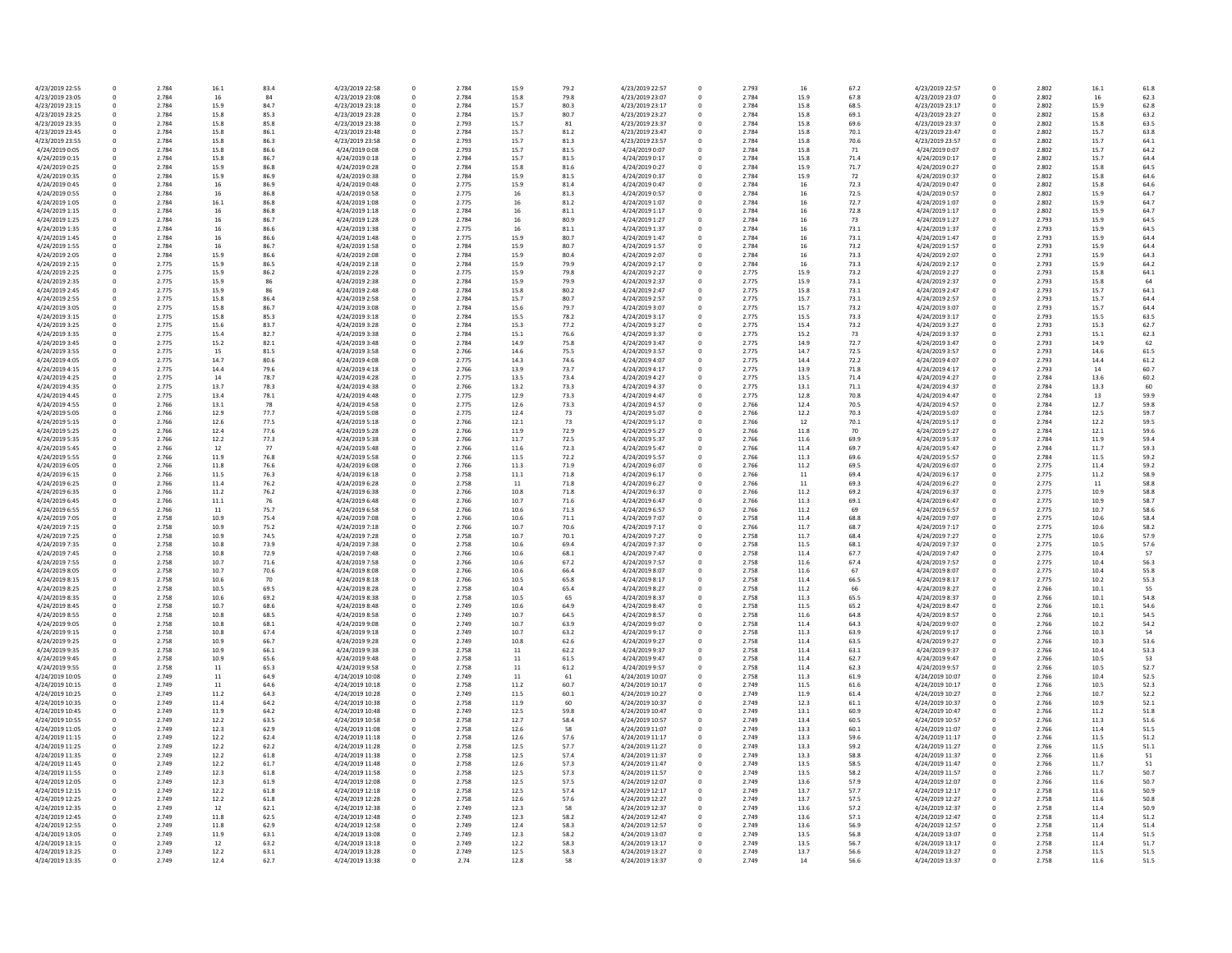| | | | | | | | | | | | | | | | | | | | |
|---|---|---|---|---|---|---|---|---|---|---|---|---|---|---|---|---|---|---|---|
| 4/23/2019 22:55 | 0 | 2.784 | 16.1 | 83.4 | 4/23/2019 22:58 | 0 | 2.784 | 15.9 | 79.2 | 4/23/2019 22:57 | 0 | 2.793 | 16 | 67.2 | 4/23/2019 22:57 | 0 | 2.802 | 16.1 | 61.8 |
| 4/23/2019 23:05 | 0 | 2.784 | 16 | 84 | 4/23/2019 23:08 | 0 | 2.784 | 15.8 | 79.8 | 4/23/2019 23:07 | 0 | 2.784 | 15.9 | 67.8 | 4/23/2019 23:07 | 0 | 2.802 | 16 | 62.3 |
| 4/23/2019 23:15 | 0 | 2.784 | 15.9 | 84.7 | 4/23/2019 23:18 | 0 | 2.784 | 15.7 | 80.3 | 4/23/2019 23:17 | 0 | 2.784 | 15.8 | 68.5 | 4/23/2019 23:17 | 0 | 2.802 | 15.9 | 62.8 |
| 4/23/2019 23:25 | 0 | 2.784 | 15.8 | 85.3 | 4/23/2019 23:28 | 0 | 2.784 | 15.7 | 80.7 | 4/23/2019 23:27 | 0 | 2.784 | 15.8 | 69.1 | 4/23/2019 23:27 | 0 | 2.802 | 15.8 | 63.2 |
| 4/23/2019 23:35 | 0 | 2.784 | 15.8 | 85.8 | 4/23/2019 23:38 | 0 | 2.793 | 15.7 | 81 | 4/23/2019 23:37 | 0 | 2.784 | 15.8 | 69.6 | 4/23/2019 23:37 | 0 | 2.802 | 15.8 | 63.5 |
| 4/23/2019 23:45 | 0 | 2.784 | 15.8 | 86.1 | 4/23/2019 23:48 | 0 | 2.784 | 15.7 | 81.2 | 4/23/2019 23:47 | 0 | 2.784 | 15.8 | 70.1 | 4/23/2019 23:47 | 0 | 2.802 | 15.7 | 63.8 |
| 4/23/2019 23:55 | 0 | 2.784 | 15.8 | 86.3 | 4/23/2019 23:58 | 0 | 2.793 | 15.7 | 81.3 | 4/23/2019 23:57 | 0 | 2.784 | 15.8 | 70.6 | 4/23/2019 23:57 | 0 | 2.802 | 15.7 | 64.1 |
| 4/24/2019 0:05 | 0 | 2.784 | 15.8 | 86.6 | 4/24/2019 0:08 | 0 | 2.793 | 15.7 | 81.5 | 4/24/2019 0:07 | 0 | 2.784 | 15.8 | 71 | 4/24/2019 0:07 | 0 | 2.802 | 15.7 | 64.2 |
| 4/24/2019 0:15 | 0 | 2.784 | 15.8 | 86.7 | 4/24/2019 0:18 | 0 | 2.784 | 15.7 | 81.5 | 4/24/2019 0:17 | 0 | 2.784 | 15.8 | 71.4 | 4/24/2019 0:17 | 0 | 2.802 | 15.7 | 64.4 |
| 4/24/2019 0:25 | 0 | 2.784 | 15.9 | 86.8 | 4/24/2019 0:28 | 0 | 2.784 | 15.8 | 81.6 | 4/24/2019 0:27 | 0 | 2.784 | 15.9 | 71.7 | 4/24/2019 0:27 | 0 | 2.802 | 15.8 | 64.5 |
| 4/24/2019 0:35 | 0 | 2.784 | 15.9 | 86.9 | 4/24/2019 0:38 | 0 | 2.784 | 15.9 | 81.5 | 4/24/2019 0:37 | 0 | 2.784 | 15.9 | 72 | 4/24/2019 0:37 | 0 | 2.802 | 15.8 | 64.6 |
| 4/24/2019 0:45 | 0 | 2.784 | 16 | 86.9 | 4/24/2019 0:48 | 0 | 2.775 | 15.9 | 81.4 | 4/24/2019 0:47 | 0 | 2.784 | 16 | 72.3 | 4/24/2019 0:47 | 0 | 2.802 | 15.8 | 64.6 |
| 4/24/2019 0:55 | 0 | 2.784 | 16 | 86.8 | 4/24/2019 0:58 | 0 | 2.775 | 16 | 81.3 | 4/24/2019 0:57 | 0 | 2.784 | 16 | 72.5 | 4/24/2019 0:57 | 0 | 2.802 | 15.9 | 64.7 |
| 4/24/2019 1:05 | 0 | 2.784 | 16.1 | 86.8 | 4/24/2019 1:08 | 0 | 2.775 | 16 | 81.2 | 4/24/2019 1:07 | 0 | 2.784 | 16 | 72.7 | 4/24/2019 1:07 | 0 | 2.802 | 15.9 | 64.7 |
| 4/24/2019 1:15 | 0 | 2.784 | 16 | 86.8 | 4/24/2019 1:18 | 0 | 2.784 | 16 | 81.1 | 4/24/2019 1:17 | 0 | 2.784 | 16 | 72.8 | 4/24/2019 1:17 | 0 | 2.802 | 15.9 | 64.7 |
| 4/24/2019 1:25 | 0 | 2.784 | 16 | 86.7 | 4/24/2019 1:28 | 0 | 2.784 | 16 | 80.9 | 4/24/2019 1:27 | 0 | 2.784 | 16 | 73 | 4/24/2019 1:27 | 0 | 2.793 | 15.9 | 64.5 |
| 4/24/2019 1:35 | 0 | 2.784 | 16 | 86.6 | 4/24/2019 1:38 | 0 | 2.775 | 16 | 81.1 | 4/24/2019 1:37 | 0 | 2.784 | 16 | 73.1 | 4/24/2019 1:37 | 0 | 2.793 | 15.9 | 64.5 |
| 4/24/2019 1:45 | 0 | 2.784 | 16 | 86.6 | 4/24/2019 1:48 | 0 | 2.775 | 15.9 | 80.7 | 4/24/2019 1:47 | 0 | 2.784 | 16 | 73.1 | 4/24/2019 1:47 | 0 | 2.793 | 15.9 | 64.4 |
| 4/24/2019 1:55 | 0 | 2.784 | 16 | 86.7 | 4/24/2019 1:58 | 0 | 2.784 | 15.9 | 80.7 | 4/24/2019 1:57 | 0 | 2.784 | 16 | 73.2 | 4/24/2019 1:57 | 0 | 2.793 | 15.9 | 64.4 |
| 4/24/2019 2:05 | 0 | 2.784 | 15.9 | 86.6 | 4/24/2019 2:08 | 0 | 2.784 | 15.9 | 80.4 | 4/24/2019 2:07 | 0 | 2.784 | 16 | 73.3 | 4/24/2019 2:07 | 0 | 2.793 | 15.9 | 64.3 |
| 4/24/2019 2:15 | 0 | 2.775 | 15.9 | 86.5 | 4/24/2019 2:18 | 0 | 2.784 | 15.9 | 79.9 | 4/24/2019 2:17 | 0 | 2.784 | 16 | 73.3 | 4/24/2019 2:17 | 0 | 2.793 | 15.9 | 64.2 |
| 4/24/2019 2:25 | 0 | 2.775 | 15.9 | 86.2 | 4/24/2019 2:28 | 0 | 2.775 | 15.9 | 79.8 | 4/24/2019 2:27 | 0 | 2.775 | 15.9 | 73.2 | 4/24/2019 2:27 | 0 | 2.793 | 15.8 | 64.1 |
| 4/24/2019 2:35 | 0 | 2.775 | 15.9 | 86 | 4/24/2019 2:38 | 0 | 2.784 | 15.9 | 79.9 | 4/24/2019 2:37 | 0 | 2.775 | 15.9 | 73.1 | 4/24/2019 2:37 | 0 | 2.793 | 15.8 | 64 |
| 4/24/2019 2:45 | 0 | 2.775 | 15.9 | 86 | 4/24/2019 2:48 | 0 | 2.784 | 15.8 | 80.2 | 4/24/2019 2:47 | 0 | 2.775 | 15.8 | 73.1 | 4/24/2019 2:47 | 0 | 2.793 | 15.7 | 64.1 |
| 4/24/2019 2:55 | 0 | 2.775 | 15.8 | 86.4 | 4/24/2019 2:58 | 0 | 2.784 | 15.7 | 80.7 | 4/24/2019 2:57 | 0 | 2.775 | 15.7 | 73.1 | 4/24/2019 2:57 | 0 | 2.793 | 15.7 | 64.4 |
| 4/24/2019 3:05 | 0 | 2.775 | 15.8 | 86.7 | 4/24/2019 3:08 | 0 | 2.775 | 15.6 | 79.7 | 4/24/2019 3:07 | 0 | 2.775 | 15.7 | 73.2 | 4/24/2019 3:07 | 0 | 2.793 | 15.7 | 64.4 |
| 4/24/2019 3:15 | 0 | 2.775 | 15.8 | 85.3 | 4/24/2019 3:18 | 0 | 2.784 | 15.5 | 78.2 | 4/24/2019 3:17 | 0 | 2.775 | 15.5 | 73.3 | 4/24/2019 3:17 | 0 | 2.793 | 15.5 | 63.5 |
| 4/24/2019 3:25 | 0 | 2.775 | 15.6 | 83.7 | 4/24/2019 3:28 | 0 | 2.784 | 15.3 | 77.2 | 4/24/2019 3:27 | 0 | 2.775 | 15.4 | 73.2 | 4/24/2019 3:27 | 0 | 2.793 | 15.3 | 62.7 |
| 4/24/2019 3:35 | 0 | 2.775 | 15.4 | 82.7 | 4/24/2019 3:38 | 0 | 2.784 | 15.1 | 76.6 | 4/24/2019 3:37 | 0 | 2.775 | 15.2 | 73 | 4/24/2019 3:37 | 0 | 2.793 | 15.1 | 62.3 |
| 4/24/2019 3:45 | 0 | 2.775 | 15.2 | 82.1 | 4/24/2019 3:48 | 0 | 2.784 | 14.9 | 75.8 | 4/24/2019 3:47 | 0 | 2.775 | 14.9 | 72.7 | 4/24/2019 3:47 | 0 | 2.793 | 14.9 | 62 |
| 4/24/2019 3:55 | 0 | 2.775 | 15 | 81.5 | 4/24/2019 3:58 | 0 | 2.766 | 14.6 | 75.5 | 4/24/2019 3:57 | 0 | 2.775 | 14.7 | 72.5 | 4/24/2019 3:57 | 0 | 2.793 | 14.6 | 61.5 |
| 4/24/2019 4:05 | 0 | 2.775 | 14.7 | 80.6 | 4/24/2019 4:08 | 0 | 2.775 | 14.3 | 74.6 | 4/24/2019 4:07 | 0 | 2.775 | 14.4 | 72.2 | 4/24/2019 4:07 | 0 | 2.793 | 14.4 | 61.2 |
| 4/24/2019 4:15 | 0 | 2.775 | 14.4 | 79.6 | 4/24/2019 4:18 | 0 | 2.766 | 13.9 | 73.7 | 4/24/2019 4:17 | 0 | 2.775 | 13.9 | 71.8 | 4/24/2019 4:17 | 0 | 2.793 | 14 | 60.7 |
| 4/24/2019 4:25 | 0 | 2.775 | 14 | 78.7 | 4/24/2019 4:28 | 0 | 2.775 | 13.5 | 73.4 | 4/24/2019 4:27 | 0 | 2.775 | 13.5 | 71.4 | 4/24/2019 4:27 | 0 | 2.784 | 13.6 | 60.2 |
| 4/24/2019 4:35 | 0 | 2.775 | 13.7 | 78.3 | 4/24/2019 4:38 | 0 | 2.766 | 13.2 | 73.3 | 4/24/2019 4:37 | 0 | 2.775 | 13.1 | 71.1 | 4/24/2019 4:37 | 0 | 2.784 | 13.3 | 60 |
| 4/24/2019 4:45 | 0 | 2.775 | 13.4 | 78.1 | 4/24/2019 4:48 | 0 | 2.775 | 12.9 | 73.3 | 4/24/2019 4:47 | 0 | 2.775 | 12.8 | 70.8 | 4/24/2019 4:47 | 0 | 2.784 | 13 | 59.9 |
| 4/24/2019 4:55 | 0 | 2.766 | 13.1 | 78 | 4/24/2019 4:58 | 0 | 2.775 | 12.6 | 73.3 | 4/24/2019 4:57 | 0 | 2.766 | 12.4 | 70.5 | 4/24/2019 4:57 | 0 | 2.784 | 12.7 | 59.8 |
| 4/24/2019 5:05 | 0 | 2.766 | 12.9 | 77.7 | 4/24/2019 5:08 | 0 | 2.775 | 12.4 | 73 | 4/24/2019 5:07 | 0 | 2.766 | 12.2 | 70.3 | 4/24/2019 5:07 | 0 | 2.784 | 12.5 | 59.7 |
| 4/24/2019 5:15 | 0 | 2.766 | 12.6 | 77.5 | 4/24/2019 5:18 | 0 | 2.766 | 12.1 | 73 | 4/24/2019 5:17 | 0 | 2.766 | 12 | 70.1 | 4/24/2019 5:17 | 0 | 2.784 | 12.2 | 59.5 |
| 4/24/2019 5:25 | 0 | 2.766 | 12.4 | 77.6 | 4/24/2019 5:28 | 0 | 2.766 | 11.9 | 72.9 | 4/24/2019 5:27 | 0 | 2.766 | 11.8 | 70 | 4/24/2019 5:27 | 0 | 2.784 | 12.1 | 59.6 |
| 4/24/2019 5:35 | 0 | 2.766 | 12.2 | 77.3 | 4/24/2019 5:38 | 0 | 2.766 | 11.7 | 72.5 | 4/24/2019 5:37 | 0 | 2.766 | 11.6 | 69.9 | 4/24/2019 5:37 | 0 | 2.784 | 11.9 | 59.4 |
| 4/24/2019 5:45 | 0 | 2.766 | 12 | 77 | 4/24/2019 5:48 | 0 | 2.766 | 11.6 | 72.3 | 4/24/2019 5:47 | 0 | 2.766 | 11.4 | 69.7 | 4/24/2019 5:47 | 0 | 2.784 | 11.7 | 59.3 |
| 4/24/2019 5:55 | 0 | 2.766 | 11.9 | 76.8 | 4/24/2019 5:58 | 0 | 2.766 | 11.5 | 72.2 | 4/24/2019 5:57 | 0 | 2.766 | 11.3 | 69.6 | 4/24/2019 5:57 | 0 | 2.784 | 11.5 | 59.2 |
| 4/24/2019 6:05 | 0 | 2.766 | 11.8 | 76.6 | 4/24/2019 6:08 | 0 | 2.766 | 11.3 | 71.9 | 4/24/2019 6:07 | 0 | 2.766 | 11.2 | 69.5 | 4/24/2019 6:07 | 0 | 2.775 | 11.4 | 59.2 |
| 4/24/2019 6:15 | 0 | 2.766 | 11.5 | 76.3 | 4/24/2019 6:18 | 0 | 2.758 | 11.1 | 71.8 | 4/24/2019 6:17 | 0 | 2.766 | 11 | 69.4 | 4/24/2019 6:17 | 0 | 2.775 | 11.2 | 58.9 |
| 4/24/2019 6:25 | 0 | 2.766 | 11.4 | 76.2 | 4/24/2019 6:28 | 0 | 2.758 | 11 | 71.8 | 4/24/2019 6:27 | 0 | 2.766 | 11 | 69.3 | 4/24/2019 6:27 | 0 | 2.775 | 11 | 58.8 |
| 4/24/2019 6:35 | 0 | 2.766 | 11.2 | 76.2 | 4/24/2019 6:38 | 0 | 2.766 | 10.8 | 71.8 | 4/24/2019 6:37 | 0 | 2.766 | 11.2 | 69.2 | 4/24/2019 6:37 | 0 | 2.775 | 10.9 | 58.8 |
| 4/24/2019 6:45 | 0 | 2.766 | 11.1 | 76 | 4/24/2019 6:48 | 0 | 2.766 | 10.7 | 71.6 | 4/24/2019 6:47 | 0 | 2.766 | 11.3 | 69.1 | 4/24/2019 6:47 | 0 | 2.775 | 10.9 | 58.7 |
| 4/24/2019 6:55 | 0 | 2.766 | 11 | 75.7 | 4/24/2019 6:58 | 0 | 2.766 | 10.6 | 71.3 | 4/24/2019 6:57 | 0 | 2.766 | 11.2 | 69 | 4/24/2019 6:57 | 0 | 2.775 | 10.7 | 58.6 |
| 4/24/2019 7:05 | 0 | 2.758 | 10.9 | 75.4 | 4/24/2019 7:08 | 0 | 2.766 | 10.6 | 71.1 | 4/24/2019 7:07 | 0 | 2.758 | 11.4 | 68.8 | 4/24/2019 7:07 | 0 | 2.775 | 10.6 | 58.4 |
| 4/24/2019 7:15 | 0 | 2.758 | 10.9 | 75.2 | 4/24/2019 7:18 | 0 | 2.766 | 10.7 | 70.6 | 4/24/2019 7:17 | 0 | 2.766 | 11.7 | 68.7 | 4/24/2019 7:17 | 0 | 2.775 | 10.6 | 58.2 |
| 4/24/2019 7:25 | 0 | 2.758 | 10.9 | 74.5 | 4/24/2019 7:28 | 0 | 2.758 | 10.7 | 70.1 | 4/24/2019 7:27 | 0 | 2.758 | 11.7 | 68.4 | 4/24/2019 7:27 | 0 | 2.775 | 10.6 | 57.9 |
| 4/24/2019 7:35 | 0 | 2.758 | 10.8 | 73.9 | 4/24/2019 7:38 | 0 | 2.758 | 10.6 | 69.4 | 4/24/2019 7:37 | 0 | 2.758 | 11.5 | 68.1 | 4/24/2019 7:37 | 0 | 2.775 | 10.5 | 57.6 |
| 4/24/2019 7:45 | 0 | 2.758 | 10.8 | 72.9 | 4/24/2019 7:48 | 0 | 2.766 | 10.6 | 68.1 | 4/24/2019 7:47 | 0 | 2.758 | 11.4 | 67.7 | 4/24/2019 7:47 | 0 | 2.775 | 10.4 | 57 |
| 4/24/2019 7:55 | 0 | 2.758 | 10.7 | 71.6 | 4/24/2019 7:58 | 0 | 2.766 | 10.6 | 67.2 | 4/24/2019 7:57 | 0 | 2.758 | 11.6 | 67.4 | 4/24/2019 7:57 | 0 | 2.775 | 10.4 | 56.3 |
| 4/24/2019 8:05 | 0 | 2.758 | 10.7 | 70.6 | 4/24/2019 8:08 | 0 | 2.766 | 10.6 | 66.4 | 4/24/2019 8:07 | 0 | 2.758 | 11.6 | 67 | 4/24/2019 8:07 | 0 | 2.775 | 10.4 | 55.8 |
| 4/24/2019 8:15 | 0 | 2.758 | 10.6 | 70 | 4/24/2019 8:18 | 0 | 2.766 | 10.5 | 65.8 | 4/24/2019 8:17 | 0 | 2.758 | 11.4 | 66.5 | 4/24/2019 8:17 | 0 | 2.775 | 10.2 | 55.3 |
| 4/24/2019 8:25 | 0 | 2.758 | 10.5 | 69.5 | 4/24/2019 8:28 | 0 | 2.758 | 10.4 | 65.4 | 4/24/2019 8:27 | 0 | 2.758 | 11.2 | 66 | 4/24/2019 8:27 | 0 | 2.766 | 10.1 | 55 |
| 4/24/2019 8:35 | 0 | 2.758 | 10.6 | 69.2 | 4/24/2019 8:38 | 0 | 2.758 | 10.5 | 65 | 4/24/2019 8:37 | 0 | 2.758 | 11.3 | 65.5 | 4/24/2019 8:37 | 0 | 2.766 | 10.1 | 54.8 |
| 4/24/2019 8:45 | 0 | 2.758 | 10.7 | 68.6 | 4/24/2019 8:48 | 0 | 2.749 | 10.6 | 64.9 | 4/24/2019 8:47 | 0 | 2.758 | 11.5 | 65.2 | 4/24/2019 8:47 | 0 | 2.766 | 10.1 | 54.6 |
| 4/24/2019 8:55 | 0 | 2.758 | 10.8 | 68.5 | 4/24/2019 8:58 | 0 | 2.749 | 10.7 | 64.5 | 4/24/2019 8:57 | 0 | 2.758 | 11.6 | 64.8 | 4/24/2019 8:57 | 0 | 2.766 | 10.1 | 54.5 |
| 4/24/2019 9:05 | 0 | 2.758 | 10.8 | 68.1 | 4/24/2019 9:08 | 0 | 2.749 | 10.7 | 63.9 | 4/24/2019 9:07 | 0 | 2.758 | 11.4 | 64.3 | 4/24/2019 9:07 | 0 | 2.766 | 10.2 | 54.2 |
| 4/24/2019 9:15 | 0 | 2.758 | 10.8 | 67.4 | 4/24/2019 9:18 | 0 | 2.749 | 10.7 | 63.2 | 4/24/2019 9:17 | 0 | 2.758 | 11.3 | 63.9 | 4/24/2019 9:17 | 0 | 2.766 | 10.3 | 54 |
| 4/24/2019 9:25 | 0 | 2.758 | 10.9 | 66.7 | 4/24/2019 9:28 | 0 | 2.749 | 10.8 | 62.6 | 4/24/2019 9:27 | 0 | 2.758 | 11.4 | 63.5 | 4/24/2019 9:27 | 0 | 2.766 | 10.3 | 53.6 |
| 4/24/2019 9:35 | 0 | 2.758 | 10.9 | 66.1 | 4/24/2019 9:38 | 0 | 2.758 | 11 | 62.2 | 4/24/2019 9:37 | 0 | 2.758 | 11.4 | 63.1 | 4/24/2019 9:37 | 0 | 2.766 | 10.4 | 53.3 |
| 4/24/2019 9:45 | 0 | 2.758 | 10.9 | 65.6 | 4/24/2019 9:48 | 0 | 2.758 | 11 | 61.5 | 4/24/2019 9:47 | 0 | 2.758 | 11.4 | 62.7 | 4/24/2019 9:47 | 0 | 2.766 | 10.5 | 53 |
| 4/24/2019 9:55 | 0 | 2.758 | 11 | 65.3 | 4/24/2019 9:58 | 0 | 2.758 | 11 | 61.2 | 4/24/2019 9:57 | 0 | 2.758 | 11.4 | 62.3 | 4/24/2019 9:57 | 0 | 2.766 | 10.5 | 52.7 |
| 4/24/2019 10:05 | 0 | 2.749 | 11 | 64.9 | 4/24/2019 10:08 | 0 | 2.749 | 11 | 61 | 4/24/2019 10:07 | 0 | 2.758 | 11.3 | 61.9 | 4/24/2019 10:07 | 0 | 2.766 | 10.4 | 52.5 |
| 4/24/2019 10:15 | 0 | 2.749 | 11 | 64.6 | 4/24/2019 10:18 | 0 | 2.758 | 11.2 | 60.7 | 4/24/2019 10:17 | 0 | 2.749 | 11.5 | 61.6 | 4/24/2019 10:17 | 0 | 2.766 | 10.5 | 52.3 |
| 4/24/2019 10:25 | 0 | 2.749 | 11.2 | 64.3 | 4/24/2019 10:28 | 0 | 2.749 | 11.5 | 60.1 | 4/24/2019 10:27 | 0 | 2.749 | 11.9 | 61.4 | 4/24/2019 10:27 | 0 | 2.766 | 10.7 | 52.2 |
| 4/24/2019 10:35 | 0 | 2.749 | 11.4 | 64.2 | 4/24/2019 10:38 | 0 | 2.758 | 11.9 | 60 | 4/24/2019 10:37 | 0 | 2.749 | 12.3 | 61.1 | 4/24/2019 10:37 | 0 | 2.766 | 10.9 | 52.1 |
| 4/24/2019 10:45 | 0 | 2.749 | 11.9 | 64.2 | 4/24/2019 10:48 | 0 | 2.749 | 12.5 | 59.8 | 4/24/2019 10:47 | 0 | 2.749 | 13.1 | 60.9 | 4/24/2019 10:47 | 0 | 2.766 | 11.2 | 51.8 |
| 4/24/2019 10:55 | 0 | 2.749 | 12.2 | 63.5 | 4/24/2019 10:58 | 0 | 2.758 | 12.7 | 58.4 | 4/24/2019 10:57 | 0 | 2.749 | 13.4 | 60.5 | 4/24/2019 10:57 | 0 | 2.766 | 11.3 | 51.6 |
| 4/24/2019 11:05 | 0 | 2.749 | 12.3 | 62.9 | 4/24/2019 11:08 | 0 | 2.758 | 12.6 | 58 | 4/24/2019 11:07 | 0 | 2.749 | 13.3 | 60.1 | 4/24/2019 11:07 | 0 | 2.766 | 11.4 | 51.5 |
| 4/24/2019 11:15 | 0 | 2.749 | 12.2 | 62.4 | 4/24/2019 11:18 | 0 | 2.758 | 12.6 | 57.6 | 4/24/2019 11:17 | 0 | 2.749 | 13.3 | 59.6 | 4/24/2019 11:17 | 0 | 2.766 | 11.5 | 51.2 |
| 4/24/2019 11:25 | 0 | 2.749 | 12.2 | 62.2 | 4/24/2019 11:28 | 0 | 2.758 | 12.5 | 57.7 | 4/24/2019 11:27 | 0 | 2.749 | 13.3 | 59.2 | 4/24/2019 11:27 | 0 | 2.766 | 11.5 | 51.1 |
| 4/24/2019 11:35 | 0 | 2.749 | 12.2 | 61.8 | 4/24/2019 11:38 | 0 | 2.758 | 12.5 | 57.4 | 4/24/2019 11:37 | 0 | 2.749 | 13.3 | 58.8 | 4/24/2019 11:37 | 0 | 2.766 | 11.6 | 51 |
| 4/24/2019 11:45 | 0 | 2.749 | 12.2 | 61.7 | 4/24/2019 11:48 | 0 | 2.758 | 12.6 | 57.3 | 4/24/2019 11:47 | 0 | 2.749 | 13.5 | 58.5 | 4/24/2019 11:47 | 0 | 2.766 | 11.7 | 51 |
| 4/24/2019 11:55 | 0 | 2.749 | 12.3 | 61.8 | 4/24/2019 11:58 | 0 | 2.758 | 12.5 | 57.3 | 4/24/2019 11:57 | 0 | 2.749 | 13.5 | 58.2 | 4/24/2019 11:57 | 0 | 2.766 | 11.7 | 50.7 |
| 4/24/2019 12:05 | 0 | 2.749 | 12.3 | 61.9 | 4/24/2019 12:08 | 0 | 2.758 | 12.5 | 57.5 | 4/24/2019 12:07 | 0 | 2.749 | 13.6 | 57.9 | 4/24/2019 12:07 | 0 | 2.766 | 11.6 | 50.7 |
| 4/24/2019 12:15 | 0 | 2.749 | 12.2 | 61.8 | 4/24/2019 12:18 | 0 | 2.758 | 12.5 | 57.4 | 4/24/2019 12:17 | 0 | 2.749 | 13.7 | 57.7 | 4/24/2019 12:17 | 0 | 2.758 | 11.6 | 50.9 |
| 4/24/2019 12:25 | 0 | 2.749 | 12.2 | 61.8 | 4/24/2019 12:28 | 0 | 2.758 | 12.6 | 57.6 | 4/24/2019 12:27 | 0 | 2.749 | 13.7 | 57.5 | 4/24/2019 12:27 | 0 | 2.758 | 11.6 | 50.8 |
| 4/24/2019 12:35 | 0 | 2.749 | 12 | 62.1 | 4/24/2019 12:38 | 0 | 2.749 | 12.3 | 58 | 4/24/2019 12:37 | 0 | 2.749 | 13.6 | 57.2 | 4/24/2019 12:37 | 0 | 2.758 | 11.4 | 50.9 |
| 4/24/2019 12:45 | 0 | 2.749 | 11.8 | 62.5 | 4/24/2019 12:48 | 0 | 2.749 | 12.3 | 58.2 | 4/24/2019 12:47 | 0 | 2.749 | 13.6 | 57.1 | 4/24/2019 12:47 | 0 | 2.758 | 11.4 | 51.2 |
| 4/24/2019 12:55 | 0 | 2.749 | 11.8 | 62.9 | 4/24/2019 12:58 | 0 | 2.749 | 12.4 | 58.3 | 4/24/2019 12:57 | 0 | 2.749 | 13.6 | 56.9 | 4/24/2019 12:57 | 0 | 2.758 | 11.4 | 51.4 |
| 4/24/2019 13:05 | 0 | 2.749 | 11.9 | 63.1 | 4/24/2019 13:08 | 0 | 2.749 | 12.3 | 58.2 | 4/24/2019 13:07 | 0 | 2.749 | 13.5 | 56.8 | 4/24/2019 13:07 | 0 | 2.758 | 11.4 | 51.5 |
| 4/24/2019 13:15 | 0 | 2.749 | 12 | 63.2 | 4/24/2019 13:18 | 0 | 2.749 | 12.2 | 58.3 | 4/24/2019 13:17 | 0 | 2.749 | 13.5 | 56.7 | 4/24/2019 13:17 | 0 | 2.758 | 11.4 | 51.7 |
| 4/24/2019 13:25 | 0 | 2.749 | 12.2 | 63.1 | 4/24/2019 13:28 | 0 | 2.749 | 12.5 | 58.3 | 4/24/2019 13:27 | 0 | 2.749 | 13.7 | 56.6 | 4/24/2019 13:27 | 0 | 2.758 | 11.5 | 51.5 |
| 4/24/2019 13:35 | 0 | 2.749 | 12.4 | 62.7 | 4/24/2019 13:38 | 0 | 2.74 | 12.8 | 58 | 4/24/2019 13:37 | 0 | 2.749 | 14 | 56.6 | 4/24/2019 13:37 | 0 | 2.758 | 11.6 | 51.5 |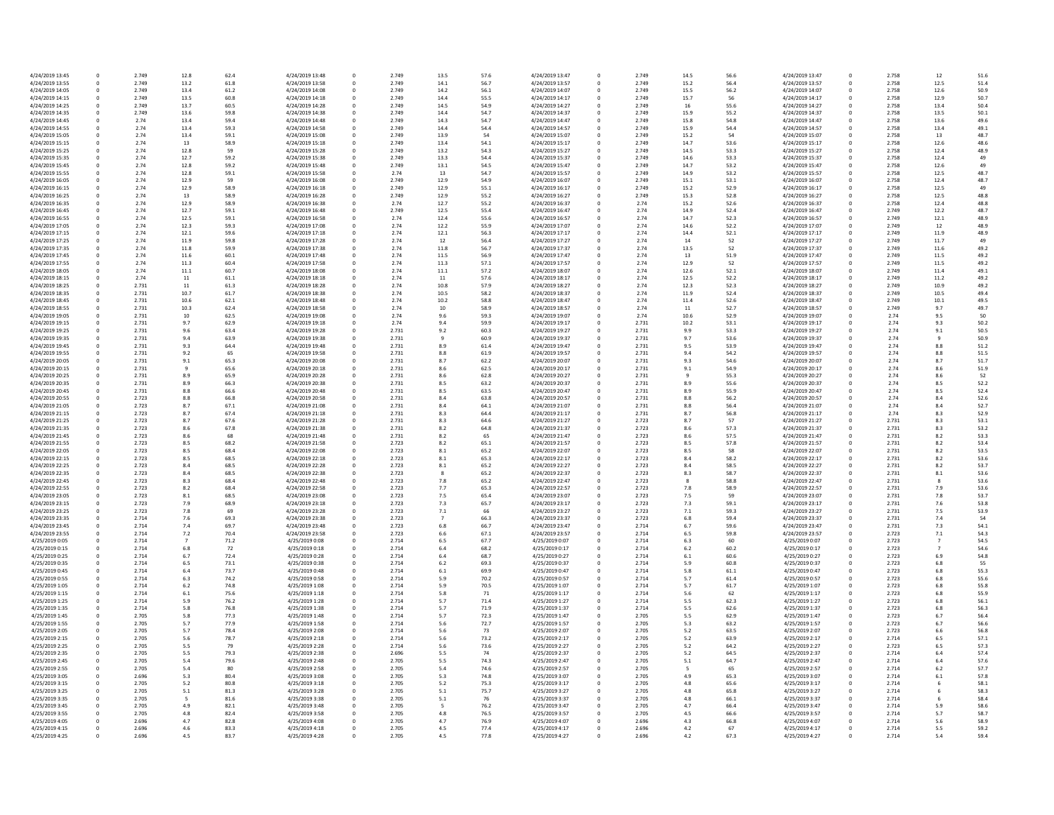| | | | | | | | | | | | | | | | | | | | |
|---|---|---|---|---|---|---|---|---|---|---|---|---|---|---|---|---|---|---|---|
| 4/24/2019 13:45 | 0 | 2.749 | 12.8 | 62.4 | 4/24/2019 13:48 | 0 | 2.749 | 13.5 | 57.6 | 4/24/2019 13:47 | 0 | 2.749 | 14.5 | 56.6 | 4/24/2019 13:47 | 0 | 2.758 | 12 | 51.6 |
| 4/24/2019 13:55 | 0 | 2.749 | 13.2 | 61.8 | 4/24/2019 13:58 | 0 | 2.749 | 14.1 | 56.7 | 4/24/2019 13:57 | 0 | 2.749 | 15.2 | 56.4 | 4/24/2019 13:57 | 0 | 2.758 | 12.5 | 51.4 |
| 4/24/2019 14:05 | 0 | 2.749 | 13.4 | 61.2 | 4/24/2019 14:08 | 0 | 2.749 | 14.2 | 56.1 | 4/24/2019 14:07 | 0 | 2.749 | 15.5 | 56.2 | 4/24/2019 14:07 | 0 | 2.758 | 12.6 | 50.9 |
| 4/24/2019 14:15 | 0 | 2.749 | 13.5 | 60.8 | 4/24/2019 14:18 | 0 | 2.749 | 14.4 | 55.5 | 4/24/2019 14:17 | 0 | 2.749 | 15.7 | 56 | 4/24/2019 14:17 | 0 | 2.758 | 12.9 | 50.7 |
| 4/24/2019 14:25 | 0 | 2.749 | 13.7 | 60.5 | 4/24/2019 14:28 | 0 | 2.749 | 14.5 | 54.9 | 4/24/2019 14:27 | 0 | 2.749 | 16 | 55.6 | 4/24/2019 14:27 | 0 | 2.758 | 13.4 | 50.4 |
| 4/24/2019 14:35 | 0 | 2.749 | 13.6 | 59.8 | 4/24/2019 14:38 | 0 | 2.749 | 14.4 | 54.7 | 4/24/2019 14:37 | 0 | 2.749 | 15.9 | 55.2 | 4/24/2019 14:37 | 0 | 2.758 | 13.5 | 50.1 |
| 4/24/2019 14:45 | 0 | 2.74 | 13.4 | 59.4 | 4/24/2019 14:48 | 0 | 2.749 | 14.3 | 54.7 | 4/24/2019 14:47 | 0 | 2.749 | 15.8 | 54.8 | 4/24/2019 14:47 | 0 | 2.758 | 13.6 | 49.6 |
| 4/24/2019 14:55 | 0 | 2.74 | 13.4 | 59.3 | 4/24/2019 14:58 | 0 | 2.749 | 14.4 | 54.4 | 4/24/2019 14:57 | 0 | 2.749 | 15.9 | 54.4 | 4/24/2019 14:57 | 0 | 2.758 | 13.4 | 49.1 |
| 4/24/2019 15:05 | 0 | 2.74 | 13.4 | 59.1 | 4/24/2019 15:08 | 0 | 2.749 | 13.9 | 54 | 4/24/2019 15:07 | 0 | 2.749 | 15.2 | 54 | 4/24/2019 15:07 | 0 | 2.758 | 13 | 48.7 |
| 4/24/2019 15:15 | 0 | 2.74 | 13 | 58.9 | 4/24/2019 15:18 | 0 | 2.749 | 13.4 | 54.1 | 4/24/2019 15:17 | 0 | 2.749 | 14.7 | 53.6 | 4/24/2019 15:17 | 0 | 2.758 | 12.6 | 48.6 |
| 4/24/2019 15:25 | 0 | 2.74 | 12.8 | 59 | 4/24/2019 15:28 | 0 | 2.749 | 13.2 | 54.3 | 4/24/2019 15:27 | 0 | 2.749 | 14.5 | 53.3 | 4/24/2019 15:27 | 0 | 2.758 | 12.4 | 48.9 |
| 4/24/2019 15:35 | 0 | 2.74 | 12.7 | 59.2 | 4/24/2019 15:38 | 0 | 2.749 | 13.3 | 54.5 | 4/24/2019 15:37 | 0 | 2.749 | 14.6 | 53.3 | 4/24/2019 15:37 | 0 | 2.758 | 12.4 | 49 |
| 4/24/2019 15:45 | 0 | 2.74 | 12.8 | 59.2 | 4/24/2019 15:48 | 0 | 2.749 | 13.1 | 54.5 | 4/24/2019 15:47 | 0 | 2.749 | 14.7 | 53.2 | 4/24/2019 15:47 | 0 | 2.758 | 12.6 | 49 |
| 4/24/2019 15:55 | 0 | 2.74 | 12.8 | 59.1 | 4/24/2019 15:58 | 0 | 2.74 | 13 | 54.7 | 4/24/2019 15:57 | 0 | 2.749 | 14.9 | 53.2 | 4/24/2019 15:57 | 0 | 2.758 | 12.5 | 48.7 |
| 4/24/2019 16:05 | 0 | 2.74 | 12.9 | 59 | 4/24/2019 16:08 | 0 | 2.749 | 12.9 | 54.9 | 4/24/2019 16:07 | 0 | 2.749 | 15.1 | 53.1 | 4/24/2019 16:07 | 0 | 2.758 | 12.4 | 48.7 |
| 4/24/2019 16:15 | 0 | 2.74 | 12.9 | 58.9 | 4/24/2019 16:18 | 0 | 2.749 | 12.9 | 55.1 | 4/24/2019 16:17 | 0 | 2.749 | 15.2 | 52.9 | 4/24/2019 16:17 | 0 | 2.758 | 12.5 | 49 |
| 4/24/2019 16:25 | 0 | 2.74 | 13 | 58.9 | 4/24/2019 16:28 | 0 | 2.749 | 12.9 | 55.2 | 4/24/2019 16:27 | 0 | 2.749 | 15.3 | 52.8 | 4/24/2019 16:27 | 0 | 2.758 | 12.5 | 48.8 |
| 4/24/2019 16:35 | 0 | 2.74 | 12.9 | 58.9 | 4/24/2019 16:38 | 0 | 2.74 | 12.7 | 55.2 | 4/24/2019 16:37 | 0 | 2.74 | 15.2 | 52.6 | 4/24/2019 16:37 | 0 | 2.758 | 12.4 | 48.8 |
| 4/24/2019 16:45 | 0 | 2.74 | 12.7 | 59.1 | 4/24/2019 16:48 | 0 | 2.749 | 12.5 | 55.4 | 4/24/2019 16:47 | 0 | 2.74 | 14.9 | 52.4 | 4/24/2019 16:47 | 0 | 2.749 | 12.2 | 48.7 |
| 4/24/2019 16:55 | 0 | 2.74 | 12.5 | 59.1 | 4/24/2019 16:58 | 0 | 2.74 | 12.4 | 55.6 | 4/24/2019 16:57 | 0 | 2.74 | 14.7 | 52.3 | 4/24/2019 16:57 | 0 | 2.749 | 12.1 | 48.9 |
| 4/24/2019 17:05 | 0 | 2.74 | 12.3 | 59.3 | 4/24/2019 17:08 | 0 | 2.74 | 12.2 | 55.9 | 4/24/2019 17:07 | 0 | 2.74 | 14.6 | 52.2 | 4/24/2019 17:07 | 0 | 2.749 | 12 | 48.9 |
| 4/24/2019 17:15 | 0 | 2.74 | 12.1 | 59.6 | 4/24/2019 17:18 | 0 | 2.74 | 12.1 | 56.3 | 4/24/2019 17:17 | 0 | 2.74 | 14.4 | 52.1 | 4/24/2019 17:17 | 0 | 2.749 | 11.9 | 48.9 |
| 4/24/2019 17:25 | 0 | 2.74 | 11.9 | 59.8 | 4/24/2019 17:28 | 0 | 2.74 | 12 | 56.4 | 4/24/2019 17:27 | 0 | 2.74 | 14 | 52 | 4/24/2019 17:27 | 0 | 2.749 | 11.7 | 49 |
| 4/24/2019 17:35 | 0 | 2.74 | 11.8 | 59.9 | 4/24/2019 17:38 | 0 | 2.74 | 11.8 | 56.7 | 4/24/2019 17:37 | 0 | 2.74 | 13.5 | 52 | 4/24/2019 17:37 | 0 | 2.749 | 11.6 | 49.2 |
| 4/24/2019 17:45 | 0 | 2.74 | 11.6 | 60.1 | 4/24/2019 17:48 | 0 | 2.74 | 11.5 | 56.9 | 4/24/2019 17:47 | 0 | 2.74 | 13 | 51.9 | 4/24/2019 17:47 | 0 | 2.749 | 11.5 | 49.2 |
| 4/24/2019 17:55 | 0 | 2.74 | 11.3 | 60.4 | 4/24/2019 17:58 | 0 | 2.74 | 11.3 | 57.1 | 4/24/2019 17:57 | 0 | 2.74 | 12.9 | 52 | 4/24/2019 17:57 | 0 | 2.749 | 11.5 | 49.2 |
| 4/24/2019 18:05 | 0 | 2.74 | 11.1 | 60.7 | 4/24/2019 18:08 | 0 | 2.74 | 11.1 | 57.2 | 4/24/2019 18:07 | 0 | 2.74 | 12.6 | 52.1 | 4/24/2019 18:07 | 0 | 2.749 | 11.4 | 49.1 |
| 4/24/2019 18:15 | 0 | 2.74 | 11 | 61.1 | 4/24/2019 18:18 | 0 | 2.74 | 11 | 57.6 | 4/24/2019 18:17 | 0 | 2.74 | 12.5 | 52.2 | 4/24/2019 18:17 | 0 | 2.749 | 11.2 | 49.2 |
| 4/24/2019 18:25 | 0 | 2.731 | 11 | 61.3 | 4/24/2019 18:28 | 0 | 2.74 | 10.8 | 57.9 | 4/24/2019 18:27 | 0 | 2.74 | 12.3 | 52.3 | 4/24/2019 18:27 | 0 | 2.749 | 10.9 | 49.2 |
| 4/24/2019 18:35 | 0 | 2.731 | 10.7 | 61.7 | 4/24/2019 18:38 | 0 | 2.74 | 10.5 | 58.2 | 4/24/2019 18:37 | 0 | 2.74 | 11.9 | 52.4 | 4/24/2019 18:37 | 0 | 2.749 | 10.5 | 49.4 |
| 4/24/2019 18:45 | 0 | 2.731 | 10.6 | 62.1 | 4/24/2019 18:48 | 0 | 2.74 | 10.2 | 58.8 | 4/24/2019 18:47 | 0 | 2.74 | 11.4 | 52.6 | 4/24/2019 18:47 | 0 | 2.749 | 10.1 | 49.5 |
| 4/24/2019 18:55 | 0 | 2.731 | 10.3 | 62.4 | 4/24/2019 18:58 | 0 | 2.74 | 10 | 58.9 | 4/24/2019 18:57 | 0 | 2.74 | 11 | 52.7 | 4/24/2019 18:57 | 0 | 2.749 | 9.7 | 49.7 |
| 4/24/2019 19:05 | 0 | 2.731 | 10 | 62.5 | 4/24/2019 19:08 | 0 | 2.74 | 9.6 | 59.3 | 4/24/2019 19:07 | 0 | 2.74 | 10.6 | 52.9 | 4/24/2019 19:07 | 0 | 2.74 | 9.5 | 50 |
| 4/24/2019 19:15 | 0 | 2.731 | 9.7 | 62.9 | 4/24/2019 19:18 | 0 | 2.74 | 9.4 | 59.8 | 4/24/2019 19:17 | 0 | 2.731 | 10.2 | 53.1 | 4/24/2019 19:17 | 0 | 2.74 | 9.3 | 50.2 |
| 4/24/2019 19:25 | 0 | 2.731 | 9.6 | 63.4 | 4/24/2019 19:28 | 0 | 2.731 | 9.2 | 60.3 | 4/24/2019 19:27 | 0 | 2.731 | 9.9 | 53.3 | 4/24/2019 19:27 | 0 | 2.74 | 9.1 | 50.5 |
| 4/24/2019 19:35 | 0 | 2.731 | 9.4 | 63.9 | 4/24/2019 19:38 | 0 | 2.731 | 9 | 60.9 | 4/24/2019 19:37 | 0 | 2.731 | 9.7 | 53.6 | 4/24/2019 19:37 | 0 | 2.74 | 9 | 50.9 |
| 4/24/2019 19:45 | 0 | 2.731 | 9.3 | 64.4 | 4/24/2019 19:48 | 0 | 2.731 | 8.9 | 61.4 | 4/24/2019 19:47 | 0 | 2.731 | 9.5 | 53.9 | 4/24/2019 19:47 | 0 | 2.74 | 8.8 | 51.2 |
| 4/24/2019 19:55 | 0 | 2.731 | 9.2 | 65 | 4/24/2019 19:58 | 0 | 2.731 | 8.8 | 61.9 | 4/24/2019 19:57 | 0 | 2.731 | 9.4 | 54.2 | 4/24/2019 19:57 | 0 | 2.74 | 8.8 | 51.5 |
| 4/24/2019 20:05 | 0 | 2.731 | 9.1 | 65.3 | 4/24/2019 20:08 | 0 | 2.731 | 8.7 | 62.2 | 4/24/2019 20:07 | 0 | 2.731 | 9.3 | 54.6 | 4/24/2019 20:07 | 0 | 2.74 | 8.7 | 51.7 |
| 4/24/2019 20:15 | 0 | 2.731 | 9 | 65.6 | 4/24/2019 20:18 | 0 | 2.731 | 8.6 | 62.5 | 4/24/2019 20:17 | 0 | 2.731 | 9.1 | 54.9 | 4/24/2019 20:17 | 0 | 2.74 | 8.6 | 51.9 |
| 4/24/2019 20:25 | 0 | 2.731 | 8.9 | 65.9 | 4/24/2019 20:28 | 0 | 2.731 | 8.6 | 62.8 | 4/24/2019 20:27 | 0 | 2.731 | 9 | 55.3 | 4/24/2019 20:27 | 0 | 2.74 | 8.6 | 52 |
| 4/24/2019 20:35 | 0 | 2.731 | 8.9 | 66.3 | 4/24/2019 20:38 | 0 | 2.731 | 8.5 | 63.2 | 4/24/2019 20:37 | 0 | 2.731 | 8.9 | 55.6 | 4/24/2019 20:37 | 0 | 2.74 | 8.5 | 52.2 |
| 4/24/2019 20:45 | 0 | 2.731 | 8.8 | 66.6 | 4/24/2019 20:48 | 0 | 2.731 | 8.5 | 63.5 | 4/24/2019 20:47 | 0 | 2.731 | 8.9 | 55.9 | 4/24/2019 20:47 | 0 | 2.74 | 8.5 | 52.4 |
| 4/24/2019 20:55 | 0 | 2.723 | 8.8 | 66.8 | 4/24/2019 20:58 | 0 | 2.731 | 8.4 | 63.8 | 4/24/2019 20:57 | 0 | 2.731 | 8.8 | 56.2 | 4/24/2019 20:57 | 0 | 2.74 | 8.4 | 52.6 |
| 4/24/2019 21:05 | 0 | 2.723 | 8.7 | 67.1 | 4/24/2019 21:08 | 0 | 2.731 | 8.4 | 64.1 | 4/24/2019 21:07 | 0 | 2.731 | 8.8 | 56.4 | 4/24/2019 21:07 | 0 | 2.74 | 8.4 | 52.7 |
| 4/24/2019 21:15 | 0 | 2.723 | 8.7 | 67.4 | 4/24/2019 21:18 | 0 | 2.731 | 8.3 | 64.4 | 4/24/2019 21:17 | 0 | 2.731 | 8.7 | 56.8 | 4/24/2019 21:17 | 0 | 2.74 | 8.3 | 52.9 |
| 4/24/2019 21:25 | 0 | 2.723 | 8.7 | 67.6 | 4/24/2019 21:28 | 0 | 2.731 | 8.3 | 64.6 | 4/24/2019 21:27 | 0 | 2.723 | 8.7 | 57 | 4/24/2019 21:27 | 0 | 2.731 | 8.3 | 53.1 |
| 4/24/2019 21:35 | 0 | 2.723 | 8.6 | 67.8 | 4/24/2019 21:38 | 0 | 2.731 | 8.2 | 64.8 | 4/24/2019 21:37 | 0 | 2.723 | 8.6 | 57.3 | 4/24/2019 21:37 | 0 | 2.731 | 8.3 | 53.2 |
| 4/24/2019 21:45 | 0 | 2.723 | 8.6 | 68 | 4/24/2019 21:48 | 0 | 2.731 | 8.2 | 65 | 4/24/2019 21:47 | 0 | 2.723 | 8.6 | 57.5 | 4/24/2019 21:47 | 0 | 2.731 | 8.2 | 53.3 |
| 4/24/2019 21:55 | 0 | 2.723 | 8.5 | 68.2 | 4/24/2019 21:58 | 0 | 2.723 | 8.2 | 65.1 | 4/24/2019 21:57 | 0 | 2.723 | 8.5 | 57.8 | 4/24/2019 21:57 | 0 | 2.731 | 8.2 | 53.4 |
| 4/24/2019 22:05 | 0 | 2.723 | 8.5 | 68.4 | 4/24/2019 22:08 | 0 | 2.723 | 8.1 | 65.2 | 4/24/2019 22:07 | 0 | 2.723 | 8.5 | 58 | 4/24/2019 22:07 | 0 | 2.731 | 8.2 | 53.5 |
| 4/24/2019 22:15 | 0 | 2.723 | 8.5 | 68.5 | 4/24/2019 22:18 | 0 | 2.723 | 8.1 | 65.3 | 4/24/2019 22:17 | 0 | 2.723 | 8.4 | 58.2 | 4/24/2019 22:17 | 0 | 2.731 | 8.2 | 53.6 |
| 4/24/2019 22:25 | 0 | 2.723 | 8.4 | 68.5 | 4/24/2019 22:28 | 0 | 2.723 | 8.1 | 65.2 | 4/24/2019 22:27 | 0 | 2.723 | 8.4 | 58.5 | 4/24/2019 22:27 | 0 | 2.731 | 8.2 | 53.7 |
| 4/24/2019 22:35 | 0 | 2.723 | 8.4 | 68.5 | 4/24/2019 22:38 | 0 | 2.723 | 8 | 65.2 | 4/24/2019 22:37 | 0 | 2.723 | 8.3 | 58.7 | 4/24/2019 22:37 | 0 | 2.731 | 8.1 | 53.6 |
| 4/24/2019 22:45 | 0 | 2.723 | 8.3 | 68.4 | 4/24/2019 22:48 | 0 | 2.723 | 7.8 | 65.2 | 4/24/2019 22:47 | 0 | 2.723 | 8 | 58.8 | 4/24/2019 22:47 | 0 | 2.731 | 8 | 53.6 |
| 4/24/2019 22:55 | 0 | 2.723 | 8.2 | 68.4 | 4/24/2019 22:58 | 0 | 2.723 | 7.7 | 65.3 | 4/24/2019 22:57 | 0 | 2.723 | 7.8 | 58.9 | 4/24/2019 22:57 | 0 | 2.731 | 7.9 | 53.6 |
| 4/24/2019 23:05 | 0 | 2.723 | 8.1 | 68.5 | 4/24/2019 23:08 | 0 | 2.723 | 7.5 | 65.4 | 4/24/2019 23:07 | 0 | 2.723 | 7.5 | 59 | 4/24/2019 23:07 | 0 | 2.731 | 7.8 | 53.7 |
| 4/24/2019 23:15 | 0 | 2.723 | 7.9 | 68.9 | 4/24/2019 23:18 | 0 | 2.723 | 7.3 | 65.7 | 4/24/2019 23:17 | 0 | 2.723 | 7.3 | 59.1 | 4/24/2019 23:17 | 0 | 2.731 | 7.6 | 53.8 |
| 4/24/2019 23:25 | 0 | 2.723 | 7.8 | 69 | 4/24/2019 23:28 | 0 | 2.723 | 7.1 | 66 | 4/24/2019 23:27 | 0 | 2.723 | 7.1 | 59.3 | 4/24/2019 23:27 | 0 | 2.731 | 7.5 | 53.9 |
| 4/24/2019 23:35 | 0 | 2.714 | 7.6 | 69.3 | 4/24/2019 23:38 | 0 | 2.723 | 7 | 66.3 | 4/24/2019 23:37 | 0 | 2.723 | 6.8 | 59.4 | 4/24/2019 23:37 | 0 | 2.731 | 7.4 | 54 |
| 4/24/2019 23:45 | 0 | 2.714 | 7.4 | 69.7 | 4/24/2019 23:48 | 0 | 2.723 | 6.8 | 66.7 | 4/24/2019 23:47 | 0 | 2.714 | 6.7 | 59.6 | 4/24/2019 23:47 | 0 | 2.731 | 7.3 | 54.1 |
| 4/24/2019 23:55 | 0 | 2.714 | 7.2 | 70.4 | 4/24/2019 23:58 | 0 | 2.723 | 6.6 | 67.1 | 4/24/2019 23:57 | 0 | 2.714 | 6.5 | 59.8 | 4/24/2019 23:57 | 0 | 2.723 | 7.1 | 54.3 |
| 4/25/2019 0:05 | 0 | 2.714 | 7 | 71.2 | 4/25/2019 0:08 | 0 | 2.714 | 6.5 | 67.7 | 4/25/2019 0:07 | 0 | 2.714 | 6.3 | 60 | 4/25/2019 0:07 | 0 | 2.723 | 7 | 54.5 |
| 4/25/2019 0:15 | 0 | 2.714 | 6.8 | 72 | 4/25/2019 0:18 | 0 | 2.714 | 6.4 | 68.2 | 4/25/2019 0:17 | 0 | 2.714 | 6.2 | 60.2 | 4/25/2019 0:17 | 0 | 2.723 | 7 | 54.6 |
| 4/25/2019 0:25 | 0 | 2.714 | 6.7 | 72.4 | 4/25/2019 0:28 | 0 | 2.714 | 6.4 | 68.7 | 4/25/2019 0:27 | 0 | 2.714 | 6.1 | 60.6 | 4/25/2019 0:27 | 0 | 2.723 | 6.9 | 54.8 |
| 4/25/2019 0:35 | 0 | 2.714 | 6.5 | 73.1 | 4/25/2019 0:38 | 0 | 2.714 | 6.2 | 69.3 | 4/25/2019 0:37 | 0 | 2.714 | 5.9 | 60.8 | 4/25/2019 0:37 | 0 | 2.723 | 6.8 | 55 |
| 4/25/2019 0:45 | 0 | 2.714 | 6.4 | 73.7 | 4/25/2019 0:48 | 0 | 2.714 | 6.1 | 69.9 | 4/25/2019 0:47 | 0 | 2.714 | 5.8 | 61.1 | 4/25/2019 0:47 | 0 | 2.723 | 6.8 | 55.3 |
| 4/25/2019 0:55 | 0 | 2.714 | 6.3 | 74.2 | 4/25/2019 0:58 | 0 | 2.714 | 5.9 | 70.2 | 4/25/2019 0:57 | 0 | 2.714 | 5.7 | 61.4 | 4/25/2019 0:57 | 0 | 2.723 | 6.8 | 55.6 |
| 4/25/2019 1:05 | 0 | 2.714 | 6.2 | 74.8 | 4/25/2019 1:08 | 0 | 2.714 | 5.9 | 70.5 | 4/25/2019 1:07 | 0 | 2.714 | 5.7 | 61.7 | 4/25/2019 1:07 | 0 | 2.723 | 6.8 | 55.8 |
| 4/25/2019 1:15 | 0 | 2.714 | 6.1 | 75.6 | 4/25/2019 1:18 | 0 | 2.714 | 5.8 | 71 | 4/25/2019 1:17 | 0 | 2.714 | 5.6 | 62 | 4/25/2019 1:17 | 0 | 2.723 | 6.8 | 55.9 |
| 4/25/2019 1:25 | 0 | 2.714 | 5.9 | 76.2 | 4/25/2019 1:28 | 0 | 2.714 | 5.7 | 71.4 | 4/25/2019 1:27 | 0 | 2.714 | 5.5 | 62.3 | 4/25/2019 1:27 | 0 | 2.723 | 6.8 | 56.1 |
| 4/25/2019 1:35 | 0 | 2.714 | 5.8 | 76.8 | 4/25/2019 1:38 | 0 | 2.714 | 5.7 | 71.9 | 4/25/2019 1:37 | 0 | 2.714 | 5.5 | 62.6 | 4/25/2019 1:37 | 0 | 2.723 | 6.8 | 56.3 |
| 4/25/2019 1:45 | 0 | 2.705 | 5.8 | 77.3 | 4/25/2019 1:48 | 0 | 2.714 | 5.7 | 72.3 | 4/25/2019 1:47 | 0 | 2.705 | 5.5 | 62.9 | 4/25/2019 1:47 | 0 | 2.723 | 6.7 | 56.4 |
| 4/25/2019 1:55 | 0 | 2.705 | 5.7 | 77.9 | 4/25/2019 1:58 | 0 | 2.714 | 5.6 | 72.7 | 4/25/2019 1:57 | 0 | 2.705 | 5.3 | 63.2 | 4/25/2019 1:57 | 0 | 2.723 | 6.7 | 56.6 |
| 4/25/2019 2:05 | 0 | 2.705 | 5.7 | 78.4 | 4/25/2019 2:08 | 0 | 2.714 | 5.6 | 73 | 4/25/2019 2:07 | 0 | 2.705 | 5.2 | 63.5 | 4/25/2019 2:07 | 0 | 2.723 | 6.6 | 56.8 |
| 4/25/2019 2:15 | 0 | 2.705 | 5.6 | 78.7 | 4/25/2019 2:18 | 0 | 2.714 | 5.6 | 73.2 | 4/25/2019 2:17 | 0 | 2.705 | 5.2 | 63.9 | 4/25/2019 2:17 | 0 | 2.714 | 6.5 | 57.1 |
| 4/25/2019 2:25 | 0 | 2.705 | 5.5 | 79 | 4/25/2019 2:28 | 0 | 2.714 | 5.6 | 73.6 | 4/25/2019 2:27 | 0 | 2.705 | 5.2 | 64.2 | 4/25/2019 2:27 | 0 | 2.723 | 6.5 | 57.3 |
| 4/25/2019 2:35 | 0 | 2.705 | 5.5 | 79.3 | 4/25/2019 2:38 | 0 | 2.696 | 5.5 | 74 | 4/25/2019 2:37 | 0 | 2.705 | 5.2 | 64.5 | 4/25/2019 2:37 | 0 | 2.714 | 6.4 | 57.4 |
| 4/25/2019 2:45 | 0 | 2.705 | 5.4 | 79.6 | 4/25/2019 2:48 | 0 | 2.705 | 5.5 | 74.3 | 4/25/2019 2:47 | 0 | 2.705 | 5.1 | 64.7 | 4/25/2019 2:47 | 0 | 2.714 | 6.4 | 57.6 |
| 4/25/2019 2:55 | 0 | 2.705 | 5.4 | 80 | 4/25/2019 2:58 | 0 | 2.705 | 5.4 | 74.6 | 4/25/2019 2:57 | 0 | 2.705 | 5 | 65 | 4/25/2019 2:57 | 0 | 2.714 | 6.2 | 57.7 |
| 4/25/2019 3:05 | 0 | 2.696 | 5.3 | 80.4 | 4/25/2019 3:08 | 0 | 2.705 | 5.3 | 74.8 | 4/25/2019 3:07 | 0 | 2.705 | 4.9 | 65.3 | 4/25/2019 3:07 | 0 | 2.714 | 6.1 | 57.8 |
| 4/25/2019 3:15 | 0 | 2.705 | 5.2 | 80.8 | 4/25/2019 3:18 | 0 | 2.705 | 5.2 | 75.3 | 4/25/2019 3:17 | 0 | 2.705 | 4.8 | 65.6 | 4/25/2019 3:17 | 0 | 2.714 | 6 | 58.1 |
| 4/25/2019 3:25 | 0 | 2.705 | 5.1 | 81.3 | 4/25/2019 3:28 | 0 | 2.705 | 5.1 | 75.7 | 4/25/2019 3:27 | 0 | 2.705 | 4.8 | 65.8 | 4/25/2019 3:27 | 0 | 2.714 | 6 | 58.3 |
| 4/25/2019 3:35 | 0 | 2.705 | 5 | 81.6 | 4/25/2019 3:38 | 0 | 2.705 | 5.1 | 76 | 4/25/2019 3:37 | 0 | 2.705 | 4.8 | 66.1 | 4/25/2019 3:37 | 0 | 2.714 | 6 | 58.4 |
| 4/25/2019 3:45 | 0 | 2.705 | 4.9 | 82.1 | 4/25/2019 3:48 | 0 | 2.705 | 5 | 76.2 | 4/25/2019 3:47 | 0 | 2.705 | 4.7 | 66.4 | 4/25/2019 3:47 | 0 | 2.714 | 5.9 | 58.6 |
| 4/25/2019 3:55 | 0 | 2.705 | 4.8 | 82.4 | 4/25/2019 3:58 | 0 | 2.705 | 4.8 | 76.5 | 4/25/2019 3:57 | 0 | 2.705 | 4.5 | 66.6 | 4/25/2019 3:57 | 0 | 2.714 | 5.7 | 58.7 |
| 4/25/2019 4:05 | 0 | 2.696 | 4.7 | 82.8 | 4/25/2019 4:08 | 0 | 2.705 | 4.7 | 76.9 | 4/25/2019 4:07 | 0 | 2.696 | 4.3 | 66.8 | 4/25/2019 4:07 | 0 | 2.714 | 5.6 | 58.9 |
| 4/25/2019 4:15 | 0 | 2.696 | 4.6 | 83.3 | 4/25/2019 4:18 | 0 | 2.705 | 4.5 | 77.4 | 4/25/2019 4:17 | 0 | 2.696 | 4.2 | 67 | 4/25/2019 4:17 | 0 | 2.714 | 5.5 | 59.2 |
| 4/25/2019 4:25 | 0 | 2.696 | 4.5 | 83.7 | 4/25/2019 4:28 | 0 | 2.705 | 4.5 | 77.8 | 4/25/2019 4:27 | 0 | 2.696 | 4.2 | 67.3 | 4/25/2019 4:27 | 0 | 2.714 | 5.4 | 59.4 |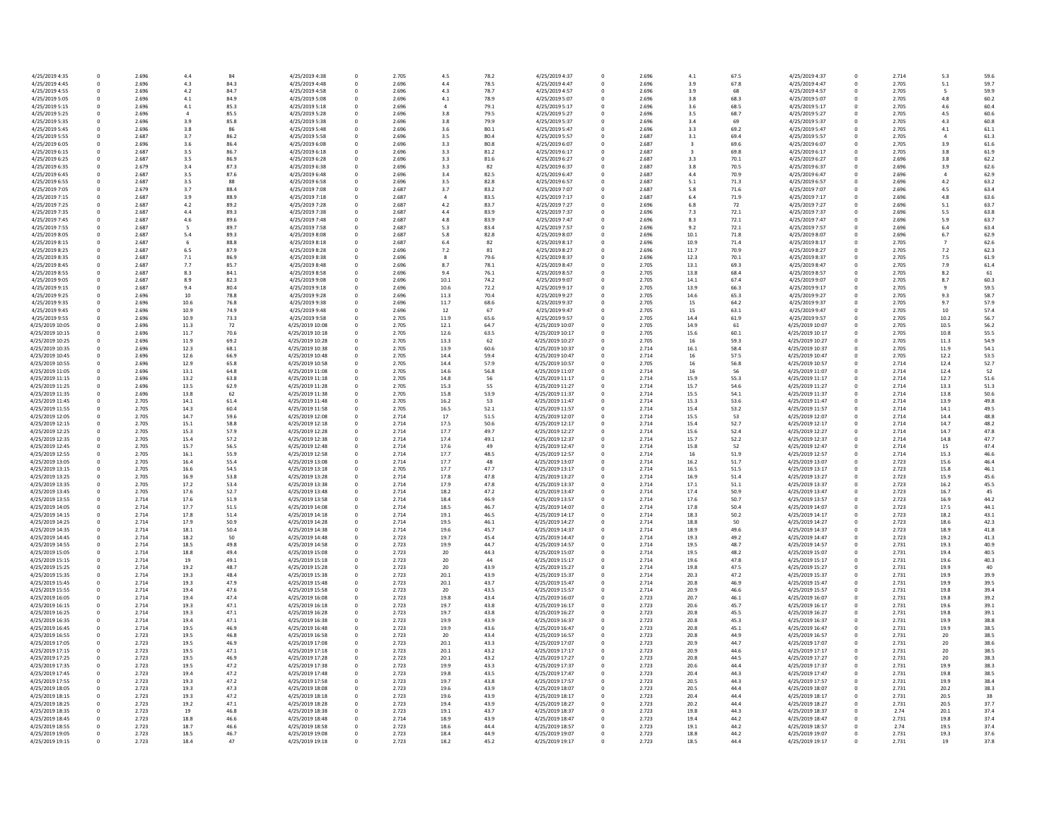| | | | | | | | | | | | | | | | | | | | |
|---|---|---|---|---|---|---|---|---|---|---|---|---|---|---|---|---|---|---|---|
| 4/25/2019 4:35 | 0 | 2.696 | 4.4 | 84 | 4/25/2019 4:38 | 0 | 2.705 | 4.5 | 78.2 | 4/25/2019 4:37 | 0 | 2.696 | 4.1 | 67.5 | 4/25/2019 4:37 | 0 | 2.714 | 5.3 | 59.6 |
| 4/25/2019 4:45 | 0 | 2.696 | 4.3 | 84.3 | 4/25/2019 4:48 | 0 | 2.696 | 4.4 | 78.5 | 4/25/2019 4:47 | 0 | 2.696 | 3.9 | 67.8 | 4/25/2019 4:47 | 0 | 2.705 | 5.1 | 59.7 |
| 4/25/2019 4:55 | 0 | 2.696 | 4.2 | 84.7 | 4/25/2019 4:58 | 0 | 2.696 | 4.3 | 78.7 | 4/25/2019 4:57 | 0 | 2.696 | 3.9 | 68 | 4/25/2019 4:57 | 0 | 2.705 | 5 | 59.9 |
| 4/25/2019 5:05 | 0 | 2.696 | 4.1 | 84.9 | 4/25/2019 5:08 | 0 | 2.696 | 4.1 | 78.9 | 4/25/2019 5:07 | 0 | 2.696 | 3.8 | 68.3 | 4/25/2019 5:07 | 0 | 2.705 | 4.8 | 60.2 |
| 4/25/2019 5:15 | 0 | 2.696 | 4.1 | 85.3 | 4/25/2019 5:18 | 0 | 2.696 | 4 | 79.1 | 4/25/2019 5:17 | 0 | 2.696 | 3.6 | 68.5 | 4/25/2019 5:17 | 0 | 2.705 | 4.6 | 60.4 |
| 4/25/2019 5:25 | 0 | 2.696 | 4 | 85.5 | 4/25/2019 5:28 | 0 | 2.696 | 3.8 | 79.5 | 4/25/2019 5:27 | 0 | 2.696 | 3.5 | 68.7 | 4/25/2019 5:27 | 0 | 2.705 | 4.5 | 60.6 |
| 4/25/2019 5:35 | 0 | 2.696 | 3.9 | 85.8 | 4/25/2019 5:38 | 0 | 2.696 | 3.8 | 79.9 | 4/25/2019 5:37 | 0 | 2.696 | 3.4 | 69 | 4/25/2019 5:37 | 0 | 2.705 | 4.3 | 60.8 |
| 4/25/2019 5:45 | 0 | 2.696 | 3.8 | 86 | 4/25/2019 5:48 | 0 | 2.696 | 3.6 | 80.1 | 4/25/2019 5:47 | 0 | 2.696 | 3.3 | 69.2 | 4/25/2019 5:47 | 0 | 2.705 | 4.1 | 61.1 |
| 4/25/2019 5:55 | 0 | 2.687 | 3.7 | 86.2 | 4/25/2019 5:58 | 0 | 2.696 | 3.5 | 80.4 | 4/25/2019 5:57 | 0 | 2.687 | 3.1 | 69.4 | 4/25/2019 5:57 | 0 | 2.705 | 4 | 61.3 |
| 4/25/2019 6:05 | 0 | 2.696 | 3.6 | 86.4 | 4/25/2019 6:08 | 0 | 2.696 | 3.3 | 80.8 | 4/25/2019 6:07 | 0 | 2.687 | 3 | 69.6 | 4/25/2019 6:07 | 0 | 2.705 | 3.9 | 61.6 |
| 4/25/2019 6:15 | 0 | 2.687 | 3.5 | 86.7 | 4/25/2019 6:18 | 0 | 2.696 | 3.3 | 81.2 | 4/25/2019 6:17 | 0 | 2.687 | 3 | 69.8 | 4/25/2019 6:17 | 0 | 2.705 | 3.8 | 61.9 |
| 4/25/2019 6:25 | 0 | 2.687 | 3.5 | 86.9 | 4/25/2019 6:28 | 0 | 2.696 | 3.3 | 81.6 | 4/25/2019 6:27 | 0 | 2.687 | 3.3 | 70.1 | 4/25/2019 6:27 | 0 | 2.696 | 3.8 | 62.2 |
| 4/25/2019 6:35 | 0 | 2.679 | 3.4 | 87.3 | 4/25/2019 6:38 | 0 | 2.696 | 3.3 | 82 | 4/25/2019 6:37 | 0 | 2.687 | 3.8 | 70.5 | 4/25/2019 6:37 | 0 | 2.696 | 3.9 | 62.6 |
| 4/25/2019 6:45 | 0 | 2.687 | 3.5 | 87.6 | 4/25/2019 6:48 | 0 | 2.696 | 3.4 | 82.5 | 4/25/2019 6:47 | 0 | 2.687 | 4.4 | 70.9 | 4/25/2019 6:47 | 0 | 2.696 | 4 | 62.9 |
| 4/25/2019 6:55 | 0 | 2.687 | 3.5 | 88 | 4/25/2019 6:58 | 0 | 2.696 | 3.5 | 82.8 | 4/25/2019 6:57 | 0 | 2.687 | 5.1 | 71.3 | 4/25/2019 6:57 | 0 | 2.696 | 4.2 | 63.2 |
| 4/25/2019 7:05 | 0 | 2.679 | 3.7 | 88.4 | 4/25/2019 7:08 | 0 | 2.687 | 3.7 | 83.2 | 4/25/2019 7:07 | 0 | 2.687 | 5.8 | 71.6 | 4/25/2019 7:07 | 0 | 2.696 | 4.5 | 63.4 |
| 4/25/2019 7:15 | 0 | 2.687 | 3.9 | 88.9 | 4/25/2019 7:18 | 0 | 2.687 | 4 | 83.5 | 4/25/2019 7:17 | 0 | 2.687 | 6.4 | 71.9 | 4/25/2019 7:17 | 0 | 2.696 | 4.8 | 63.6 |
| 4/25/2019 7:25 | 0 | 2.687 | 4.2 | 89.2 | 4/25/2019 7:28 | 0 | 2.687 | 4.2 | 83.7 | 4/25/2019 7:27 | 0 | 2.696 | 6.8 | 72 | 4/25/2019 7:27 | 0 | 2.696 | 5.1 | 63.7 |
| 4/25/2019 7:35 | 0 | 2.687 | 4.4 | 89.3 | 4/25/2019 7:38 | 0 | 2.687 | 4.4 | 83.9 | 4/25/2019 7:37 | 0 | 2.696 | 7.3 | 72.1 | 4/25/2019 7:37 | 0 | 2.696 | 5.5 | 63.8 |
| 4/25/2019 7:45 | 0 | 2.687 | 4.6 | 89.6 | 4/25/2019 7:48 | 0 | 2.687 | 4.8 | 83.9 | 4/25/2019 7:47 | 0 | 2.696 | 8.3 | 72.1 | 4/25/2019 7:47 | 0 | 2.696 | 5.9 | 63.7 |
| 4/25/2019 7:55 | 0 | 2.687 | 5 | 89.7 | 4/25/2019 7:58 | 0 | 2.687 | 5.3 | 83.4 | 4/25/2019 7:57 | 0 | 2.696 | 9.2 | 72.1 | 4/25/2019 7:57 | 0 | 2.696 | 6.4 | 63.4 |
| 4/25/2019 8:05 | 0 | 2.687 | 5.4 | 89.3 | 4/25/2019 8:08 | 0 | 2.687 | 5.8 | 82.8 | 4/25/2019 8:07 | 0 | 2.696 | 10.1 | 71.8 | 4/25/2019 8:07 | 0 | 2.696 | 6.7 | 62.9 |
| 4/25/2019 8:15 | 0 | 2.687 | 6 | 88.8 | 4/25/2019 8:18 | 0 | 2.687 | 6.4 | 82 | 4/25/2019 8:17 | 0 | 2.696 | 10.9 | 71.4 | 4/25/2019 8:17 | 0 | 2.705 | 7 | 62.6 |
| 4/25/2019 8:25 | 0 | 2.687 | 6.5 | 87.9 | 4/25/2019 8:28 | 0 | 2.696 | 7.2 | 81 | 4/25/2019 8:27 | 0 | 2.696 | 11.7 | 70.9 | 4/25/2019 8:27 | 0 | 2.705 | 7.2 | 62.3 |
| 4/25/2019 8:35 | 0 | 2.687 | 7.1 | 86.9 | 4/25/2019 8:38 | 0 | 2.696 | 8 | 79.6 | 4/25/2019 8:37 | 0 | 2.696 | 12.3 | 70.1 | 4/25/2019 8:37 | 0 | 2.705 | 7.5 | 61.9 |
| 4/25/2019 8:45 | 0 | 2.687 | 7.7 | 85.7 | 4/25/2019 8:48 | 0 | 2.696 | 8.7 | 78.1 | 4/25/2019 8:47 | 0 | 2.705 | 13.1 | 69.3 | 4/25/2019 8:47 | 0 | 2.705 | 7.9 | 61.4 |
| 4/25/2019 8:55 | 0 | 2.687 | 8.3 | 84.1 | 4/25/2019 8:58 | 0 | 2.696 | 9.4 | 76.1 | 4/25/2019 8:57 | 0 | 2.705 | 13.8 | 68.4 | 4/25/2019 8:57 | 0 | 2.705 | 8.2 | 61 |
| 4/25/2019 9:05 | 0 | 2.687 | 8.9 | 82.3 | 4/25/2019 9:08 | 0 | 2.696 | 10.1 | 74.2 | 4/25/2019 9:07 | 0 | 2.705 | 14.1 | 67.4 | 4/25/2019 9:07 | 0 | 2.705 | 8.7 | 60.3 |
| 4/25/2019 9:15 | 0 | 2.687 | 9.4 | 80.4 | 4/25/2019 9:18 | 0 | 2.696 | 10.6 | 72.2 | 4/25/2019 9:17 | 0 | 2.705 | 13.9 | 66.3 | 4/25/2019 9:17 | 0 | 2.705 | 9 | 59.5 |
| 4/25/2019 9:25 | 0 | 2.696 | 10 | 78.8 | 4/25/2019 9:28 | 0 | 2.696 | 11.3 | 70.4 | 4/25/2019 9:27 | 0 | 2.705 | 14.6 | 65.3 | 4/25/2019 9:27 | 0 | 2.705 | 9.3 | 58.7 |
| 4/25/2019 9:35 | 0 | 2.696 | 10.6 | 76.8 | 4/25/2019 9:38 | 0 | 2.696 | 11.7 | 68.6 | 4/25/2019 9:37 | 0 | 2.705 | 15 | 64.2 | 4/25/2019 9:37 | 0 | 2.705 | 9.7 | 57.9 |
| 4/25/2019 9:45 | 0 | 2.696 | 10.9 | 74.9 | 4/25/2019 9:48 | 0 | 2.696 | 12 | 67 | 4/25/2019 9:47 | 0 | 2.705 | 15 | 63.1 | 4/25/2019 9:47 | 0 | 2.705 | 10 | 57.4 |
| 4/25/2019 9:55 | 0 | 2.696 | 10.9 | 73.3 | 4/25/2019 9:58 | 0 | 2.705 | 11.9 | 65.6 | 4/25/2019 9:57 | 0 | 2.705 | 14.4 | 61.9 | 4/25/2019 9:57 | 0 | 2.705 | 10.2 | 56.7 |
| 4/25/2019 10:05 | 0 | 2.696 | 11.3 | 72 | 4/25/2019 10:08 | 0 | 2.705 | 12.1 | 64.7 | 4/25/2019 10:07 | 0 | 2.705 | 14.9 | 61 | 4/25/2019 10:07 | 0 | 2.705 | 10.5 | 56.2 |
| 4/25/2019 10:15 | 0 | 2.696 | 11.7 | 70.6 | 4/25/2019 10:18 | 0 | 2.705 | 12.6 | 63.5 | 4/25/2019 10:17 | 0 | 2.705 | 15.6 | 60.1 | 4/25/2019 10:17 | 0 | 2.705 | 10.8 | 55.5 |
| 4/25/2019 10:25 | 0 | 2.696 | 11.9 | 69.2 | 4/25/2019 10:28 | 0 | 2.705 | 13.3 | 62 | 4/25/2019 10:27 | 0 | 2.705 | 16 | 59.3 | 4/25/2019 10:27 | 0 | 2.705 | 11.3 | 54.9 |
| 4/25/2019 10:35 | 0 | 2.696 | 12.3 | 68.1 | 4/25/2019 10:38 | 0 | 2.705 | 13.9 | 60.6 | 4/25/2019 10:37 | 0 | 2.714 | 16.1 | 58.4 | 4/25/2019 10:37 | 0 | 2.705 | 11.9 | 54.1 |
| 4/25/2019 10:45 | 0 | 2.696 | 12.6 | 66.9 | 4/25/2019 10:48 | 0 | 2.705 | 14.4 | 59.4 | 4/25/2019 10:47 | 0 | 2.714 | 16 | 57.5 | 4/25/2019 10:47 | 0 | 2.705 | 12.2 | 53.5 |
| 4/25/2019 10:55 | 0 | 2.696 | 12.9 | 65.8 | 4/25/2019 10:58 | 0 | 2.705 | 14.4 | 57.9 | 4/25/2019 10:57 | 0 | 2.705 | 16 | 56.8 | 4/25/2019 10:57 | 0 | 2.714 | 12.4 | 52.7 |
| 4/25/2019 11:05 | 0 | 2.696 | 13.1 | 64.8 | 4/25/2019 11:08 | 0 | 2.705 | 14.6 | 56.8 | 4/25/2019 11:07 | 0 | 2.714 | 16 | 56 | 4/25/2019 11:07 | 0 | 2.714 | 12.4 | 52 |
| 4/25/2019 11:15 | 0 | 2.696 | 13.2 | 63.8 | 4/25/2019 11:18 | 0 | 2.705 | 14.8 | 56 | 4/25/2019 11:17 | 0 | 2.714 | 15.9 | 55.3 | 4/25/2019 11:17 | 0 | 2.714 | 12.7 | 51.6 |
| 4/25/2019 11:25 | 0 | 2.696 | 13.5 | 62.9 | 4/25/2019 11:28 | 0 | 2.705 | 15.3 | 55 | 4/25/2019 11:27 | 0 | 2.714 | 15.7 | 54.6 | 4/25/2019 11:27 | 0 | 2.714 | 13.3 | 51.3 |
| 4/25/2019 11:35 | 0 | 2.696 | 13.8 | 62 | 4/25/2019 11:38 | 0 | 2.705 | 15.8 | 53.9 | 4/25/2019 11:37 | 0 | 2.714 | 15.5 | 54.1 | 4/25/2019 11:37 | 0 | 2.714 | 13.8 | 50.6 |
| 4/25/2019 11:45 | 0 | 2.705 | 14.1 | 61.4 | 4/25/2019 11:48 | 0 | 2.705 | 16.2 | 53 | 4/25/2019 11:47 | 0 | 2.714 | 15.3 | 53.6 | 4/25/2019 11:47 | 0 | 2.714 | 13.9 | 49.8 |
| 4/25/2019 11:55 | 0 | 2.705 | 14.3 | 60.4 | 4/25/2019 11:58 | 0 | 2.705 | 16.5 | 52.1 | 4/25/2019 11:57 | 0 | 2.714 | 15.4 | 53.2 | 4/25/2019 11:57 | 0 | 2.714 | 14.1 | 49.5 |
| 4/25/2019 12:05 | 0 | 2.705 | 14.7 | 59.6 | 4/25/2019 12:08 | 0 | 2.714 | 17 | 51 | 4/25/2019 12:07 | 0 | 2.714 | 15.5 | 53 | 4/25/2019 12:07 | 0 | 2.714 | 14.4 | 48.8 |
| 4/25/2019 12:15 | 0 | 2.705 | 15.1 | 58.8 | 4/25/2019 12:18 | 0 | 2.714 | 17.5 | 50.6 | 4/25/2019 12:17 | 0 | 2.714 | 15.4 | 52.7 | 4/25/2019 12:17 | 0 | 2.714 | 14.7 | 48.2 |
| 4/25/2019 12:25 | 0 | 2.705 | 15.3 | 57.9 | 4/25/2019 12:28 | 0 | 2.714 | 17.7 | 49.7 | 4/25/2019 12:27 | 0 | 2.714 | 15.6 | 52.4 | 4/25/2019 12:27 | 0 | 2.714 | 14.7 | 47.8 |
| 4/25/2019 12:35 | 0 | 2.705 | 15.4 | 57.2 | 4/25/2019 12:38 | 0 | 2.714 | 17.4 | 49.1 | 4/25/2019 12:37 | 0 | 2.714 | 15.7 | 52.2 | 4/25/2019 12:37 | 0 | 2.714 | 14.8 | 47.7 |
| 4/25/2019 12:45 | 0 | 2.705 | 15.7 | 56.5 | 4/25/2019 12:48 | 0 | 2.714 | 17.6 | 49 | 4/25/2019 12:47 | 0 | 2.714 | 15.8 | 52 | 4/25/2019 12:47 | 0 | 2.714 | 15 | 47.4 |
| 4/25/2019 12:55 | 0 | 2.705 | 16.1 | 55.9 | 4/25/2019 12:58 | 0 | 2.714 | 17.7 | 48.5 | 4/25/2019 12:57 | 0 | 2.714 | 16 | 51.9 | 4/25/2019 12:57 | 0 | 2.714 | 15.3 | 46.6 |
| 4/25/2019 13:05 | 0 | 2.705 | 16.4 | 55.4 | 4/25/2019 13:08 | 0 | 2.714 | 17.7 | 48 | 4/25/2019 13:07 | 0 | 2.714 | 16.2 | 51.7 | 4/25/2019 13:07 | 0 | 2.723 | 15.6 | 46.4 |
| 4/25/2019 13:15 | 0 | 2.705 | 16.6 | 54.5 | 4/25/2019 13:18 | 0 | 2.705 | 17.7 | 47.7 | 4/25/2019 13:17 | 0 | 2.714 | 16.5 | 51.5 | 4/25/2019 13:17 | 0 | 2.723 | 15.8 | 46.1 |
| 4/25/2019 13:25 | 0 | 2.705 | 16.9 | 53.8 | 4/25/2019 13:28 | 0 | 2.714 | 17.8 | 47.8 | 4/25/2019 13:27 | 0 | 2.714 | 16.9 | 51.4 | 4/25/2019 13:27 | 0 | 2.723 | 15.9 | 45.6 |
| 4/25/2019 13:35 | 0 | 2.705 | 17.2 | 53.4 | 4/25/2019 13:38 | 0 | 2.714 | 17.9 | 47.8 | 4/25/2019 13:37 | 0 | 2.714 | 17.1 | 51.1 | 4/25/2019 13:37 | 0 | 2.723 | 16.2 | 45.5 |
| 4/25/2019 13:45 | 0 | 2.705 | 17.6 | 52.7 | 4/25/2019 13:48 | 0 | 2.714 | 18.2 | 47.2 | 4/25/2019 13:47 | 0 | 2.714 | 17.4 | 50.9 | 4/25/2019 13:47 | 0 | 2.723 | 16.7 | 45 |
| 4/25/2019 13:55 | 0 | 2.714 | 17.6 | 51.9 | 4/25/2019 13:58 | 0 | 2.714 | 18.4 | 46.9 | 4/25/2019 13:57 | 0 | 2.714 | 17.6 | 50.7 | 4/25/2019 13:57 | 0 | 2.723 | 16.9 | 44.2 |
| 4/25/2019 14:05 | 0 | 2.714 | 17.7 | 51.5 | 4/25/2019 14:08 | 0 | 2.714 | 18.5 | 46.7 | 4/25/2019 14:07 | 0 | 2.714 | 17.8 | 50.4 | 4/25/2019 14:07 | 0 | 2.723 | 17.5 | 44.1 |
| 4/25/2019 14:15 | 0 | 2.714 | 17.8 | 51.4 | 4/25/2019 14:18 | 0 | 2.714 | 19.1 | 46.5 | 4/25/2019 14:17 | 0 | 2.714 | 18.3 | 50.2 | 4/25/2019 14:17 | 0 | 2.723 | 18.2 | 43.1 |
| 4/25/2019 14:25 | 0 | 2.714 | 17.9 | 50.9 | 4/25/2019 14:28 | 0 | 2.714 | 19.5 | 46.1 | 4/25/2019 14:27 | 0 | 2.714 | 18.8 | 50 | 4/25/2019 14:27 | 0 | 2.723 | 18.6 | 42.3 |
| 4/25/2019 14:35 | 0 | 2.714 | 18.1 | 50.4 | 4/25/2019 14:38 | 0 | 2.714 | 19.6 | 45.7 | 4/25/2019 14:37 | 0 | 2.714 | 18.9 | 49.6 | 4/25/2019 14:37 | 0 | 2.723 | 18.9 | 41.8 |
| 4/25/2019 14:45 | 0 | 2.714 | 18.2 | 50 | 4/25/2019 14:48 | 0 | 2.723 | 19.7 | 45.4 | 4/25/2019 14:47 | 0 | 2.714 | 19.3 | 49.2 | 4/25/2019 14:47 | 0 | 2.723 | 19.2 | 41.3 |
| 4/25/2019 14:55 | 0 | 2.714 | 18.5 | 49.8 | 4/25/2019 14:58 | 0 | 2.723 | 19.9 | 44.7 | 4/25/2019 14:57 | 0 | 2.714 | 19.5 | 48.7 | 4/25/2019 14:57 | 0 | 2.731 | 19.3 | 40.9 |
| 4/25/2019 15:05 | 0 | 2.714 | 18.8 | 49.4 | 4/25/2019 15:08 | 0 | 2.723 | 20 | 44.3 | 4/25/2019 15:07 | 0 | 2.714 | 19.5 | 48.2 | 4/25/2019 15:07 | 0 | 2.731 | 19.4 | 40.5 |
| 4/25/2019 15:15 | 0 | 2.714 | 19 | 49.1 | 4/25/2019 15:18 | 0 | 2.723 | 20 | 44 | 4/25/2019 15:17 | 0 | 2.714 | 19.6 | 47.8 | 4/25/2019 15:17 | 0 | 2.731 | 19.6 | 40.3 |
| 4/25/2019 15:25 | 0 | 2.714 | 19.2 | 48.7 | 4/25/2019 15:28 | 0 | 2.723 | 20 | 43.9 | 4/25/2019 15:27 | 0 | 2.714 | 19.8 | 47.5 | 4/25/2019 15:27 | 0 | 2.731 | 19.9 | 40 |
| 4/25/2019 15:35 | 0 | 2.714 | 19.3 | 48.4 | 4/25/2019 15:38 | 0 | 2.723 | 20.1 | 43.9 | 4/25/2019 15:37 | 0 | 2.714 | 20.3 | 47.2 | 4/25/2019 15:37 | 0 | 2.731 | 19.9 | 39.9 |
| 4/25/2019 15:45 | 0 | 2.714 | 19.3 | 47.9 | 4/25/2019 15:48 | 0 | 2.723 | 20.1 | 43.7 | 4/25/2019 15:47 | 0 | 2.714 | 20.8 | 46.9 | 4/25/2019 15:47 | 0 | 2.731 | 19.9 | 39.5 |
| 4/25/2019 15:55 | 0 | 2.714 | 19.4 | 47.6 | 4/25/2019 15:58 | 0 | 2.723 | 20 | 43.5 | 4/25/2019 15:57 | 0 | 2.714 | 20.9 | 46.6 | 4/25/2019 15:57 | 0 | 2.731 | 19.8 | 39.4 |
| 4/25/2019 16:05 | 0 | 2.714 | 19.4 | 47.4 | 4/25/2019 16:08 | 0 | 2.723 | 19.8 | 43.4 | 4/25/2019 16:07 | 0 | 2.723 | 20.7 | 46.1 | 4/25/2019 16:07 | 0 | 2.731 | 19.8 | 39.2 |
| 4/25/2019 16:15 | 0 | 2.714 | 19.3 | 47.1 | 4/25/2019 16:18 | 0 | 2.723 | 19.7 | 43.8 | 4/25/2019 16:17 | 0 | 2.723 | 20.6 | 45.7 | 4/25/2019 16:17 | 0 | 2.731 | 19.6 | 39.1 |
| 4/25/2019 16:25 | 0 | 2.714 | 19.3 | 47.1 | 4/25/2019 16:28 | 0 | 2.723 | 19.7 | 43.8 | 4/25/2019 16:27 | 0 | 2.723 | 20.8 | 45.5 | 4/25/2019 16:27 | 0 | 2.731 | 19.8 | 39.1 |
| 4/25/2019 16:35 | 0 | 2.714 | 19.4 | 47.1 | 4/25/2019 16:38 | 0 | 2.723 | 19.9 | 43.9 | 4/25/2019 16:37 | 0 | 2.723 | 20.8 | 45.3 | 4/25/2019 16:37 | 0 | 2.731 | 19.9 | 38.8 |
| 4/25/2019 16:45 | 0 | 2.714 | 19.5 | 46.9 | 4/25/2019 16:48 | 0 | 2.723 | 19.9 | 43.6 | 4/25/2019 16:47 | 0 | 2.723 | 20.8 | 45.1 | 4/25/2019 16:47 | 0 | 2.731 | 19.9 | 38.5 |
| 4/25/2019 16:55 | 0 | 2.723 | 19.5 | 46.8 | 4/25/2019 16:58 | 0 | 2.723 | 20 | 43.4 | 4/25/2019 16:57 | 0 | 2.723 | 20.8 | 44.9 | 4/25/2019 16:57 | 0 | 2.731 | 20 | 38.5 |
| 4/25/2019 17:05 | 0 | 2.723 | 19.5 | 46.9 | 4/25/2019 17:08 | 0 | 2.723 | 20.1 | 43.3 | 4/25/2019 17:07 | 0 | 2.723 | 20.9 | 44.7 | 4/25/2019 17:07 | 0 | 2.731 | 20 | 38.6 |
| 4/25/2019 17:15 | 0 | 2.723 | 19.5 | 47.1 | 4/25/2019 17:18 | 0 | 2.723 | 20.1 | 43.2 | 4/25/2019 17:17 | 0 | 2.723 | 20.9 | 44.6 | 4/25/2019 17:17 | 0 | 2.731 | 20 | 38.5 |
| 4/25/2019 17:25 | 0 | 2.723 | 19.5 | 46.9 | 4/25/2019 17:28 | 0 | 2.723 | 20.1 | 43.2 | 4/25/2019 17:27 | 0 | 2.723 | 20.8 | 44.5 | 4/25/2019 17:27 | 0 | 2.731 | 20 | 38.3 |
| 4/25/2019 17:35 | 0 | 2.723 | 19.5 | 47.2 | 4/25/2019 17:38 | 0 | 2.723 | 19.9 | 43.3 | 4/25/2019 17:37 | 0 | 2.723 | 20.6 | 44.4 | 4/25/2019 17:37 | 0 | 2.731 | 19.9 | 38.3 |
| 4/25/2019 17:45 | 0 | 2.723 | 19.4 | 47.2 | 4/25/2019 17:48 | 0 | 2.723 | 19.8 | 43.5 | 4/25/2019 17:47 | 0 | 2.723 | 20.4 | 44.3 | 4/25/2019 17:47 | 0 | 2.731 | 19.8 | 38.5 |
| 4/25/2019 17:55 | 0 | 2.723 | 19.3 | 47.2 | 4/25/2019 17:58 | 0 | 2.723 | 19.7 | 43.8 | 4/25/2019 17:57 | 0 | 2.723 | 20.5 | 44.3 | 4/25/2019 17:57 | 0 | 2.731 | 19.9 | 38.4 |
| 4/25/2019 18:05 | 0 | 2.723 | 19.3 | 47.3 | 4/25/2019 18:08 | 0 | 2.723 | 19.6 | 43.9 | 4/25/2019 18:07 | 0 | 2.723 | 20.5 | 44.4 | 4/25/2019 18:07 | 0 | 2.731 | 20.2 | 38.3 |
| 4/25/2019 18:15 | 0 | 2.723 | 19.3 | 47.2 | 4/25/2019 18:18 | 0 | 2.723 | 19.6 | 43.9 | 4/25/2019 18:17 | 0 | 2.723 | 20.4 | 44.4 | 4/25/2019 18:17 | 0 | 2.731 | 20.5 | 38 |
| 4/25/2019 18:25 | 0 | 2.723 | 19.2 | 47.1 | 4/25/2019 18:28 | 0 | 2.723 | 19.4 | 43.9 | 4/25/2019 18:27 | 0 | 2.723 | 20.2 | 44.4 | 4/25/2019 18:27 | 0 | 2.731 | 20.5 | 37.7 |
| 4/25/2019 18:35 | 0 | 2.723 | 19 | 46.8 | 4/25/2019 18:38 | 0 | 2.723 | 19.1 | 43.7 | 4/25/2019 18:37 | 0 | 2.723 | 19.8 | 44.3 | 4/25/2019 18:37 | 0 | 2.74 | 20.1 | 37.4 |
| 4/25/2019 18:45 | 0 | 2.723 | 18.8 | 46.6 | 4/25/2019 18:48 | 0 | 2.714 | 18.9 | 43.9 | 4/25/2019 18:47 | 0 | 2.723 | 19.4 | 44.2 | 4/25/2019 18:47 | 0 | 2.731 | 19.8 | 37.4 |
| 4/25/2019 18:55 | 0 | 2.723 | 18.7 | 46.6 | 4/25/2019 18:58 | 0 | 2.723 | 18.6 | 44.4 | 4/25/2019 18:57 | 0 | 2.723 | 19.1 | 44.2 | 4/25/2019 18:57 | 0 | 2.74 | 19.5 | 37.4 |
| 4/25/2019 19:05 | 0 | 2.723 | 18.5 | 46.7 | 4/25/2019 19:08 | 0 | 2.723 | 18.4 | 44.9 | 4/25/2019 19:07 | 0 | 2.723 | 18.8 | 44.2 | 4/25/2019 19:07 | 0 | 2.731 | 19.3 | 37.6 |
| 4/25/2019 19:15 | 0 | 2.723 | 18.4 | 47 | 4/25/2019 19:18 | 0 | 2.723 | 18.2 | 45.2 | 4/25/2019 19:17 | 0 | 2.723 | 18.5 | 44.4 | 4/25/2019 19:17 | 0 | 2.731 | 19 | 37.8 |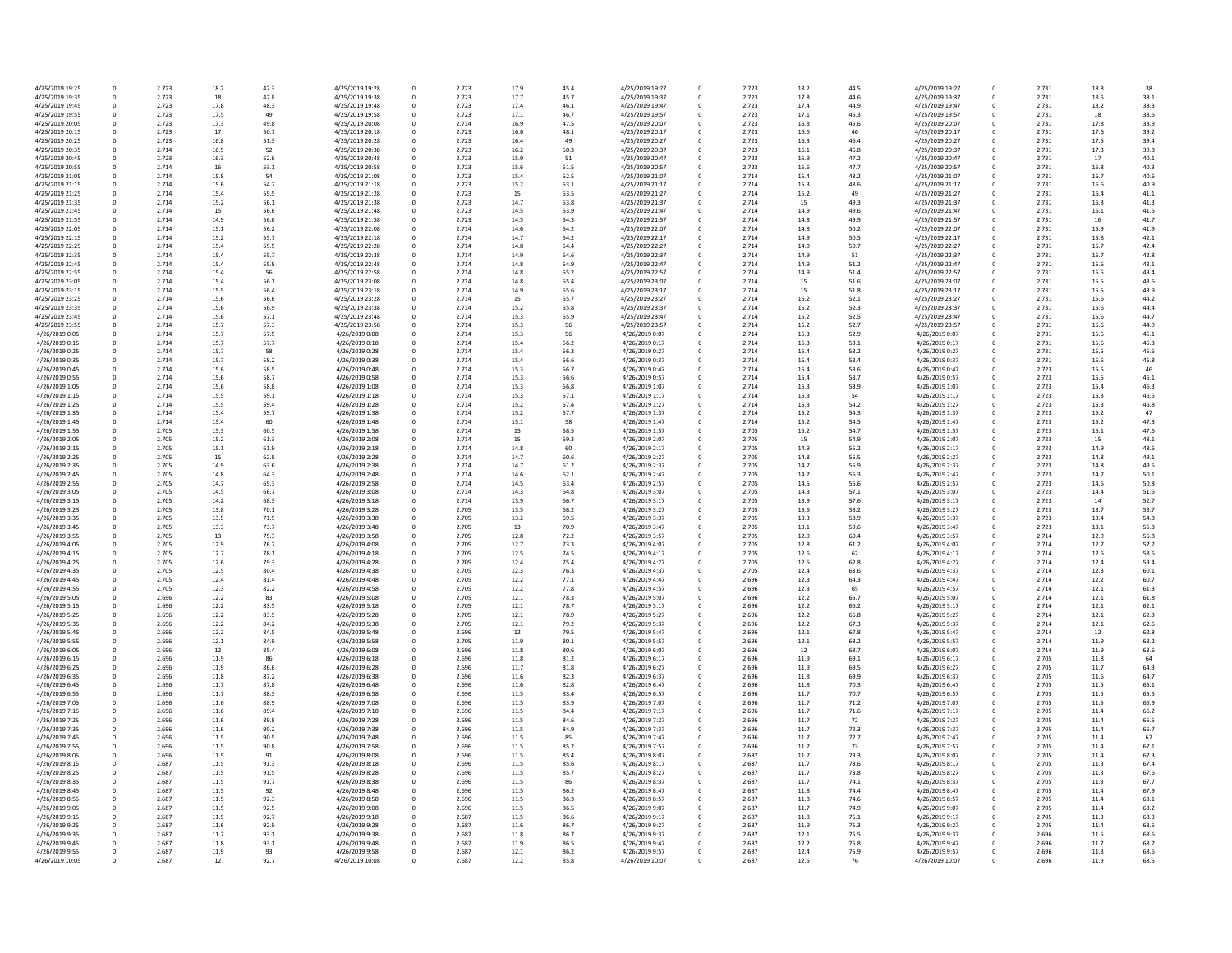| | | | | | | | | | | | | | | | | | | | |
|---|---|---|---|---|---|---|---|---|---|---|---|---|---|---|---|---|---|---|---|
| 4/25/2019 19:25 | 0 | 2.723 | 18.2 | 47.3 | 4/25/2019 19:28 | 0 | 2.723 | 17.9 | 45.4 | 4/25/2019 19:27 | 0 | 2.723 | 18.2 | 44.5 | 4/25/2019 19:27 | 0 | 2.731 | 18.8 | 38 |
| 4/25/2019 19:35 | 0 | 2.723 | 18 | 47.8 | 4/25/2019 19:38 | 0 | 2.723 | 17.7 | 45.7 | 4/25/2019 19:37 | 0 | 2.723 | 17.8 | 44.6 | 4/25/2019 19:37 | 0 | 2.731 | 18.5 | 38.1 |
| 4/25/2019 19:45 | 0 | 2.723 | 17.8 | 48.3 | 4/25/2019 19:48 | 0 | 2.723 | 17.4 | 46.1 | 4/25/2019 19:47 | 0 | 2.723 | 17.4 | 44.9 | 4/25/2019 19:47 | 0 | 2.731 | 18.2 | 38.3 |
| 4/25/2019 19:55 | 0 | 2.723 | 17.5 | 49 | 4/25/2019 19:58 | 0 | 2.723 | 17.1 | 46.7 | 4/25/2019 19:57 | 0 | 2.723 | 17.1 | 45.3 | 4/25/2019 19:57 | 0 | 2.731 | 18 | 38.6 |
| 4/25/2019 20:05 | 0 | 2.723 | 17.3 | 49.8 | 4/25/2019 20:08 | 0 | 2.723 | 16.9 | 47.5 | 4/25/2019 20:07 | 0 | 2.723 | 16.8 | 45.6 | 4/25/2019 20:07 | 0 | 2.731 | 17.8 | 38.9 |
| 4/25/2019 20:15 | 0 | 2.723 | 17 | 50.7 | 4/25/2019 20:18 | 0 | 2.723 | 16.6 | 48.1 | 4/25/2019 20:17 | 0 | 2.723 | 16.6 | 46 | 4/25/2019 20:17 | 0 | 2.731 | 17.6 | 39.2 |
| 4/25/2019 20:25 | 0 | 2.723 | 16.8 | 51.3 | 4/25/2019 20:28 | 0 | 2.723 | 16.4 | 49 | 4/25/2019 20:27 | 0 | 2.723 | 16.3 | 46.4 | 4/25/2019 20:27 | 0 | 2.731 | 17.5 | 39.4 |
| 4/25/2019 20:35 | 0 | 2.714 | 16.5 | 52 | 4/25/2019 20:38 | 0 | 2.723 | 16.2 | 50.3 | 4/25/2019 20:37 | 0 | 2.723 | 16.1 | 46.8 | 4/25/2019 20:37 | 0 | 2.731 | 17.3 | 39.8 |
| 4/25/2019 20:45 | 0 | 2.723 | 16.3 | 52.6 | 4/25/2019 20:48 | 0 | 2.723 | 15.9 | 51 | 4/25/2019 20:47 | 0 | 2.723 | 15.9 | 47.2 | 4/25/2019 20:47 | 0 | 2.731 | 17 | 40.1 |
| 4/25/2019 20:55 | 0 | 2.714 | 16 | 53.1 | 4/25/2019 20:58 | 0 | 2.723 | 15.6 | 51.5 | 4/25/2019 20:57 | 0 | 2.723 | 15.6 | 47.7 | 4/25/2019 20:57 | 0 | 2.731 | 16.8 | 40.3 |
| 4/25/2019 21:05 | 0 | 2.714 | 15.8 | 54 | 4/25/2019 21:08 | 0 | 2.723 | 15.4 | 52.5 | 4/25/2019 21:07 | 0 | 2.714 | 15.4 | 48.2 | 4/25/2019 21:07 | 0 | 2.731 | 16.7 | 40.6 |
| 4/25/2019 21:15 | 0 | 2.714 | 15.6 | 54.7 | 4/25/2019 21:18 | 0 | 2.723 | 15.2 | 53.1 | 4/25/2019 21:17 | 0 | 2.714 | 15.3 | 48.6 | 4/25/2019 21:17 | 0 | 2.731 | 16.6 | 40.9 |
| 4/25/2019 21:25 | 0 | 2.714 | 15.4 | 55.5 | 4/25/2019 21:28 | 0 | 2.723 | 15 | 53.5 | 4/25/2019 21:27 | 0 | 2.714 | 15.2 | 49 | 4/25/2019 21:27 | 0 | 2.731 | 16.4 | 41.1 |
| 4/25/2019 21:35 | 0 | 2.714 | 15.2 | 56.1 | 4/25/2019 21:38 | 0 | 2.723 | 14.7 | 53.8 | 4/25/2019 21:37 | 0 | 2.714 | 15 | 49.3 | 4/25/2019 21:37 | 0 | 2.731 | 16.3 | 41.3 |
| 4/25/2019 21:45 | 0 | 2.714 | 15 | 56.6 | 4/25/2019 21:48 | 0 | 2.723 | 14.5 | 53.9 | 4/25/2019 21:47 | 0 | 2.714 | 14.9 | 49.6 | 4/25/2019 21:47 | 0 | 2.731 | 16.1 | 41.5 |
| 4/25/2019 21:55 | 0 | 2.714 | 14.9 | 56.6 | 4/25/2019 21:58 | 0 | 2.723 | 14.5 | 54.3 | 4/25/2019 21:57 | 0 | 2.714 | 14.8 | 49.9 | 4/25/2019 21:57 | 0 | 2.731 | 16 | 41.7 |
| 4/25/2019 22:05 | 0 | 2.714 | 15.1 | 56.2 | 4/25/2019 22:08 | 0 | 2.714 | 14.6 | 54.2 | 4/25/2019 22:07 | 0 | 2.714 | 14.8 | 50.2 | 4/25/2019 22:07 | 0 | 2.731 | 15.9 | 41.9 |
| 4/25/2019 22:15 | 0 | 2.714 | 15.2 | 55.7 | 4/25/2019 22:18 | 0 | 2.714 | 14.7 | 54.2 | 4/25/2019 22:17 | 0 | 2.714 | 14.9 | 50.5 | 4/25/2019 22:17 | 0 | 2.731 | 15.8 | 42.1 |
| 4/25/2019 22:25 | 0 | 2.714 | 15.4 | 55.5 | 4/25/2019 22:28 | 0 | 2.714 | 14.8 | 54.4 | 4/25/2019 22:27 | 0 | 2.714 | 14.9 | 50.7 | 4/25/2019 22:27 | 0 | 2.731 | 15.7 | 42.4 |
| 4/25/2019 22:35 | 0 | 2.714 | 15.4 | 55.7 | 4/25/2019 22:38 | 0 | 2.714 | 14.9 | 54.6 | 4/25/2019 22:37 | 0 | 2.714 | 14.9 | 51 | 4/25/2019 22:37 | 0 | 2.731 | 15.7 | 42.8 |
| 4/25/2019 22:45 | 0 | 2.714 | 15.4 | 55.8 | 4/25/2019 22:48 | 0 | 2.714 | 14.8 | 54.9 | 4/25/2019 22:47 | 0 | 2.714 | 14.9 | 51.2 | 4/25/2019 22:47 | 0 | 2.731 | 15.6 | 43.1 |
| 4/25/2019 22:55 | 0 | 2.714 | 15.4 | 56 | 4/25/2019 22:58 | 0 | 2.714 | 14.8 | 55.2 | 4/25/2019 22:57 | 0 | 2.714 | 14.9 | 51.4 | 4/25/2019 22:57 | 0 | 2.731 | 15.5 | 43.4 |
| 4/25/2019 23:05 | 0 | 2.714 | 15.4 | 56.1 | 4/25/2019 23:08 | 0 | 2.714 | 14.8 | 55.4 | 4/25/2019 23:07 | 0 | 2.714 | 15 | 51.6 | 4/25/2019 23:07 | 0 | 2.731 | 15.5 | 43.6 |
| 4/25/2019 23:15 | 0 | 2.714 | 15.5 | 56.4 | 4/25/2019 23:18 | 0 | 2.714 | 14.9 | 55.6 | 4/25/2019 23:17 | 0 | 2.714 | 15 | 51.8 | 4/25/2019 23:17 | 0 | 2.731 | 15.5 | 43.9 |
| 4/25/2019 23:25 | 0 | 2.714 | 15.6 | 56.6 | 4/25/2019 23:28 | 0 | 2.714 | 15 | 55.7 | 4/25/2019 23:27 | 0 | 2.714 | 15.2 | 52.1 | 4/25/2019 23:27 | 0 | 2.731 | 15.6 | 44.2 |
| 4/25/2019 23:35 | 0 | 2.714 | 15.6 | 56.9 | 4/25/2019 23:38 | 0 | 2.714 | 15.2 | 55.8 | 4/25/2019 23:37 | 0 | 2.714 | 15.2 | 52.3 | 4/25/2019 23:37 | 0 | 2.731 | 15.6 | 44.4 |
| 4/25/2019 23:45 | 0 | 2.714 | 15.6 | 57.1 | 4/25/2019 23:48 | 0 | 2.714 | 15.3 | 55.9 | 4/25/2019 23:47 | 0 | 2.714 | 15.2 | 52.5 | 4/25/2019 23:47 | 0 | 2.731 | 15.6 | 44.7 |
| 4/25/2019 23:55 | 0 | 2.714 | 15.7 | 57.3 | 4/25/2019 23:58 | 0 | 2.714 | 15.3 | 56 | 4/25/2019 23:57 | 0 | 2.714 | 15.2 | 52.7 | 4/25/2019 23:57 | 0 | 2.731 | 15.6 | 44.9 |
| 4/26/2019 0:05 | 0 | 2.714 | 15.7 | 57.5 | 4/26/2019 0:08 | 0 | 2.714 | 15.3 | 56 | 4/26/2019 0:07 | 0 | 2.714 | 15.3 | 52.9 | 4/26/2019 0:07 | 0 | 2.731 | 15.6 | 45.1 |
| 4/26/2019 0:15 | 0 | 2.714 | 15.7 | 57.7 | 4/26/2019 0:18 | 0 | 2.714 | 15.4 | 56.2 | 4/26/2019 0:17 | 0 | 2.714 | 15.3 | 53.1 | 4/26/2019 0:17 | 0 | 2.731 | 15.6 | 45.3 |
| 4/26/2019 0:25 | 0 | 2.714 | 15.7 | 58 | 4/26/2019 0:28 | 0 | 2.714 | 15.4 | 56.3 | 4/26/2019 0:27 | 0 | 2.714 | 15.4 | 53.2 | 4/26/2019 0:27 | 0 | 2.731 | 15.5 | 45.6 |
| 4/26/2019 0:35 | 0 | 2.714 | 15.7 | 58.2 | 4/26/2019 0:38 | 0 | 2.714 | 15.4 | 56.6 | 4/26/2019 0:37 | 0 | 2.714 | 15.4 | 53.4 | 4/26/2019 0:37 | 0 | 2.731 | 15.5 | 45.8 |
| 4/26/2019 0:45 | 0 | 2.714 | 15.6 | 58.5 | 4/26/2019 0:48 | 0 | 2.714 | 15.3 | 56.7 | 4/26/2019 0:47 | 0 | 2.714 | 15.4 | 53.6 | 4/26/2019 0:47 | 0 | 2.723 | 15.5 | 46 |
| 4/26/2019 0:55 | 0 | 2.714 | 15.6 | 58.7 | 4/26/2019 0:58 | 0 | 2.714 | 15.3 | 56.6 | 4/26/2019 0:57 | 0 | 2.714 | 15.4 | 53.7 | 4/26/2019 0:57 | 0 | 2.723 | 15.5 | 46.1 |
| 4/26/2019 1:05 | 0 | 2.714 | 15.6 | 58.8 | 4/26/2019 1:08 | 0 | 2.714 | 15.3 | 56.8 | 4/26/2019 1:07 | 0 | 2.714 | 15.3 | 53.9 | 4/26/2019 1:07 | 0 | 2.723 | 15.4 | 46.3 |
| 4/26/2019 1:15 | 0 | 2.714 | 15.5 | 59.1 | 4/26/2019 1:18 | 0 | 2.714 | 15.3 | 57.1 | 4/26/2019 1:17 | 0 | 2.714 | 15.3 | 54 | 4/26/2019 1:17 | 0 | 2.723 | 15.3 | 46.5 |
| 4/26/2019 1:25 | 0 | 2.714 | 15.5 | 59.4 | 4/26/2019 1:28 | 0 | 2.714 | 15.2 | 57.4 | 4/26/2019 1:27 | 0 | 2.714 | 15.3 | 54.2 | 4/26/2019 1:27 | 0 | 2.723 | 15.3 | 46.8 |
| 4/26/2019 1:35 | 0 | 2.714 | 15.4 | 59.7 | 4/26/2019 1:38 | 0 | 2.714 | 15.2 | 57.7 | 4/26/2019 1:37 | 0 | 2.714 | 15.2 | 54.3 | 4/26/2019 1:37 | 0 | 2.723 | 15.2 | 47 |
| 4/26/2019 1:45 | 0 | 2.714 | 15.4 | 60 | 4/26/2019 1:48 | 0 | 2.714 | 15.1 | 58 | 4/26/2019 1:47 | 0 | 2.714 | 15.2 | 54.5 | 4/26/2019 1:47 | 0 | 2.723 | 15.2 | 47.3 |
| 4/26/2019 1:55 | 0 | 2.705 | 15.3 | 60.5 | 4/26/2019 1:58 | 0 | 2.714 | 15 | 58.5 | 4/26/2019 1:57 | 0 | 2.705 | 15.2 | 54.7 | 4/26/2019 1:57 | 0 | 2.723 | 15.1 | 47.6 |
| 4/26/2019 2:05 | 0 | 2.705 | 15.2 | 61.3 | 4/26/2019 2:08 | 0 | 2.714 | 15 | 59.3 | 4/26/2019 2:07 | 0 | 2.705 | 15 | 54.9 | 4/26/2019 2:07 | 0 | 2.723 | 15 | 48.1 |
| 4/26/2019 2:15 | 0 | 2.705 | 15.1 | 61.9 | 4/26/2019 2:18 | 0 | 2.714 | 14.8 | 60 | 4/26/2019 2:17 | 0 | 2.705 | 14.9 | 55.2 | 4/26/2019 2:17 | 0 | 2.723 | 14.9 | 48.6 |
| 4/26/2019 2:25 | 0 | 2.705 | 15 | 62.8 | 4/26/2019 2:28 | 0 | 2.714 | 14.7 | 60.6 | 4/26/2019 2:27 | 0 | 2.705 | 14.8 | 55.5 | 4/26/2019 2:27 | 0 | 2.723 | 14.8 | 49.1 |
| 4/26/2019 2:35 | 0 | 2.705 | 14.9 | 63.6 | 4/26/2019 2:38 | 0 | 2.714 | 14.7 | 61.2 | 4/26/2019 2:37 | 0 | 2.705 | 14.7 | 55.9 | 4/26/2019 2:37 | 0 | 2.723 | 14.8 | 49.5 |
| 4/26/2019 2:45 | 0 | 2.705 | 14.8 | 64.3 | 4/26/2019 2:48 | 0 | 2.714 | 14.6 | 62.1 | 4/26/2019 2:47 | 0 | 2.705 | 14.7 | 56.3 | 4/26/2019 2:47 | 0 | 2.723 | 14.7 | 50.1 |
| 4/26/2019 2:55 | 0 | 2.705 | 14.7 | 65.3 | 4/26/2019 2:58 | 0 | 2.714 | 14.5 | 63.4 | 4/26/2019 2:57 | 0 | 2.705 | 14.5 | 56.6 | 4/26/2019 2:57 | 0 | 2.723 | 14.6 | 50.8 |
| 4/26/2019 3:05 | 0 | 2.705 | 14.5 | 66.7 | 4/26/2019 3:08 | 0 | 2.714 | 14.3 | 64.8 | 4/26/2019 3:07 | 0 | 2.705 | 14.3 | 57.1 | 4/26/2019 3:07 | 0 | 2.723 | 14.4 | 51.6 |
| 4/26/2019 3:15 | 0 | 2.705 | 14.2 | 68.3 | 4/26/2019 3:18 | 0 | 2.714 | 13.9 | 66.7 | 4/26/2019 3:17 | 0 | 2.705 | 13.9 | 57.6 | 4/26/2019 3:17 | 0 | 2.723 | 14 | 52.7 |
| 4/26/2019 3:25 | 0 | 2.705 | 13.8 | 70.1 | 4/26/2019 3:28 | 0 | 2.705 | 13.5 | 68.2 | 4/26/2019 3:27 | 0 | 2.705 | 13.6 | 58.2 | 4/26/2019 3:27 | 0 | 2.723 | 13.7 | 53.7 |
| 4/26/2019 3:35 | 0 | 2.705 | 13.5 | 71.9 | 4/26/2019 3:38 | 0 | 2.705 | 13.2 | 69.5 | 4/26/2019 3:37 | 0 | 2.705 | 13.3 | 58.9 | 4/26/2019 3:37 | 0 | 2.723 | 13.4 | 54.8 |
| 4/26/2019 3:45 | 0 | 2.705 | 13.3 | 73.7 | 4/26/2019 3:48 | 0 | 2.705 | 13 | 70.9 | 4/26/2019 3:47 | 0 | 2.705 | 13.1 | 59.6 | 4/26/2019 3:47 | 0 | 2.723 | 13.1 | 55.8 |
| 4/26/2019 3:55 | 0 | 2.705 | 13 | 75.3 | 4/26/2019 3:58 | 0 | 2.705 | 12.8 | 72.2 | 4/26/2019 3:57 | 0 | 2.705 | 12.9 | 60.4 | 4/26/2019 3:57 | 0 | 2.714 | 12.9 | 56.8 |
| 4/26/2019 4:05 | 0 | 2.705 | 12.9 | 76.7 | 4/26/2019 4:08 | 0 | 2.705 | 12.7 | 73.3 | 4/26/2019 4:07 | 0 | 2.705 | 12.8 | 61.2 | 4/26/2019 4:07 | 0 | 2.714 | 12.7 | 57.7 |
| 4/26/2019 4:15 | 0 | 2.705 | 12.7 | 78.1 | 4/26/2019 4:18 | 0 | 2.705 | 12.5 | 74.5 | 4/26/2019 4:17 | 0 | 2.705 | 12.6 | 62 | 4/26/2019 4:17 | 0 | 2.714 | 12.6 | 58.6 |
| 4/26/2019 4:25 | 0 | 2.705 | 12.6 | 79.3 | 4/26/2019 4:28 | 0 | 2.705 | 12.4 | 75.4 | 4/26/2019 4:27 | 0 | 2.705 | 12.5 | 62.8 | 4/26/2019 4:27 | 0 | 2.714 | 12.4 | 59.4 |
| 4/26/2019 4:35 | 0 | 2.705 | 12.5 | 80.4 | 4/26/2019 4:38 | 0 | 2.705 | 12.3 | 76.3 | 4/26/2019 4:37 | 0 | 2.705 | 12.4 | 63.6 | 4/26/2019 4:37 | 0 | 2.714 | 12.3 | 60.1 |
| 4/26/2019 4:45 | 0 | 2.705 | 12.4 | 81.4 | 4/26/2019 4:48 | 0 | 2.705 | 12.2 | 77.1 | 4/26/2019 4:47 | 0 | 2.696 | 12.3 | 64.3 | 4/26/2019 4:47 | 0 | 2.714 | 12.2 | 60.7 |
| 4/26/2019 4:55 | 0 | 2.705 | 12.3 | 82.2 | 4/26/2019 4:58 | 0 | 2.705 | 12.2 | 77.8 | 4/26/2019 4:57 | 0 | 2.696 | 12.3 | 65 | 4/26/2019 4:57 | 0 | 2.714 | 12.1 | 61.3 |
| 4/26/2019 5:05 | 0 | 2.696 | 12.2 | 83 | 4/26/2019 5:08 | 0 | 2.705 | 12.1 | 78.3 | 4/26/2019 5:07 | 0 | 2.696 | 12.2 | 65.7 | 4/26/2019 5:07 | 0 | 2.714 | 12.1 | 61.8 |
| 4/26/2019 5:15 | 0 | 2.696 | 12.2 | 83.5 | 4/26/2019 5:18 | 0 | 2.705 | 12.1 | 78.7 | 4/26/2019 5:17 | 0 | 2.696 | 12.2 | 66.2 | 4/26/2019 5:17 | 0 | 2.714 | 12.1 | 62.1 |
| 4/26/2019 5:25 | 0 | 2.696 | 12.2 | 83.9 | 4/26/2019 5:28 | 0 | 2.705 | 12.1 | 78.9 | 4/26/2019 5:27 | 0 | 2.696 | 12.2 | 66.8 | 4/26/2019 5:27 | 0 | 2.714 | 12.1 | 62.3 |
| 4/26/2019 5:35 | 0 | 2.696 | 12.2 | 84.2 | 4/26/2019 5:38 | 0 | 2.705 | 12.1 | 79.2 | 4/26/2019 5:37 | 0 | 2.696 | 12.2 | 67.3 | 4/26/2019 5:37 | 0 | 2.714 | 12.1 | 62.6 |
| 4/26/2019 5:45 | 0 | 2.696 | 12.2 | 84.5 | 4/26/2019 5:48 | 0 | 2.696 | 12 | 79.5 | 4/26/2019 5:47 | 0 | 2.696 | 12.1 | 67.8 | 4/26/2019 5:47 | 0 | 2.714 | 12 | 62.8 |
| 4/26/2019 5:55 | 0 | 2.696 | 12.1 | 84.9 | 4/26/2019 5:58 | 0 | 2.705 | 11.9 | 80.1 | 4/26/2019 5:57 | 0 | 2.696 | 12.1 | 68.2 | 4/26/2019 5:57 | 0 | 2.714 | 11.9 | 63.2 |
| 4/26/2019 6:05 | 0 | 2.696 | 12 | 85.4 | 4/26/2019 6:08 | 0 | 2.696 | 11.8 | 80.6 | 4/26/2019 6:07 | 0 | 2.696 | 12 | 68.7 | 4/26/2019 6:07 | 0 | 2.714 | 11.9 | 63.6 |
| 4/26/2019 6:15 | 0 | 2.696 | 11.9 | 86 | 4/26/2019 6:18 | 0 | 2.696 | 11.8 | 81.2 | 4/26/2019 6:17 | 0 | 2.696 | 11.9 | 69.1 | 4/26/2019 6:17 | 0 | 2.705 | 11.8 | 64 |
| 4/26/2019 6:25 | 0 | 2.696 | 11.9 | 86.6 | 4/26/2019 6:28 | 0 | 2.696 | 11.7 | 81.7 | 4/26/2019 6:27 | 0 | 2.696 | 11.9 | 69.5 | 4/26/2019 6:27 | 0 | 2.705 | 11.7 | 64.3 |
| 4/26/2019 6:35 | 0 | 2.696 | 11.8 | 87.2 | 4/26/2019 6:38 | 0 | 2.696 | 11.6 | 82.3 | 4/26/2019 6:37 | 0 | 2.696 | 11.8 | 69.9 | 4/26/2019 6:37 | 0 | 2.705 | 11.6 | 64.7 |
| 4/26/2019 6:45 | 0 | 2.696 | 11.7 | 87.8 | 4/26/2019 6:48 | 0 | 2.696 | 11.6 | 82.8 | 4/26/2019 6:47 | 0 | 2.696 | 11.8 | 70.3 | 4/26/2019 6:47 | 0 | 2.705 | 11.5 | 65.1 |
| 4/26/2019 6:55 | 0 | 2.696 | 11.7 | 88.3 | 4/26/2019 6:58 | 0 | 2.696 | 11.5 | 83.4 | 4/26/2019 6:57 | 0 | 2.696 | 11.7 | 70.7 | 4/26/2019 6:57 | 0 | 2.705 | 11.5 | 65.5 |
| 4/26/2019 7:05 | 0 | 2.696 | 11.6 | 88.9 | 4/26/2019 7:08 | 0 | 2.696 | 11.5 | 83.9 | 4/26/2019 7:07 | 0 | 2.696 | 11.7 | 71.2 | 4/26/2019 7:07 | 0 | 2.705 | 11.5 | 65.9 |
| 4/26/2019 7:15 | 0 | 2.696 | 11.6 | 89.4 | 4/26/2019 7:18 | 0 | 2.696 | 11.5 | 84.4 | 4/26/2019 7:17 | 0 | 2.696 | 11.7 | 71.6 | 4/26/2019 7:17 | 0 | 2.705 | 11.4 | 66.2 |
| 4/26/2019 7:25 | 0 | 2.696 | 11.6 | 89.8 | 4/26/2019 7:28 | 0 | 2.696 | 11.5 | 84.6 | 4/26/2019 7:27 | 0 | 2.696 | 11.7 | 72 | 4/26/2019 7:27 | 0 | 2.705 | 11.4 | 66.5 |
| 4/26/2019 7:35 | 0 | 2.696 | 11.6 | 90.2 | 4/26/2019 7:38 | 0 | 2.696 | 11.5 | 84.9 | 4/26/2019 7:37 | 0 | 2.696 | 11.7 | 72.3 | 4/26/2019 7:37 | 0 | 2.705 | 11.4 | 66.7 |
| 4/26/2019 7:45 | 0 | 2.696 | 11.5 | 90.5 | 4/26/2019 7:48 | 0 | 2.696 | 11.5 | 85 | 4/26/2019 7:47 | 0 | 2.696 | 11.7 | 72.7 | 4/26/2019 7:47 | 0 | 2.705 | 11.4 | 67 |
| 4/26/2019 7:55 | 0 | 2.696 | 11.5 | 90.8 | 4/26/2019 7:58 | 0 | 2.696 | 11.5 | 85.2 | 4/26/2019 7:57 | 0 | 2.696 | 11.7 | 73 | 4/26/2019 7:57 | 0 | 2.705 | 11.4 | 67.1 |
| 4/26/2019 8:05 | 0 | 2.696 | 11.5 | 91 | 4/26/2019 8:08 | 0 | 2.696 | 11.5 | 85.4 | 4/26/2019 8:07 | 0 | 2.687 | 11.7 | 73.3 | 4/26/2019 8:07 | 0 | 2.705 | 11.4 | 67.3 |
| 4/26/2019 8:15 | 0 | 2.687 | 11.5 | 91.3 | 4/26/2019 8:18 | 0 | 2.696 | 11.5 | 85.6 | 4/26/2019 8:17 | 0 | 2.687 | 11.7 | 73.6 | 4/26/2019 8:17 | 0 | 2.705 | 11.3 | 67.4 |
| 4/26/2019 8:25 | 0 | 2.687 | 11.5 | 91.5 | 4/26/2019 8:28 | 0 | 2.696 | 11.5 | 85.7 | 4/26/2019 8:27 | 0 | 2.687 | 11.7 | 73.8 | 4/26/2019 8:27 | 0 | 2.705 | 11.3 | 67.6 |
| 4/26/2019 8:35 | 0 | 2.687 | 11.5 | 91.7 | 4/26/2019 8:38 | 0 | 2.696 | 11.5 | 86 | 4/26/2019 8:37 | 0 | 2.687 | 11.7 | 74.1 | 4/26/2019 8:37 | 0 | 2.705 | 11.3 | 67.7 |
| 4/26/2019 8:45 | 0 | 2.687 | 11.5 | 92 | 4/26/2019 8:48 | 0 | 2.696 | 11.5 | 86.2 | 4/26/2019 8:47 | 0 | 2.687 | 11.8 | 74.4 | 4/26/2019 8:47 | 0 | 2.705 | 11.4 | 67.9 |
| 4/26/2019 8:55 | 0 | 2.687 | 11.5 | 92.3 | 4/26/2019 8:58 | 0 | 2.696 | 11.5 | 86.3 | 4/26/2019 8:57 | 0 | 2.687 | 11.8 | 74.6 | 4/26/2019 8:57 | 0 | 2.705 | 11.4 | 68.1 |
| 4/26/2019 9:05 | 0 | 2.687 | 11.5 | 92.5 | 4/26/2019 9:08 | 0 | 2.696 | 11.5 | 86.5 | 4/26/2019 9:07 | 0 | 2.687 | 11.7 | 74.9 | 4/26/2019 9:07 | 0 | 2.705 | 11.4 | 68.2 |
| 4/26/2019 9:15 | 0 | 2.687 | 11.5 | 92.7 | 4/26/2019 9:18 | 0 | 2.687 | 11.5 | 86.6 | 4/26/2019 9:17 | 0 | 2.687 | 11.8 | 75.1 | 4/26/2019 9:17 | 0 | 2.705 | 11.3 | 68.3 |
| 4/26/2019 9:25 | 0 | 2.687 | 11.6 | 92.9 | 4/26/2019 9:28 | 0 | 2.687 | 11.6 | 86.7 | 4/26/2019 9:27 | 0 | 2.687 | 11.9 | 75.3 | 4/26/2019 9:27 | 0 | 2.705 | 11.4 | 68.5 |
| 4/26/2019 9:35 | 0 | 2.687 | 11.7 | 93.1 | 4/26/2019 9:38 | 0 | 2.687 | 11.8 | 86.7 | 4/26/2019 9:37 | 0 | 2.687 | 12.1 | 75.5 | 4/26/2019 9:37 | 0 | 2.696 | 11.5 | 68.6 |
| 4/26/2019 9:45 | 0 | 2.687 | 11.8 | 93.1 | 4/26/2019 9:48 | 0 | 2.687 | 11.9 | 86.5 | 4/26/2019 9:47 | 0 | 2.687 | 12.2 | 75.8 | 4/26/2019 9:47 | 0 | 2.696 | 11.7 | 68.7 |
| 4/26/2019 9:55 | 0 | 2.687 | 11.9 | 93 | 4/26/2019 9:58 | 0 | 2.687 | 12.1 | 86.2 | 4/26/2019 9:57 | 0 | 2.687 | 12.4 | 75.9 | 4/26/2019 9:57 | 0 | 2.696 | 11.8 | 68.6 |
| 4/26/2019 10:05 | 0 | 2.687 | 12 | 92.7 | 4/26/2019 10:08 | 0 | 2.687 | 12.2 | 85.8 | 4/26/2019 10:07 | 0 | 2.687 | 12.5 | 76 | 4/26/2019 10:07 | 0 | 2.696 | 11.9 | 68.5 |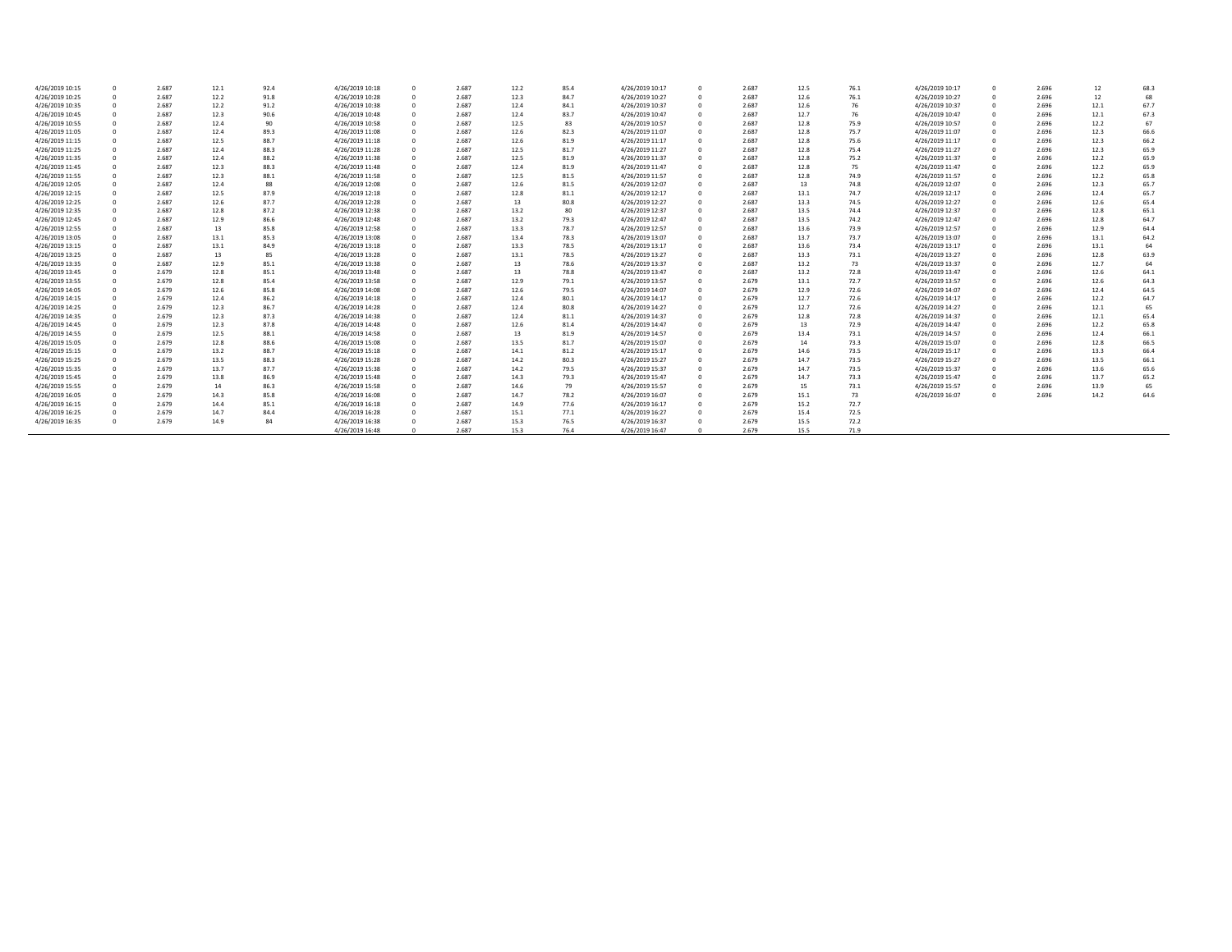| | | | | | | | | | | | | | | | | | | | |
|---|---|---|---|---|---|---|---|---|---|---|---|---|---|---|---|---|---|---|---|
| 4/26/2019 10:15 | 0 | 2.687 | 12.1 | 92.4 | 4/26/2019 10:18 | 0 | 2.687 | 12.2 | 85.4 | 4/26/2019 10:17 | 0 | 2.687 | 12.5 | 76.1 | 4/26/2019 10:17 | 0 | 2.696 | 12 | 68.3 |
| 4/26/2019 10:25 | 0 | 2.687 | 12.2 | 91.8 | 4/26/2019 10:28 | 0 | 2.687 | 12.3 | 84.7 | 4/26/2019 10:27 | 0 | 2.687 | 12.6 | 76.1 | 4/26/2019 10:27 | 0 | 2.696 | 12 | 68 |
| 4/26/2019 10:35 | 0 | 2.687 | 12.2 | 91.2 | 4/26/2019 10:38 | 0 | 2.687 | 12.4 | 84.1 | 4/26/2019 10:37 | 0 | 2.687 | 12.6 | 76 | 4/26/2019 10:37 | 0 | 2.696 | 12.1 | 67.7 |
| 4/26/2019 10:45 | 0 | 2.687 | 12.3 | 90.6 | 4/26/2019 10:48 | 0 | 2.687 | 12.4 | 83.7 | 4/26/2019 10:47 | 0 | 2.687 | 12.7 | 76 | 4/26/2019 10:47 | 0 | 2.696 | 12.1 | 67.3 |
| 4/26/2019 10:55 | 0 | 2.687 | 12.4 | 90 | 4/26/2019 10:58 | 0 | 2.687 | 12.5 | 83 | 4/26/2019 10:57 | 0 | 2.687 | 12.8 | 75.9 | 4/26/2019 10:57 | 0 | 2.696 | 12.2 | 67 |
| 4/26/2019 11:05 | 0 | 2.687 | 12.4 | 89.3 | 4/26/2019 11:08 | 0 | 2.687 | 12.6 | 82.3 | 4/26/2019 11:07 | 0 | 2.687 | 12.8 | 75.7 | 4/26/2019 11:07 | 0 | 2.696 | 12.3 | 66.6 |
| 4/26/2019 11:15 | 0 | 2.687 | 12.5 | 88.7 | 4/26/2019 11:18 | 0 | 2.687 | 12.6 | 81.9 | 4/26/2019 11:17 | 0 | 2.687 | 12.8 | 75.6 | 4/26/2019 11:17 | 0 | 2.696 | 12.3 | 66.2 |
| 4/26/2019 11:25 | 0 | 2.687 | 12.4 | 88.3 | 4/26/2019 11:28 | 0 | 2.687 | 12.5 | 81.7 | 4/26/2019 11:27 | 0 | 2.687 | 12.8 | 75.4 | 4/26/2019 11:27 | 0 | 2.696 | 12.3 | 65.9 |
| 4/26/2019 11:35 | 0 | 2.687 | 12.4 | 88.2 | 4/26/2019 11:38 | 0 | 2.687 | 12.5 | 81.9 | 4/26/2019 11:37 | 0 | 2.687 | 12.8 | 75.2 | 4/26/2019 11:37 | 0 | 2.696 | 12.2 | 65.9 |
| 4/26/2019 11:45 | 0 | 2.687 | 12.3 | 88.3 | 4/26/2019 11:48 | 0 | 2.687 | 12.4 | 81.9 | 4/26/2019 11:47 | 0 | 2.687 | 12.8 | 75 | 4/26/2019 11:47 | 0 | 2.696 | 12.2 | 65.9 |
| 4/26/2019 11:55 | 0 | 2.687 | 12.3 | 88.1 | 4/26/2019 11:58 | 0 | 2.687 | 12.5 | 81.5 | 4/26/2019 11:57 | 0 | 2.687 | 12.8 | 74.9 | 4/26/2019 11:57 | 0 | 2.696 | 12.2 | 65.8 |
| 4/26/2019 12:05 | 0 | 2.687 | 12.4 | 88 | 4/26/2019 12:08 | 0 | 2.687 | 12.6 | 81.5 | 4/26/2019 12:07 | 0 | 2.687 | 13 | 74.8 | 4/26/2019 12:07 | 0 | 2.696 | 12.3 | 65.7 |
| 4/26/2019 12:15 | 0 | 2.687 | 12.5 | 87.9 | 4/26/2019 12:18 | 0 | 2.687 | 12.8 | 81.1 | 4/26/2019 12:17 | 0 | 2.687 | 13.1 | 74.7 | 4/26/2019 12:17 | 0 | 2.696 | 12.4 | 65.7 |
| 4/26/2019 12:25 | 0 | 2.687 | 12.6 | 87.7 | 4/26/2019 12:28 | 0 | 2.687 | 13 | 80.8 | 4/26/2019 12:27 | 0 | 2.687 | 13.3 | 74.5 | 4/26/2019 12:27 | 0 | 2.696 | 12.6 | 65.4 |
| 4/26/2019 12:35 | 0 | 2.687 | 12.8 | 87.2 | 4/26/2019 12:38 | 0 | 2.687 | 13.2 | 80 | 4/26/2019 12:37 | 0 | 2.687 | 13.5 | 74.4 | 4/26/2019 12:37 | 0 | 2.696 | 12.8 | 65.1 |
| 4/26/2019 12:45 | 0 | 2.687 | 12.9 | 86.6 | 4/26/2019 12:48 | 0 | 2.687 | 13.2 | 79.3 | 4/26/2019 12:47 | 0 | 2.687 | 13.5 | 74.2 | 4/26/2019 12:47 | 0 | 2.696 | 12.8 | 64.7 |
| 4/26/2019 12:55 | 0 | 2.687 | 13 | 85.8 | 4/26/2019 12:58 | 0 | 2.687 | 13.3 | 78.7 | 4/26/2019 12:57 | 0 | 2.687 | 13.6 | 73.9 | 4/26/2019 12:57 | 0 | 2.696 | 12.9 | 64.4 |
| 4/26/2019 13:05 | 0 | 2.687 | 13.1 | 85.3 | 4/26/2019 13:08 | 0 | 2.687 | 13.4 | 78.3 | 4/26/2019 13:07 | 0 | 2.687 | 13.7 | 73.7 | 4/26/2019 13:07 | 0 | 2.696 | 13.1 | 64.2 |
| 4/26/2019 13:15 | 0 | 2.687 | 13.1 | 84.9 | 4/26/2019 13:18 | 0 | 2.687 | 13.3 | 78.5 | 4/26/2019 13:17 | 0 | 2.687 | 13.6 | 73.4 | 4/26/2019 13:17 | 0 | 2.696 | 13.1 | 64 |
| 4/26/2019 13:25 | 0 | 2.687 | 13 | 85 | 4/26/2019 13:28 | 0 | 2.687 | 13.1 | 78.5 | 4/26/2019 13:27 | 0 | 2.687 | 13.3 | 73.1 | 4/26/2019 13:27 | 0 | 2.696 | 12.8 | 63.9 |
| 4/26/2019 13:35 | 0 | 2.687 | 12.9 | 85.1 | 4/26/2019 13:38 | 0 | 2.687 | 13 | 78.6 | 4/26/2019 13:37 | 0 | 2.687 | 13.2 | 73 | 4/26/2019 13:37 | 0 | 2.696 | 12.7 | 64 |
| 4/26/2019 13:45 | 0 | 2.679 | 12.8 | 85.1 | 4/26/2019 13:48 | 0 | 2.687 | 13 | 78.8 | 4/26/2019 13:47 | 0 | 2.687 | 13.2 | 72.8 | 4/26/2019 13:47 | 0 | 2.696 | 12.6 | 64.1 |
| 4/26/2019 13:55 | 0 | 2.679 | 12.8 | 85.4 | 4/26/2019 13:58 | 0 | 2.687 | 12.9 | 79.1 | 4/26/2019 13:57 | 0 | 2.679 | 13.1 | 72.7 | 4/26/2019 13:57 | 0 | 2.696 | 12.6 | 64.3 |
| 4/26/2019 14:05 | 0 | 2.679 | 12.6 | 85.8 | 4/26/2019 14:08 | 0 | 2.687 | 12.6 | 79.5 | 4/26/2019 14:07 | 0 | 2.679 | 12.9 | 72.6 | 4/26/2019 14:07 | 0 | 2.696 | 12.4 | 64.5 |
| 4/26/2019 14:15 | 0 | 2.679 | 12.4 | 86.2 | 4/26/2019 14:18 | 0 | 2.687 | 12.4 | 80.1 | 4/26/2019 14:17 | 0 | 2.679 | 12.7 | 72.6 | 4/26/2019 14:17 | 0 | 2.696 | 12.2 | 64.7 |
| 4/26/2019 14:25 | 0 | 2.679 | 12.3 | 86.7 | 4/26/2019 14:28 | 0 | 2.687 | 12.4 | 80.8 | 4/26/2019 14:27 | 0 | 2.679 | 12.7 | 72.6 | 4/26/2019 14:27 | 0 | 2.696 | 12.1 | 65 |
| 4/26/2019 14:35 | 0 | 2.679 | 12.3 | 87.3 | 4/26/2019 14:38 | 0 | 2.687 | 12.4 | 81.1 | 4/26/2019 14:37 | 0 | 2.679 | 12.8 | 72.8 | 4/26/2019 14:37 | 0 | 2.696 | 12.1 | 65.4 |
| 4/26/2019 14:45 | 0 | 2.679 | 12.3 | 87.8 | 4/26/2019 14:48 | 0 | 2.687 | 12.6 | 81.4 | 4/26/2019 14:47 | 0 | 2.679 | 13 | 72.9 | 4/26/2019 14:47 | 0 | 2.696 | 12.2 | 65.8 |
| 4/26/2019 14:55 | 0 | 2.679 | 12.5 | 88.1 | 4/26/2019 14:58 | 0 | 2.687 | 13 | 81.9 | 4/26/2019 14:57 | 0 | 2.679 | 13.4 | 73.1 | 4/26/2019 14:57 | 0 | 2.696 | 12.4 | 66.1 |
| 4/26/2019 15:05 | 0 | 2.679 | 12.8 | 88.6 | 4/26/2019 15:08 | 0 | 2.687 | 13.5 | 81.7 | 4/26/2019 15:07 | 0 | 2.679 | 14 | 73.3 | 4/26/2019 15:07 | 0 | 2.696 | 12.8 | 66.5 |
| 4/26/2019 15:15 | 0 | 2.679 | 13.2 | 88.7 | 4/26/2019 15:18 | 0 | 2.687 | 14.1 | 81.2 | 4/26/2019 15:17 | 0 | 2.679 | 14.6 | 73.5 | 4/26/2019 15:17 | 0 | 2.696 | 13.3 | 66.4 |
| 4/26/2019 15:25 | 0 | 2.679 | 13.5 | 88.3 | 4/26/2019 15:28 | 0 | 2.687 | 14.2 | 80.3 | 4/26/2019 15:27 | 0 | 2.679 | 14.7 | 73.5 | 4/26/2019 15:27 | 0 | 2.696 | 13.5 | 66.1 |
| 4/26/2019 15:35 | 0 | 2.679 | 13.7 | 87.7 | 4/26/2019 15:38 | 0 | 2.687 | 14.2 | 79.5 | 4/26/2019 15:37 | 0 | 2.679 | 14.7 | 73.5 | 4/26/2019 15:37 | 0 | 2.696 | 13.6 | 65.6 |
| 4/26/2019 15:45 | 0 | 2.679 | 13.8 | 86.9 | 4/26/2019 15:48 | 0 | 2.687 | 14.3 | 79.3 | 4/26/2019 15:47 | 0 | 2.679 | 14.7 | 73.3 | 4/26/2019 15:47 | 0 | 2.696 | 13.7 | 65.2 |
| 4/26/2019 15:55 | 0 | 2.679 | 14 | 86.3 | 4/26/2019 15:58 | 0 | 2.687 | 14.6 | 79 | 4/26/2019 15:57 | 0 | 2.679 | 15 | 73.1 | 4/26/2019 15:57 | 0 | 2.696 | 13.9 | 65 |
| 4/26/2019 16:05 | 0 | 2.679 | 14.3 | 85.8 | 4/26/2019 16:08 | 0 | 2.687 | 14.7 | 78.2 | 4/26/2019 16:07 | 0 | 2.679 | 15.1 | 73 | 4/26/2019 16:07 | 0 | 2.696 | 14.2 | 64.6 |
| 4/26/2019 16:15 | 0 | 2.679 | 14.4 | 85.1 | 4/26/2019 16:18 | 0 | 2.687 | 14.9 | 77.6 | 4/26/2019 16:17 | 0 | 2.679 | 15.2 | 72.7 | | | | | |
| 4/26/2019 16:25 | 0 | 2.679 | 14.7 | 84.4 | 4/26/2019 16:28 | 0 | 2.687 | 15.1 | 77.1 | 4/26/2019 16:27 | 0 | 2.679 | 15.4 | 72.5 | | | | | |
| 4/26/2019 16:35 | 0 | 2.679 | 14.9 | 84 | 4/26/2019 16:38 | 0 | 2.687 | 15.3 | 76.5 | 4/26/2019 16:37 | 0 | 2.679 | 15.5 | 72.2 | | | | | |
| | | | | | 4/26/2019 16:48 | 0 | 2.687 | 15.3 | 76.4 | 4/26/2019 16:47 | 0 | 2.679 | 15.5 | 71.9 | | | | | |